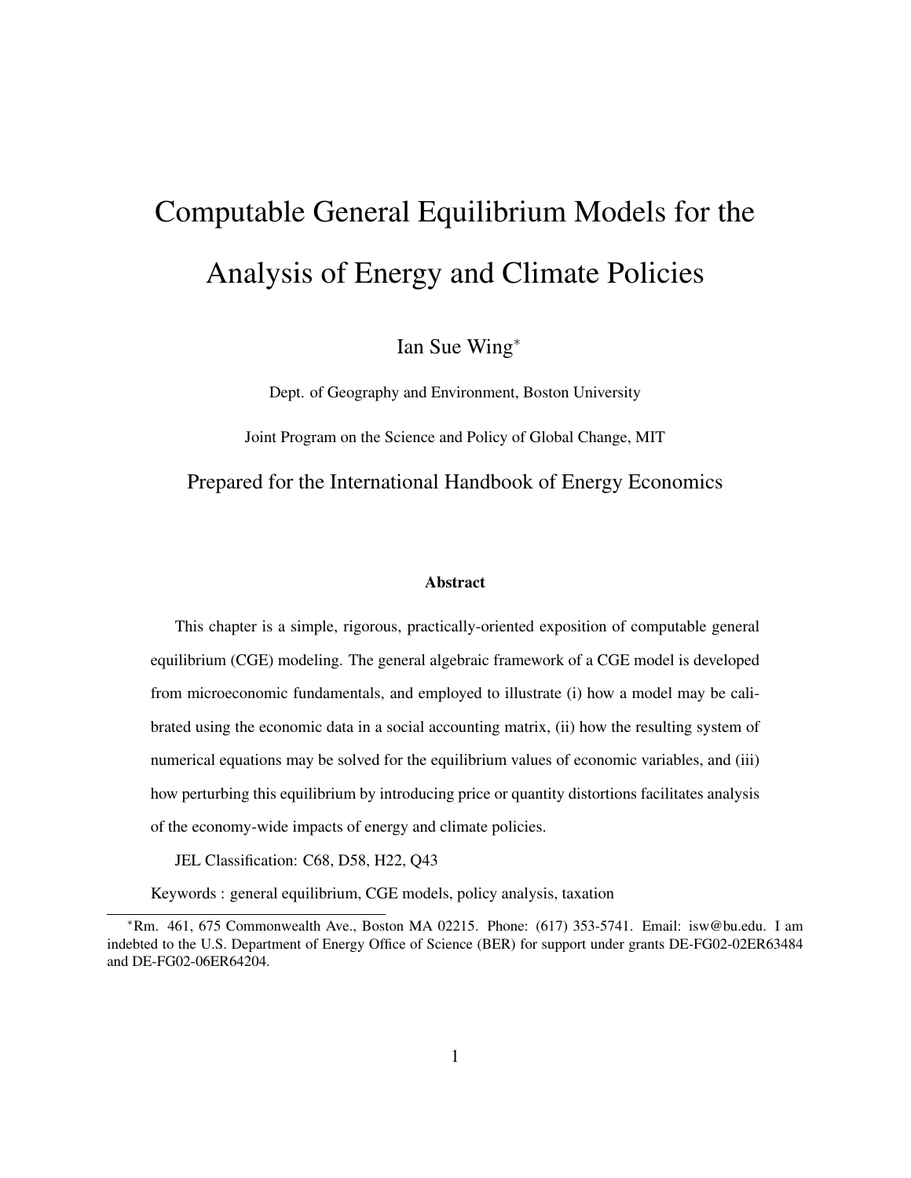# Computable General Equilibrium Models for the Analysis of Energy and Climate Policies

Ian Sue Wing*

Dept. of Geography and Environment, Boston University

Joint Program on the Science and Policy of Global Change, MIT

Prepared for the International Handbook of Energy Economics

### Abstract

This chapter is a simple, rigorous, practically-oriented exposition of computable general equilibrium (CGE) modeling. The general algebraic framework of a CGE model is developed from microeconomic fundamentals, and employed to illustrate (i) how a model may be calibrated using the economic data in a social accounting matrix, (ii) how the resulting system of numerical equations may be solved for the equilibrium values of economic variables, and (iii) how perturbing this equilibrium by introducing price or quantity distortions facilitates analysis of the economy-wide impacts of energy and climate policies.

JEL Classification: C68, D58, H22, Q43

Keywords : general equilibrium, CGE models, policy analysis, taxation

---

*Rm. 461, 675 Commonwealth Ave., Boston MA 02215. Phone: (617) 353-5741. Email: isw@bu.edu. I am indebted to the U.S. Department of Energy Office of Science (BER) for support under grants DE-FG02-02ER63484 and DE-FG02-06ER64204.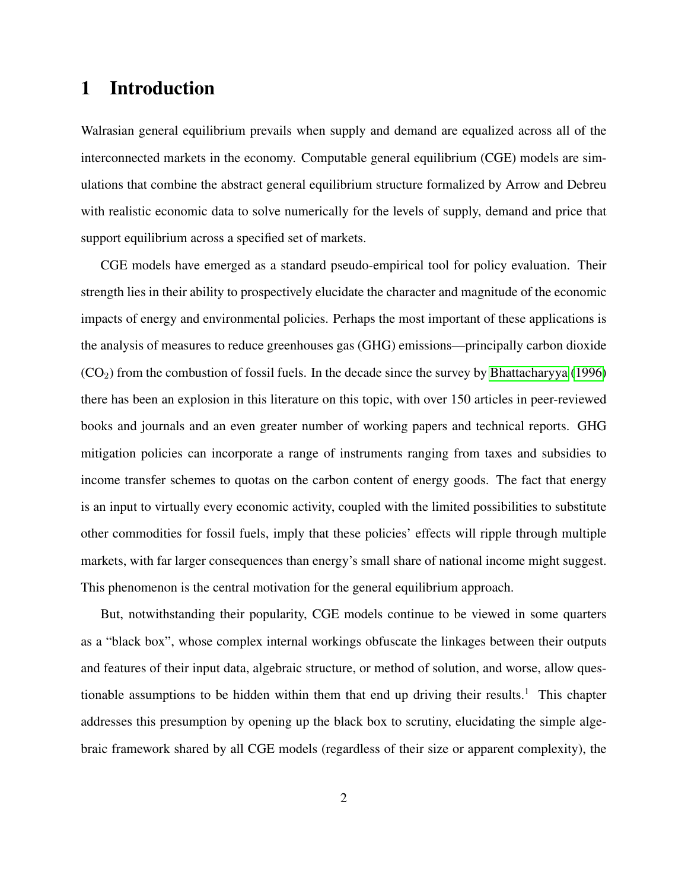# 1 Introduction

Walrasian general equilibrium prevails when supply and demand are equalized across all of the interconnected markets in the economy. Computable general equilibrium (CGE) models are simulations that combine the abstract general equilibrium structure formalized by Arrow and Debreu with realistic economic data to solve numerically for the levels of supply, demand and price that support equilibrium across a specified set of markets.

CGE models have emerged as a standard pseudo-empirical tool for policy evaluation. Their strength lies in their ability to prospectively elucidate the character and magnitude of the economic impacts of energy and environmental policies. Perhaps the most important of these applications is the analysis of measures to reduce greenhouses gas (GHG) emissions—principally carbon dioxide ($CO_2$) from the combustion of fossil fuels. In the decade since the survey by Bhattacharyya (1996) there has been an explosion in this literature on this topic, with over 150 articles in peer-reviewed books and journals and an even greater number of working papers and technical reports. GHG mitigation policies can incorporate a range of instruments ranging from taxes and subsidies to income transfer schemes to quotas on the carbon content of energy goods. The fact that energy is an input to virtually every economic activity, coupled with the limited possibilities to substitute other commodities for fossil fuels, imply that these policies' effects will ripple through multiple markets, with far larger consequences than energy's small share of national income might suggest. This phenomenon is the central motivation for the general equilibrium approach.

But, notwithstanding their popularity, CGE models continue to be viewed in some quarters as a "black box", whose complex internal workings obfuscate the linkages between their outputs and features of their input data, algebraic structure, or method of solution, and worse, allow questionable assumptions to be hidden within them that end up driving their results.[1] This chapter addresses this presumption by opening up the black box to scrutiny, elucidating the simple algebraic framework shared by all CGE models (regardless of their size or apparent complexity), the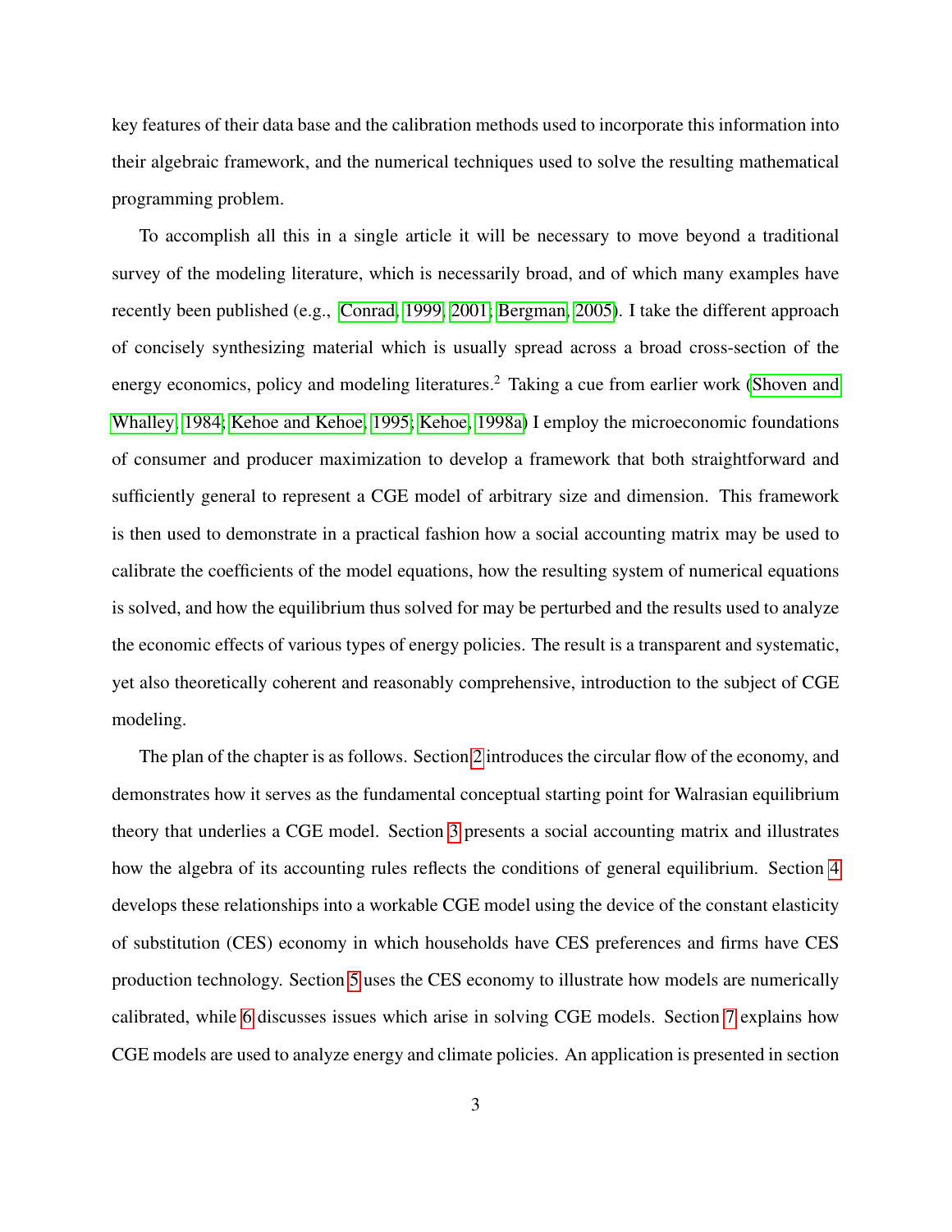key features of their data base and the calibration methods used to incorporate this information into their algebraic framework, and the numerical techniques used to solve the resulting mathematical programming problem.

To accomplish all this in a single article it will be necessary to move beyond a traditional survey of the modeling literature, which is necessarily broad, and of which many examples have recently been published (e.g., Conrad, 1999, 2001; Bergman, 2005). I take the different approach of concisely synthesizing material which is usually spread across a broad cross-section of the energy economics, policy and modeling literatures.[2] Taking a cue from earlier work (Shoven and Whalley, 1984; Kehoe and Kehoe, 1995; Kehoe, 1998a) I employ the microeconomic foundations of consumer and producer maximization to develop a framework that both straightforward and sufficiently general to represent a CGE model of arbitrary size and dimension. This framework is then used to demonstrate in a practical fashion how a social accounting matrix may be used to calibrate the coefficients of the model equations, how the resulting system of numerical equations is solved, and how the equilibrium thus solved for may be perturbed and the results used to analyze the economic effects of various types of energy policies. The result is a transparent and systematic, yet also theoretically coherent and reasonably comprehensive, introduction to the subject of CGE modeling.

The plan of the chapter is as follows. Section 2 introduces the circular flow of the economy, and demonstrates how it serves as the fundamental conceptual starting point for Walrasian equilibrium theory that underlies a CGE model. Section 3 presents a social accounting matrix and illustrates how the algebra of its accounting rules reflects the conditions of general equilibrium. Section 4 develops these relationships into a workable CGE model using the device of the constant elasticity of substitution (CES) economy in which households have CES preferences and firms have CES production technology. Section 5 uses the CES economy to illustrate how models are numerically calibrated, while 6 discusses issues which arise in solving CGE models. Section 7 explains how CGE models are used to analyze energy and climate policies. An application is presented in section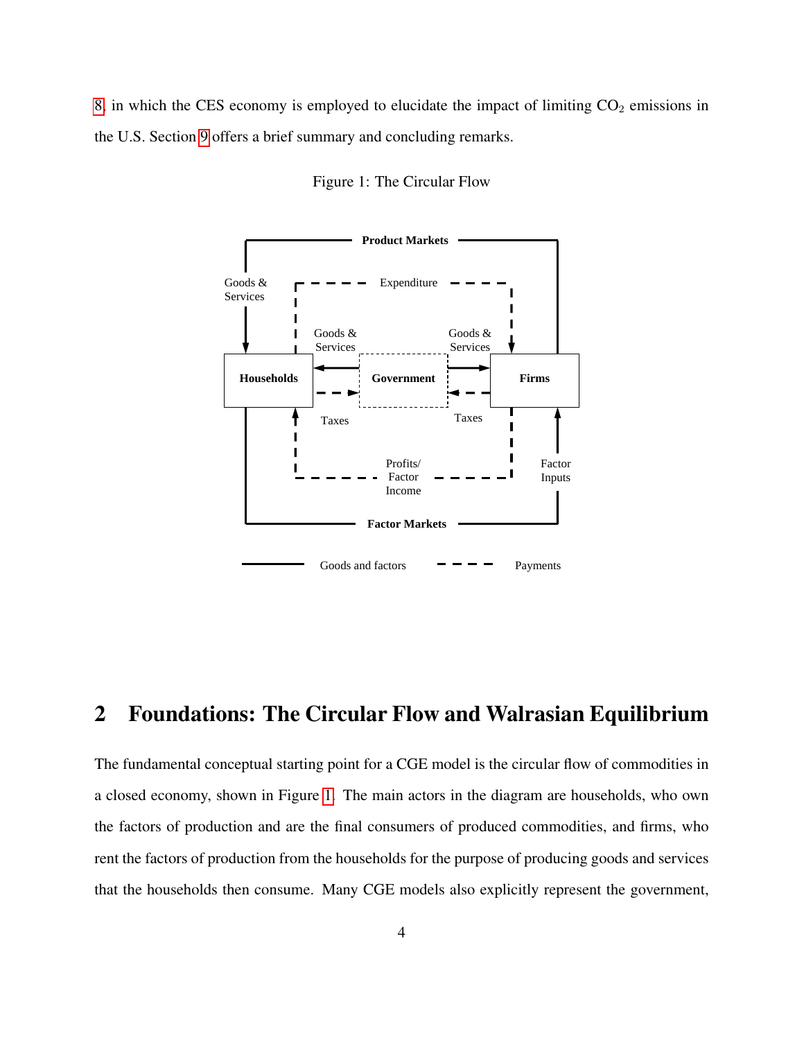8, in which the CES economy is employed to elucidate the impact of limiting $CO_2$ emissions in the U.S. Section 9 offers a brief summary and concluding remarks.

Figure 1: The Circular Flow

## 2 Foundations: The Circular Flow and Walrasian Equilibrium

The fundamental conceptual starting point for a CGE model is the circular flow of commodities in a closed economy, shown in Figure 1. The main actors in the diagram are households, who own the factors of production and are the final consumers of produced commodities, and firms, who rent the factors of production from the households for the purpose of producing goods and services that the households then consume. Many CGE models also explicitly represent the government,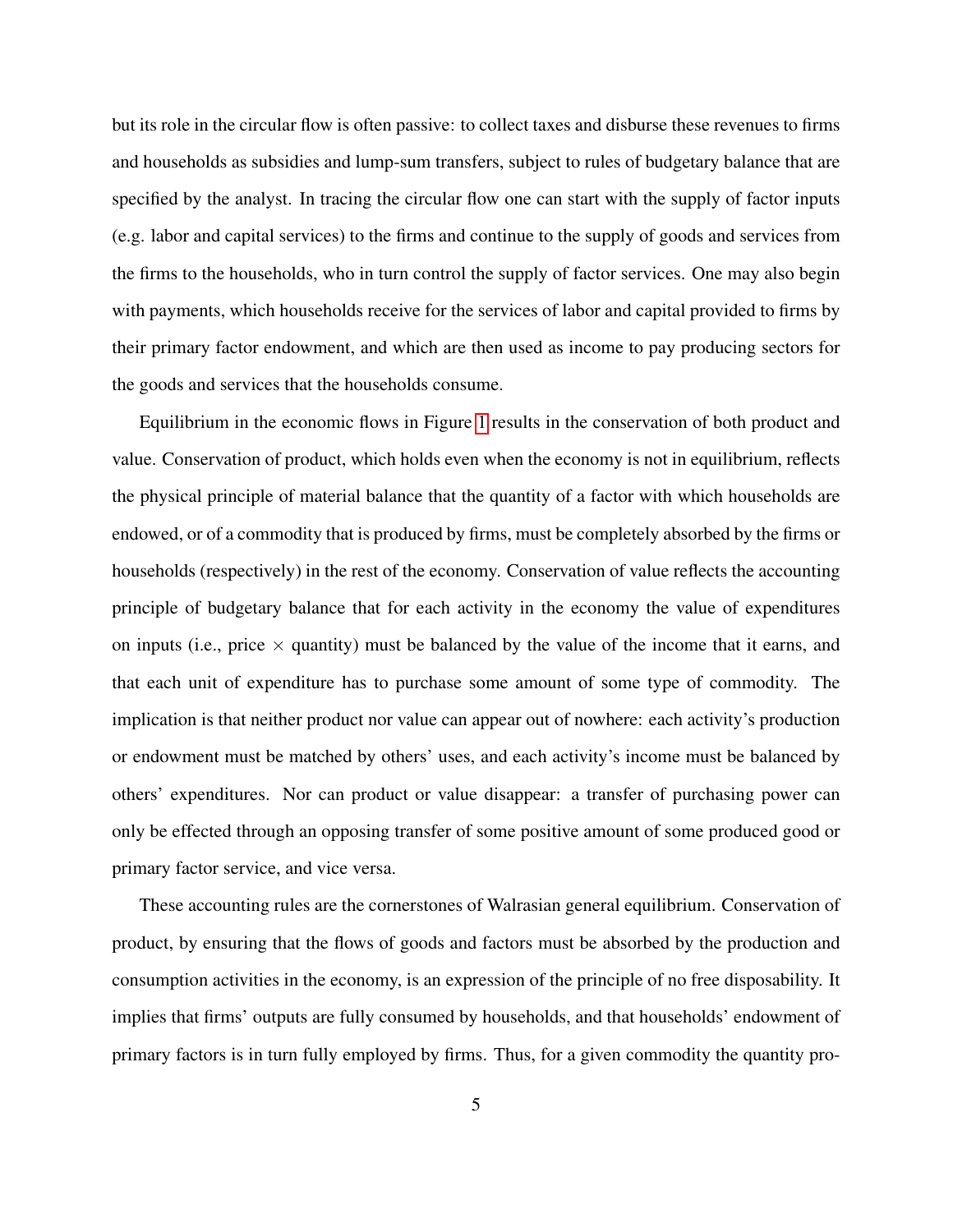but its role in the circular flow is often passive: to collect taxes and disburse these revenues to firms and households as subsidies and lump-sum transfers, subject to rules of budgetary balance that are specified by the analyst. In tracing the circular flow one can start with the supply of factor inputs (e.g. labor and capital services) to the firms and continue to the supply of goods and services from the firms to the households, who in turn control the supply of factor services. One may also begin with payments, which households receive for the services of labor and capital provided to firms by their primary factor endowment, and which are then used as income to pay producing sectors for the goods and services that the households consume.

Equilibrium in the economic flows in Figure 1 results in the conservation of both product and value. Conservation of product, which holds even when the economy is not in equilibrium, reflects the physical principle of material balance that the quantity of a factor with which households are endowed, or of a commodity that is produced by firms, must be completely absorbed by the firms or households (respectively) in the rest of the economy. Conservation of value reflects the accounting principle of budgetary balance that for each activity in the economy the value of expenditures on inputs (i.e., price $\times$ quantity) must be balanced by the value of the income that it earns, and that each unit of expenditure has to purchase some amount of some type of commodity. The implication is that neither product nor value can appear out of nowhere: each activity's production or endowment must be matched by others' uses, and each activity's income must be balanced by others' expenditures. Nor can product or value disappear: a transfer of purchasing power can only be effected through an opposing transfer of some positive amount of some produced good or primary factor service, and vice versa.

These accounting rules are the cornerstones of Walrasian general equilibrium. Conservation of product, by ensuring that the flows of goods and factors must be absorbed by the production and consumption activities in the economy, is an expression of the principle of no free disposability. It implies that firms' outputs are fully consumed by households, and that households' endowment of primary factors is in turn fully employed by firms. Thus, for a given commodity the quantity pro-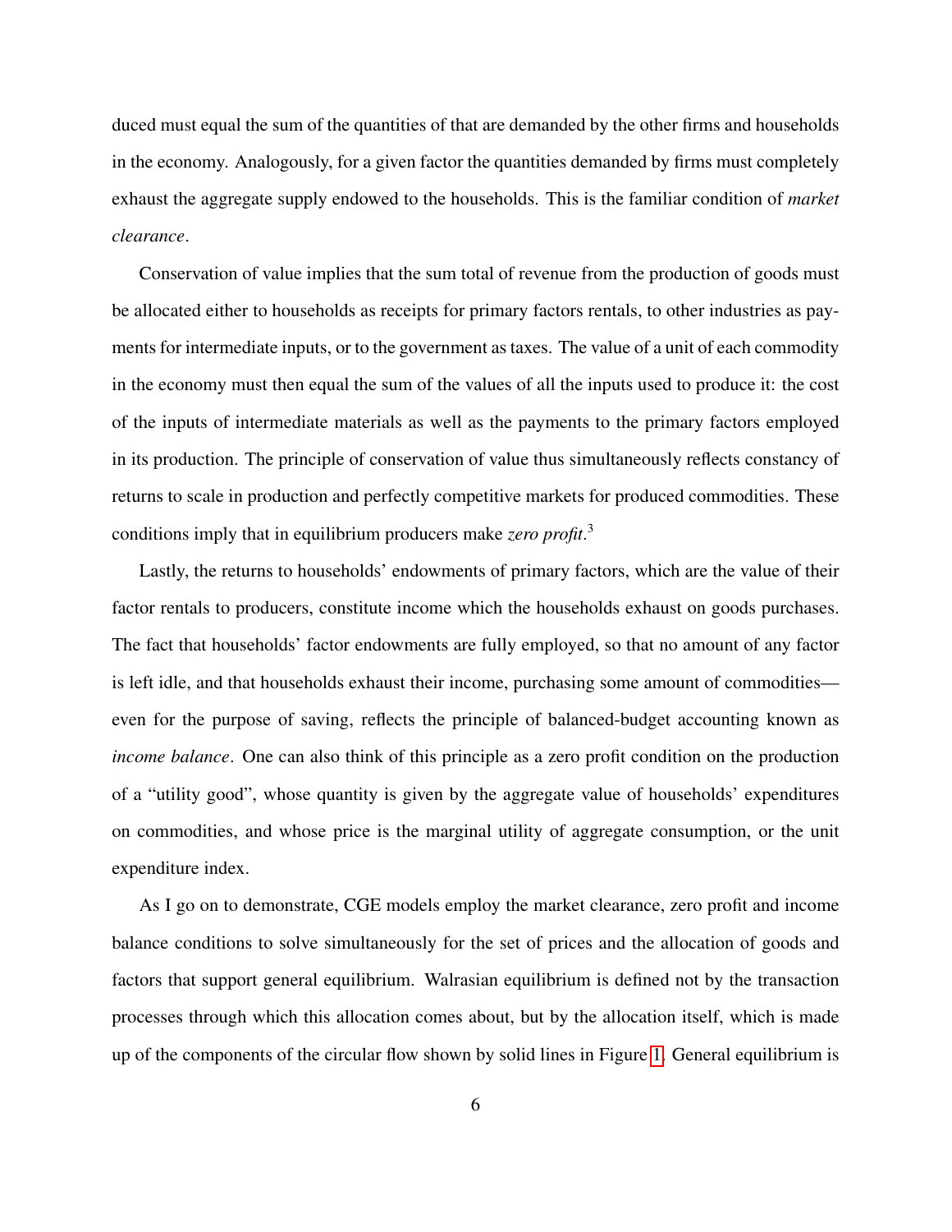duced must equal the sum of the quantities of that are demanded by the other firms and households in the economy. Analogously, for a given factor the quantities demanded by firms must completely exhaust the aggregate supply endowed to the households. This is the familiar condition of *market clearance*.

Conservation of value implies that the sum total of revenue from the production of goods must be allocated either to households as receipts for primary factors rentals, to other industries as payments for intermediate inputs, or to the government as taxes. The value of a unit of each commodity in the economy must then equal the sum of the values of all the inputs used to produce it: the cost of the inputs of intermediate materials as well as the payments to the primary factors employed in its production. The principle of conservation of value thus simultaneously reflects constancy of returns to scale in production and perfectly competitive markets for produced commodities. These conditions imply that in equilibrium producers make *zero profit*.[3]

Lastly, the returns to households' endowments of primary factors, which are the value of their factor rentals to producers, constitute income which the households exhaust on goods purchases. The fact that households' factor endowments are fully employed, so that no amount of any factor is left idle, and that households exhaust their income, purchasing some amount of commodities—even for the purpose of saving, reflects the principle of balanced-budget accounting known as *income balance*. One can also think of this principle as a zero profit condition on the production of a "utility good", whose quantity is given by the aggregate value of households' expenditures on commodities, and whose price is the marginal utility of aggregate consumption, or the unit expenditure index.

As I go on to demonstrate, CGE models employ the market clearance, zero profit and income balance conditions to solve simultaneously for the set of prices and the allocation of goods and factors that support general equilibrium. Walrasian equilibrium is defined not by the transaction processes through which this allocation comes about, but by the allocation itself, which is made up of the components of the circular flow shown by solid lines in Figure 1. General equilibrium is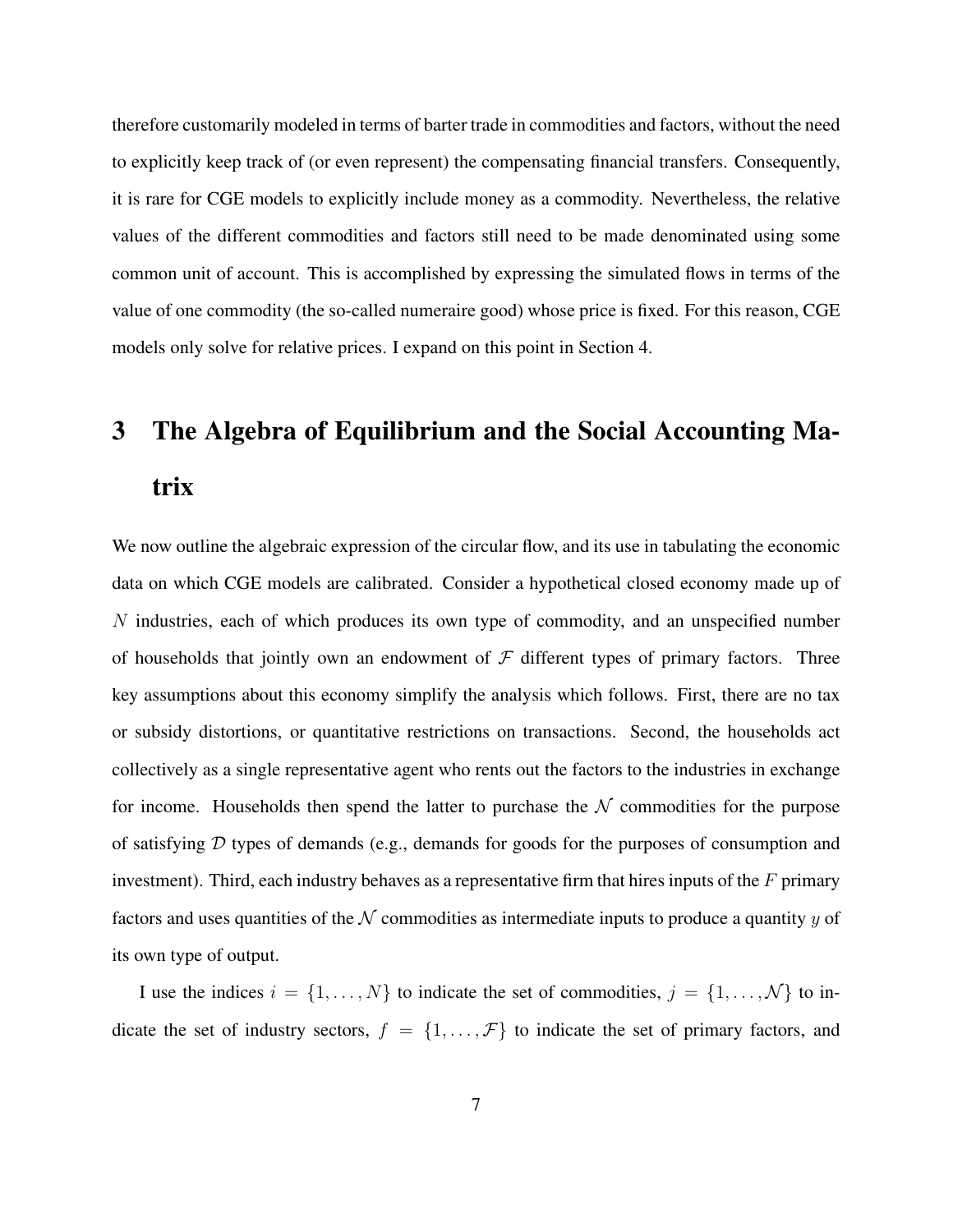therefore customarily modeled in terms of barter trade in commodities and factors, without the need to explicitly keep track of (or even represent) the compensating financial transfers. Consequently, it is rare for CGE models to explicitly include money as a commodity. Nevertheless, the relative values of the different commodities and factors still need to be made denominated using some common unit of account. This is accomplished by expressing the simulated flows in terms of the value of one commodity (the so-called numeraire good) whose price is fixed. For this reason, CGE models only solve for relative prices. I expand on this point in Section 4.

# 3 The Algebra of Equilibrium and the Social Accounting Matrix

We now outline the algebraic expression of the circular flow, and its use in tabulating the economic data on which CGE models are calibrated. Consider a hypothetical closed economy made up of $N$ industries, each of which produces its own type of commodity, and an unspecified number of households that jointly own an endowment of $\mathcal{F}$ different types of primary factors. Three key assumptions about this economy simplify the analysis which follows. First, there are no tax or subsidy distortions, or quantitative restrictions on transactions. Second, the households act collectively as a single representative agent who rents out the factors to the industries in exchange for income. Households then spend the latter to purchase the $\mathcal{N}$ commodities for the purpose of satisfying $\mathcal{D}$ types of demands (e.g., demands for goods for the purposes of consumption and investment). Third, each industry behaves as a representative firm that hires inputs of the $F$ primary factors and uses quantities of the $\mathcal{N}$ commodities as intermediate inputs to produce a quantity $y$ of its own type of output.

I use the indices $i = \{1, \dots, N\}$ to indicate the set of commodities, $j = \{1, \dots, \mathcal{N}\}$ to indicate the set of industry sectors, $f = \{1, \dots, \mathcal{F}\}$ to indicate the set of primary factors, and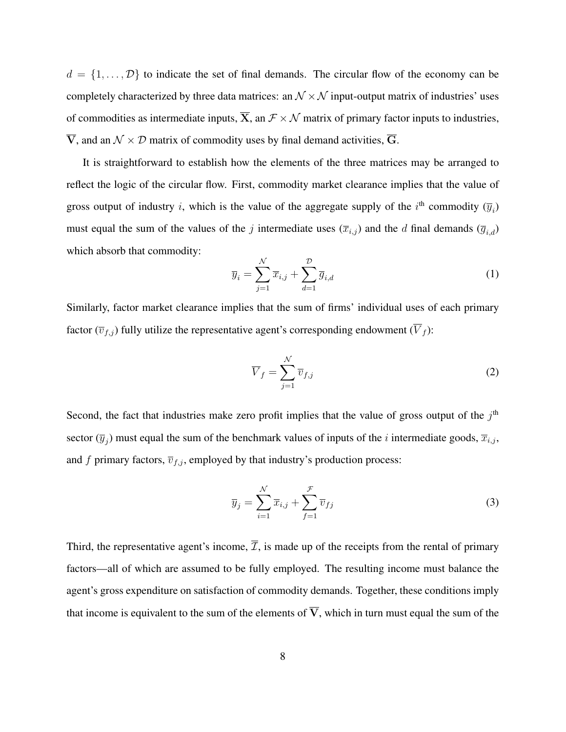$d = \{1, \ldots, \mathcal{D}\}$ to indicate the set of final demands. The circular flow of the economy can be completely characterized by three data matrices: an $\mathcal{N} \times \mathcal{N}$ input-output matrix of industries' uses of commodities as intermediate inputs, $\overline{\mathbf{X}}$, an $\mathcal{F} \times \mathcal{N}$ matrix of primary factor inputs to industries, $\overline{\mathbf{V}}$, and an $\mathcal{N} \times \mathcal{D}$ matrix of commodity uses by final demand activities, $\overline{\mathbf{G}}$.

It is straightforward to establish how the elements of the three matrices may be arranged to reflect the logic of the circular flow. First, commodity market clearance implies that the value of gross output of industry $i$, which is the value of the aggregate supply of the $i^{\text{th}}$ commodity ($\overline{y}_i$) must equal the sum of the values of the $j$ intermediate uses ($\overline{x}_{i,j}$) and the $d$ final demands ($\overline{g}_{i,d}$) which absorb that commodity:

$$\overline{y}_i = \sum_{j=1}^{\mathcal{N}} \overline{x}_{i,j} + \sum_{d=1}^{\mathcal{D}} \overline{g}_{i,d} \tag{1}$$

Similarly, factor market clearance implies that the sum of firms' individual uses of each primary factor ($\overline{v}_{f,j}$) fully utilize the representative agent's corresponding endowment ($\overline{V}_f$):

$$\overline{V}_f = \sum_{j=1}^{\mathcal{N}} \overline{v}_{f,j} \tag{2}$$

Second, the fact that industries make zero profit implies that the value of gross output of the $j^{\text{th}}$ sector ($\overline{y}_j$) must equal the sum of the benchmark values of inputs of the $i$ intermediate goods, $\overline{x}_{i,j}$, and $f$ primary factors, $\overline{v}_{f,j}$, employed by that industry's production process:

$$\overline{y}_j = \sum_{i=1}^{\mathcal{N}} \overline{x}_{i,j} + \sum_{f=1}^{\mathcal{F}} \overline{v}_{fj} \tag{3}$$

Third, the representative agent's income, $\overline{\mathcal{I}}$, is made up of the receipts from the rental of primary factors—all of which are assumed to be fully employed. The resulting income must balance the agent's gross expenditure on satisfaction of commodity demands. Together, these conditions imply that income is equivalent to the sum of the elements of $\overline{\mathbf{V}}$, which in turn must equal the sum of the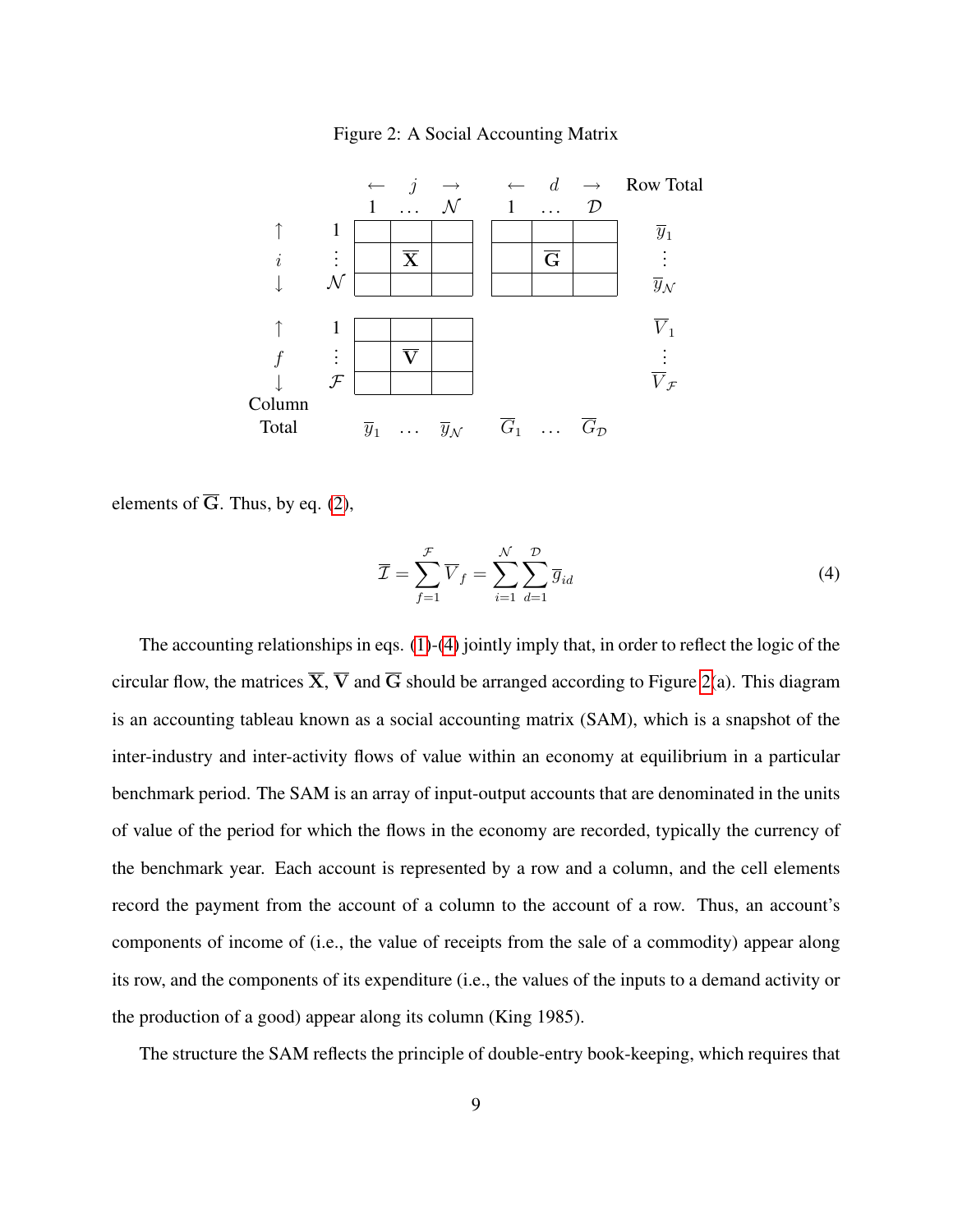Figure 2: A Social Accounting Matrix

| | | $\leftarrow$ $j$ $\rightarrow$ <br> $1 \; \ldots \; \mathcal{N}$ | $\leftarrow$ $d$ $\rightarrow$ <br> $1 \; \ldots \; \mathcal{D}$ | Row Total |
|---|---|---|---|---|
| $\uparrow$ $i$ $\downarrow$ | $1 \; \vdots \; \mathcal{N}$ | $\overline{\mathbf{X}}$ | $\overline{\mathbf{G}}$ | $\overline{y}_1 \; \vdots \; \overline{y}_{\mathcal{N}}$ |
| $\uparrow$ $f$ $\downarrow$ | $1 \; \vdots \; \mathcal{F}$ | $\overline{\mathbf{V}}$ | | $\overline{V}_1 \; \vdots \; \overline{V}_{\mathcal{F}}$ |
| Column Total | | $\overline{y}_1 \; \ldots \; \overline{y}_{\mathcal{N}}$ | $\overline{G}_1 \; \ldots \; \overline{G}_{\mathcal{D}}$ | |

elements of $\overline{\mathbf{G}}$. Thus, by eq. (2),

$$\overline{\mathcal{I}} = \sum_{f=1}^{\mathcal{F}} \overline{V}_f = \sum_{i=1}^{\mathcal{N}} \sum_{d=1}^{\mathcal{D}} \overline{g}_{id} \tag{4}$$

The accounting relationships in eqs. (1)-(4) jointly imply that, in order to reflect the logic of the circular flow, the matrices $\overline{\mathbf{X}}$, $\overline{\mathbf{V}}$ and $\overline{\mathbf{G}}$ should be arranged according to Figure 2(a). This diagram is an accounting tableau known as a social accounting matrix (SAM), which is a snapshot of the inter-industry and inter-activity flows of value within an economy at equilibrium in a particular benchmark period. The SAM is an array of input-output accounts that are denominated in the units of value of the period for which the flows in the economy are recorded, typically the currency of the benchmark year. Each account is represented by a row and a column, and the cell elements record the payment from the account of a column to the account of a row. Thus, an account's components of income of (i.e., the value of receipts from the sale of a commodity) appear along its row, and the components of its expenditure (i.e., the values of the inputs to a demand activity or the production of a good) appear along its column (King 1985).

The structure the SAM reflects the principle of double-entry book-keeping, which requires that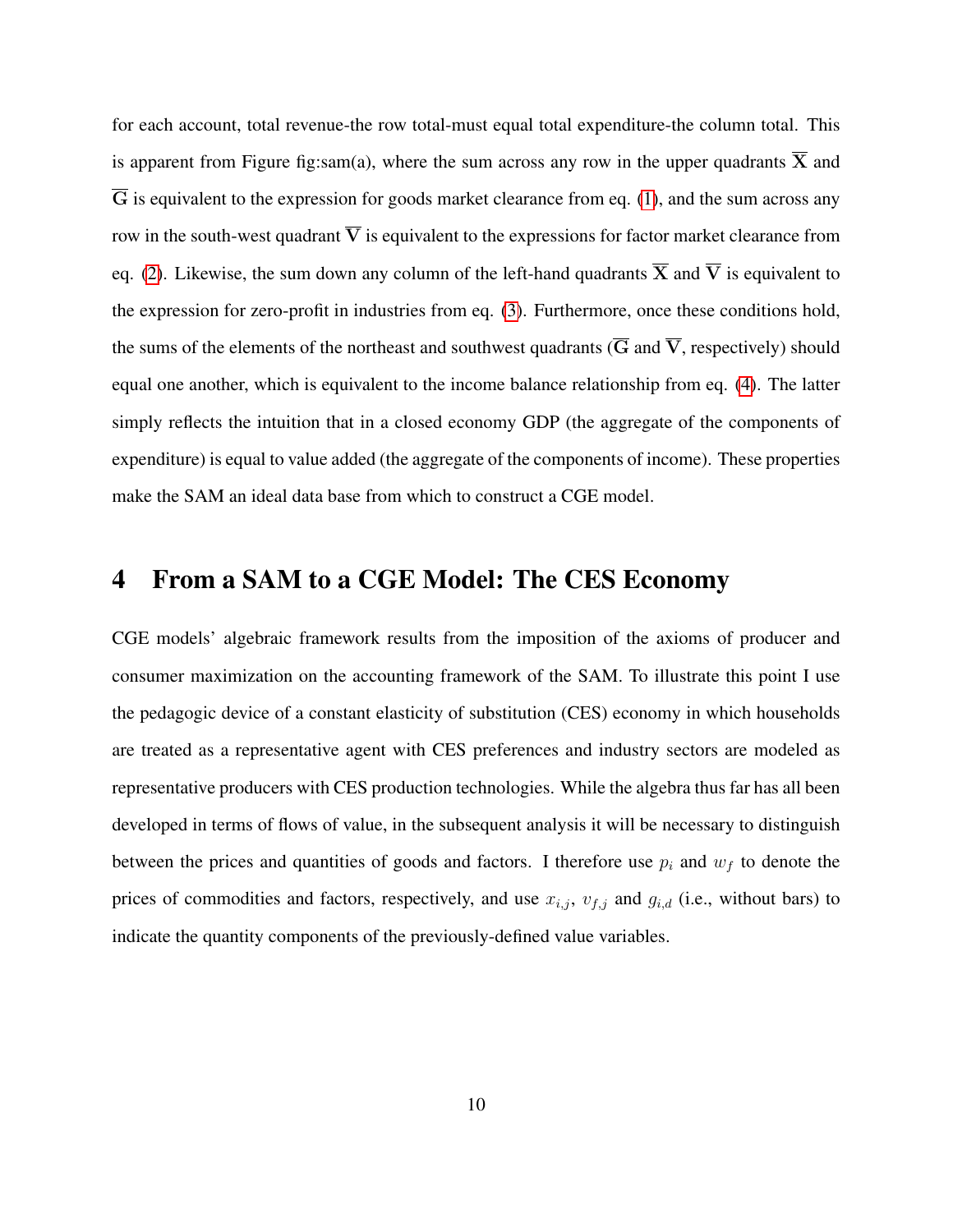for each account, total revenue-the row total-must equal total expenditure-the column total. This is apparent from Figure fig:sam(a), where the sum across any row in the upper quadrants $\overline{\mathbf{X}}$ and $\overline{\mathbf{G}}$ is equivalent to the expression for goods market clearance from eq. (1), and the sum across any row in the south-west quadrant $\overline{\mathbf{V}}$ is equivalent to the expressions for factor market clearance from eq. (2). Likewise, the sum down any column of the left-hand quadrants $\overline{\mathbf{X}}$ and $\overline{\mathbf{V}}$ is equivalent to the expression for zero-profit in industries from eq. (3). Furthermore, once these conditions hold, the sums of the elements of the northeast and southwest quadrants ($\overline{\mathbf{G}}$ and $\overline{\mathbf{V}}$, respectively) should equal one another, which is equivalent to the income balance relationship from eq. (4). The latter simply reflects the intuition that in a closed economy GDP (the aggregate of the components of expenditure) is equal to value added (the aggregate of the components of income). These properties make the SAM an ideal data base from which to construct a CGE model.

# 4 From a SAM to a CGE Model: The CES Economy

CGE models' algebraic framework results from the imposition of the axioms of producer and consumer maximization on the accounting framework of the SAM. To illustrate this point I use the pedagogic device of a constant elasticity of substitution (CES) economy in which households are treated as a representative agent with CES preferences and industry sectors are modeled as representative producers with CES production technologies. While the algebra thus far has all been developed in terms of flows of value, in the subsequent analysis it will be necessary to distinguish between the prices and quantities of goods and factors. I therefore use $p_i$ and $w_f$ to denote the prices of commodities and factors, respectively, and use $x_{i,j}$, $v_{f,j}$ and $g_{i,d}$ (i.e., without bars) to indicate the quantity components of the previously-defined value variables.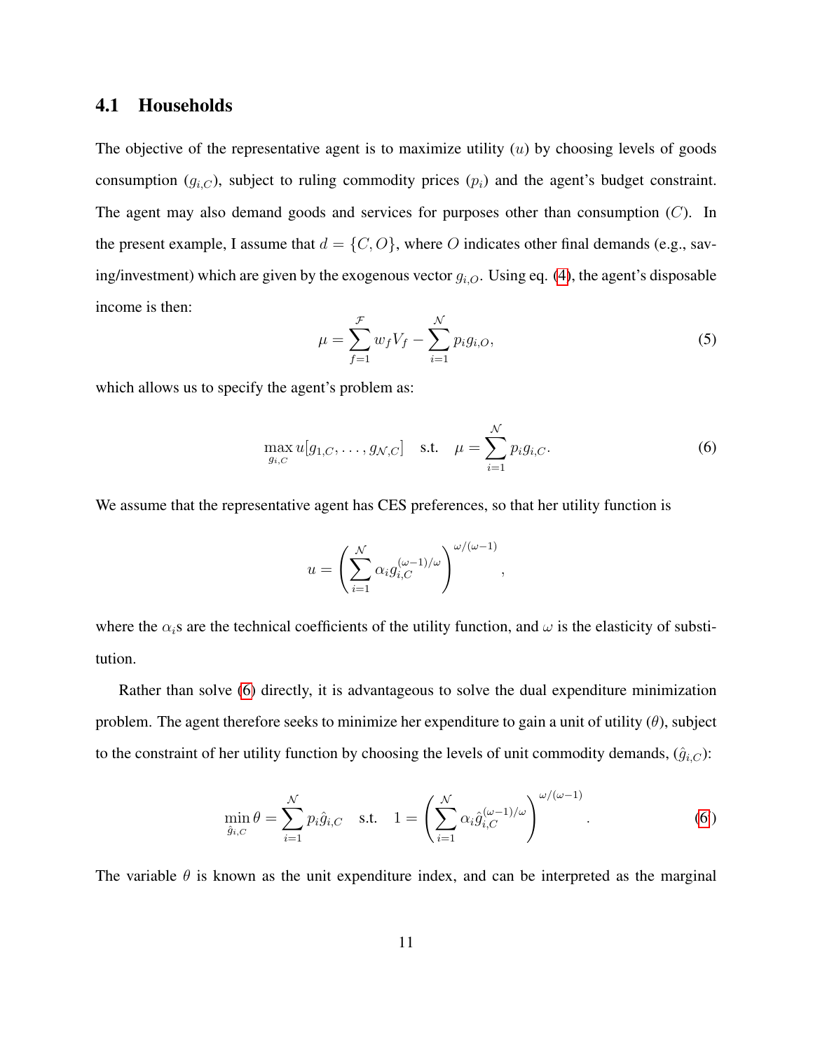## 4.1 Households

The objective of the representative agent is to maximize utility ($u$) by choosing levels of goods consumption ($g_{i,C}$), subject to ruling commodity prices ($p_i$) and the agent's budget constraint. The agent may also demand goods and services for purposes other than consumption ($C$). In the present example, I assume that $d = \{C, O\}$, where $O$ indicates other final demands (e.g., saving/investment) which are given by the exogenous vector $g_{i,O}$. Using eq. (4), the agent's disposable income is then:

$$\mu = \sum_{f=1}^{\mathcal{F}} w_f V_f - \sum_{i=1}^{\mathcal{N}} p_i g_{i,O}, \tag{5}$$

which allows us to specify the agent's problem as:

$$\max_{g_{i,C}} u[g_{1,C}, \ldots, g_{\mathcal{N},C}] \quad \text{s.t.} \quad \mu = \sum_{i=1}^{\mathcal{N}} p_i g_{i,C}. \tag{6}$$

We assume that the representative agent has CES preferences, so that her utility function is

$$u = \left( \sum_{i=1}^{\mathcal{N}} \alpha_i g_{i,C}^{(\omega-1)/\omega} \right)^{\omega/(\omega-1)},$$

where the $\alpha_i$s are the technical coefficients of the utility function, and $\omega$ is the elasticity of substitution.

Rather than solve (6) directly, it is advantageous to solve the dual expenditure minimization problem. The agent therefore seeks to minimize her expenditure to gain a unit of utility ($\theta$), subject to the constraint of her utility function by choosing the levels of unit commodity demands, ($\hat{g}_{i,C}$):

$$\min_{\hat{g}_{i,C}} \theta = \sum_{i=1}^{\mathcal{N}} p_i \hat{g}_{i,C} \quad \text{s.t.} \quad 1 = \left( \sum_{i=1}^{\mathcal{N}} \alpha_i \hat{g}_{i,C}^{(\omega-1)/\omega} \right)^{\omega/(\omega-1)}. \tag{6}$$

The variable $\theta$ is known as the unit expenditure index, and can be interpreted as the marginal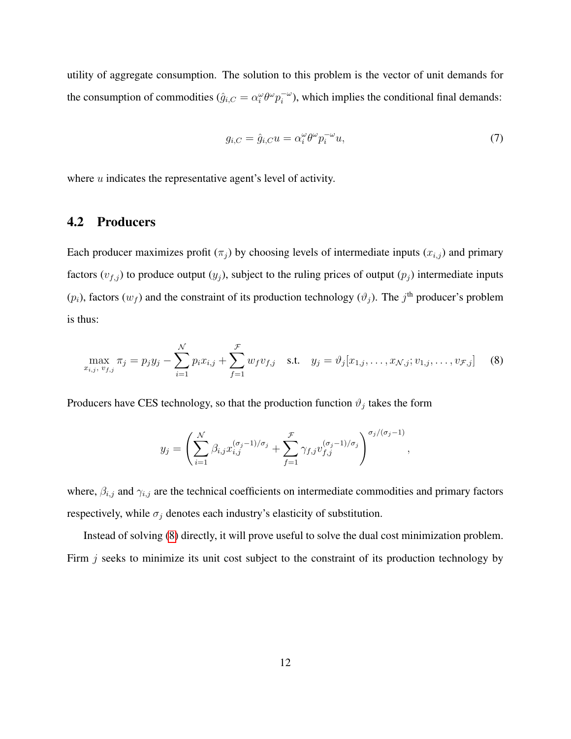utility of aggregate consumption. The solution to this problem is the vector of unit demands for the consumption of commodities ($\hat{g}_{i,C} = \alpha_i^{\omega}\theta^{\omega}p_i^{-\omega}$), which implies the conditional final demands:

$$g_{i,C} = \hat{g}_{i,C}u = \alpha_i^{\omega}\theta^{\omega}p_i^{-\omega}u, \tag{7}$$

where $u$ indicates the representative agent's level of activity.

## 4.2 Producers

Each producer maximizes profit ($\pi_j$) by choosing levels of intermediate inputs ($x_{i,j}$) and primary factors ($v_{f,j}$) to produce output ($y_j$), subject to the ruling prices of output ($p_j$) intermediate inputs ($p_i$), factors ($w_f$) and the constraint of its production technology ($\vartheta_j$). The $j^{\text{th}}$ producer's problem is thus:

$$\max_{x_{i,j},\, v_{f,j}} \pi_j = p_j y_j - \sum_{i=1}^{\mathcal{N}} p_i x_{i,j} + \sum_{f=1}^{\mathcal{F}} w_f v_{f,j} \quad \text{s.t.} \quad y_j = \vartheta_j[x_{1,j}, \ldots, x_{\mathcal{N},j}; v_{1,j}, \ldots, v_{\mathcal{F},j}] \tag{8}$$

Producers have CES technology, so that the production function $\vartheta_j$ takes the form

$$y_j = \left( \sum_{i=1}^{\mathcal{N}} \beta_{i,j} x_{i,j}^{(\sigma_j - 1)/\sigma_j} + \sum_{f=1}^{\mathcal{F}} \gamma_{f,j} v_{f,j}^{(\sigma_j - 1)/\sigma_j} \right)^{\sigma_j/(\sigma_j - 1)},$$

where, $\beta_{i,j}$ and $\gamma_{i,j}$ are the technical coefficients on intermediate commodities and primary factors respectively, while $\sigma_j$ denotes each industry's elasticity of substitution.

Instead of solving (8) directly, it will prove useful to solve the dual cost minimization problem. Firm $j$ seeks to minimize its unit cost subject to the constraint of its production technology by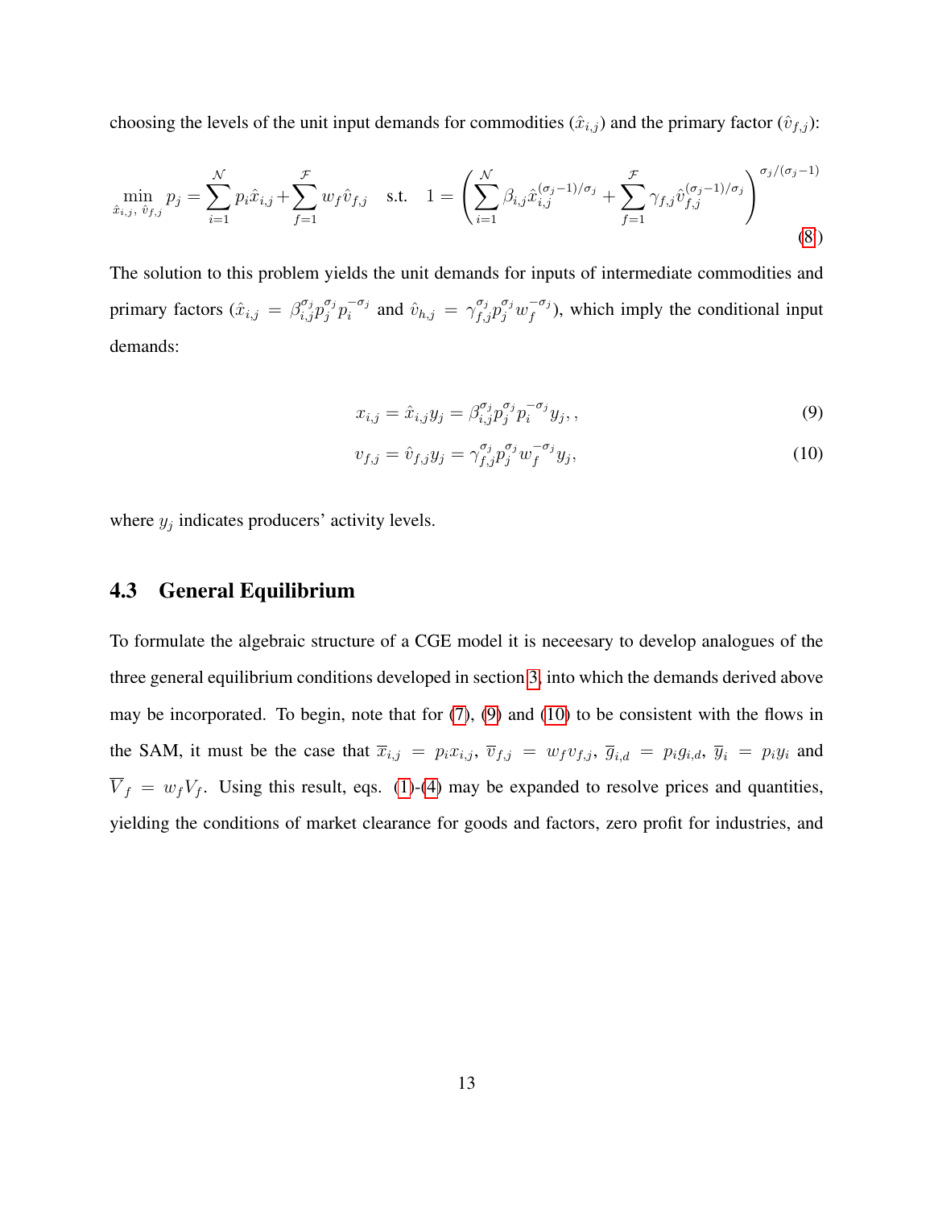choosing the levels of the unit input demands for commodities ($\hat{x}_{i,j}$) and the primary factor ($\hat{v}_{f,j}$):

$$\min_{\hat{x}_{i,j},\ \hat{v}_{f,j}} p_j = \sum_{i=1}^{\mathcal{N}} p_i \hat{x}_{i,j} + \sum_{f=1}^{\mathcal{F}} w_f \hat{v}_{f,j} \quad \text{s.t.} \quad 1 = \left( \sum_{i=1}^{\mathcal{N}} \beta_{i,j} \hat{x}_{i,j}^{(\sigma_j - 1)/\sigma_j} + \sum_{f=1}^{\mathcal{F}} \gamma_{f,j} \hat{v}_{f,j}^{(\sigma_j - 1)/\sigma_j} \right)^{\sigma_j/(\sigma_j - 1)} \tag{8}$$

The solution to this problem yields the unit demands for inputs of intermediate commodities and primary factors ($\hat{x}_{i,j} = \beta_{i,j}^{\sigma_j} p_j^{\sigma_j} p_i^{-\sigma_j}$ and $\hat{v}_{h,j} = \gamma_{f,j}^{\sigma_j} p_j^{\sigma_j} w_f^{-\sigma_j}$), which imply the conditional input demands:

$$x_{i,j} = \hat{x}_{i,j} y_j = \beta_{i,j}^{\sigma_j} p_j^{\sigma_j} p_i^{-\sigma_j} y_j, , \tag{9}$$

$$v_{f,j} = \hat{v}_{f,j} y_j = \gamma_{f,j}^{\sigma_j} p_j^{\sigma_j} w_f^{-\sigma_j} y_j, \tag{10}$$

where $y_j$ indicates producers' activity levels.

## 4.3 General Equilibrium

To formulate the algebraic structure of a CGE model it is neceesary to develop analogues of the three general equilibrium conditions developed in section 3, into which the demands derived above may be incorporated. To begin, note that for (7), (9) and (10) to be consistent with the flows in the SAM, it must be the case that $\overline{x}_{i,j} = p_i x_{i,j}$, $\overline{v}_{f,j} = w_f v_{f,j}$, $\overline{g}_{i,d} = p_i g_{i,d}$, $\overline{y}_i = p_i y_i$ and $\overline{V}_f = w_f V_f$. Using this result, eqs. (1)-(4) may be expanded to resolve prices and quantities, yielding the conditions of market clearance for goods and factors, zero profit for industries, and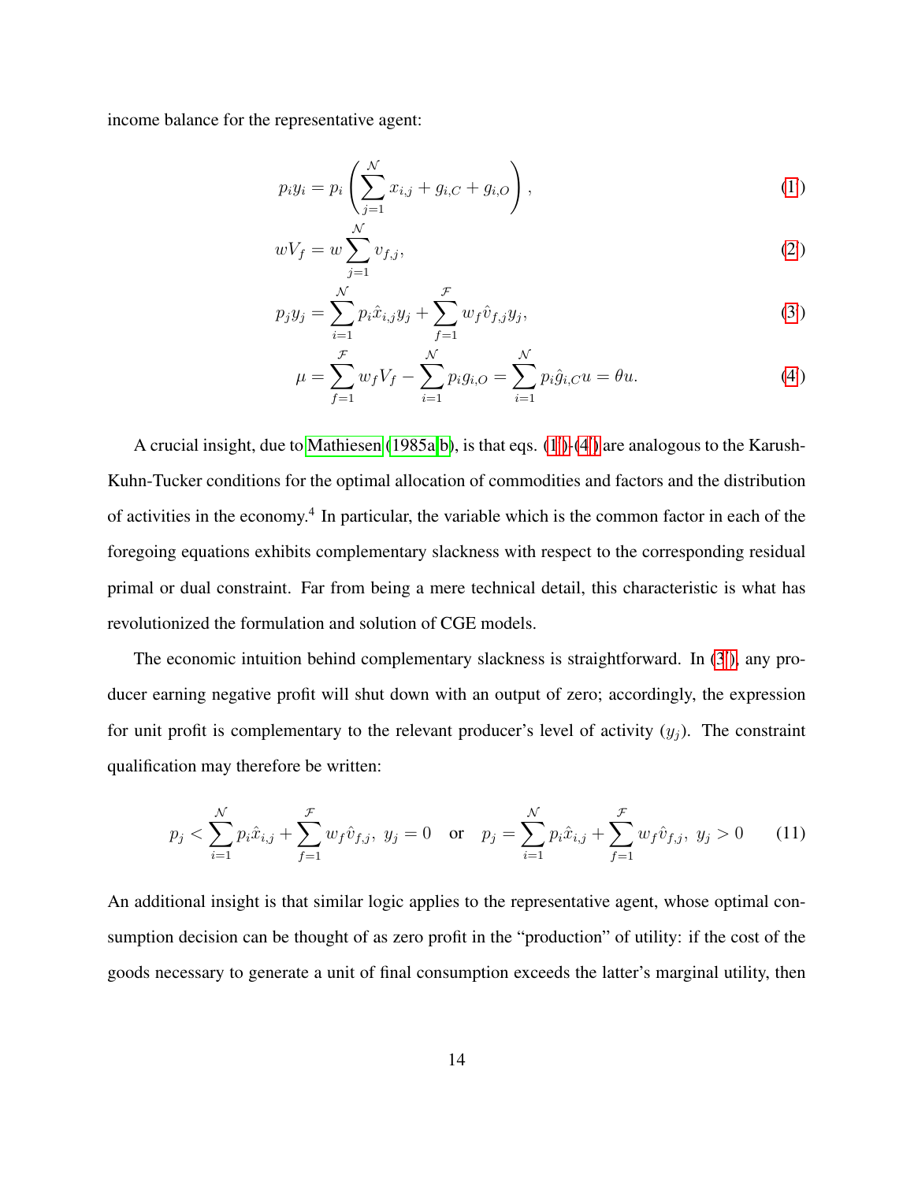income balance for the representative agent:

$$p_i y_i = p_i \left( \sum_{j=1}^{\mathcal{N}} x_{i,j} + g_{i,C} + g_{i,O} \right), \tag{1'}$$

$$w V_f = w \sum_{j=1}^{\mathcal{N}} v_{f,j}, \tag{2'}$$

$$p_j y_j = \sum_{i=1}^{\mathcal{N}} p_i \hat{x}_{i,j} y_j + \sum_{f=1}^{\mathcal{F}} w_f \hat{v}_{f,j} y_j, \tag{3'}$$

$$\mu = \sum_{f=1}^{\mathcal{F}} w_f V_f - \sum_{i=1}^{\mathcal{N}} p_i g_{i,O} = \sum_{i=1}^{\mathcal{N}} p_i \hat{g}_{i,C} u = \theta u. \tag{4'}$$

A crucial insight, due to Mathiesen (1985a,b), is that eqs. (1')-(4') are analogous to the Karush-Kuhn-Tucker conditions for the optimal allocation of commodities and factors and the distribution of activities in the economy.[4] In particular, the variable which is the common factor in each of the foregoing equations exhibits complementary slackness with respect to the corresponding residual primal or dual constraint. Far from being a mere technical detail, this characteristic is what has revolutionized the formulation and solution of CGE models.

The economic intuition behind complementary slackness is straightforward. In (3'), any producer earning negative profit will shut down with an output of zero; accordingly, the expression for unit profit is complementary to the relevant producer's level of activity ($y_j$). The constraint qualification may therefore be written:

$$p_j < \sum_{i=1}^{\mathcal{N}} p_i \hat{x}_{i,j} + \sum_{f=1}^{\mathcal{F}} w_f \hat{v}_{f,j},\ y_j = 0 \quad \text{or} \quad p_j = \sum_{i=1}^{\mathcal{N}} p_i \hat{x}_{i,j} + \sum_{f=1}^{\mathcal{F}} w_f \hat{v}_{f,j},\ y_j > 0 \tag{11}$$

An additional insight is that similar logic applies to the representative agent, whose optimal consumption decision can be thought of as zero profit in the "production" of utility: if the cost of the goods necessary to generate a unit of final consumption exceeds the latter's marginal utility, then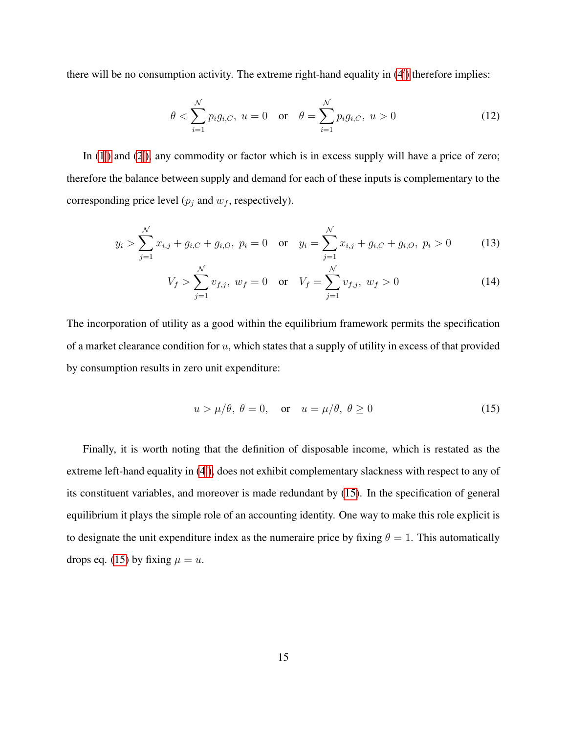there will be no consumption activity. The extreme right-hand equality in (4′) therefore implies:

$$\theta < \sum_{i=1}^{\mathcal{N}} p_i g_{i,C}, \ u = 0 \quad \text{or} \quad \theta = \sum_{i=1}^{\mathcal{N}} p_i g_{i,C}, \ u > 0 \tag{12}$$

In (1′) and (2′), any commodity or factor which is in excess supply will have a price of zero; therefore the balance between supply and demand for each of these inputs is complementary to the corresponding price level ($p_j$ and $w_f$, respectively).

$$y_i > \sum_{j=1}^{\mathcal{N}} x_{i,j} + g_{i,C} + g_{i,O}, \ p_i = 0 \quad \text{or} \quad y_i = \sum_{j=1}^{\mathcal{N}} x_{i,j} + g_{i,C} + g_{i,O}, \ p_i > 0 \tag{13}$$

$$V_f > \sum_{j=1}^{\mathcal{N}} v_{f,j}, \ w_f = 0 \quad \text{or} \quad V_f = \sum_{j=1}^{\mathcal{N}} v_{f,j}, \ w_f > 0 \tag{14}$$

The incorporation of utility as a good within the equilibrium framework permits the specification of a market clearance condition for $u$, which states that a supply of utility in excess of that provided by consumption results in zero unit expenditure:

$$u > \mu/\theta, \ \theta = 0, \quad \text{or} \quad u = \mu/\theta, \ \theta \geq 0 \tag{15}$$

Finally, it is worth noting that the definition of disposable income, which is restated as the extreme left-hand equality in (4′), does not exhibit complementary slackness with respect to any of its constituent variables, and moreover is made redundant by (15). In the specification of general equilibrium it plays the simple role of an accounting identity. One way to make this role explicit is to designate the unit expenditure index as the numeraire price by fixing $\theta = 1$. This automatically drops eq. (15) by fixing $\mu = u$.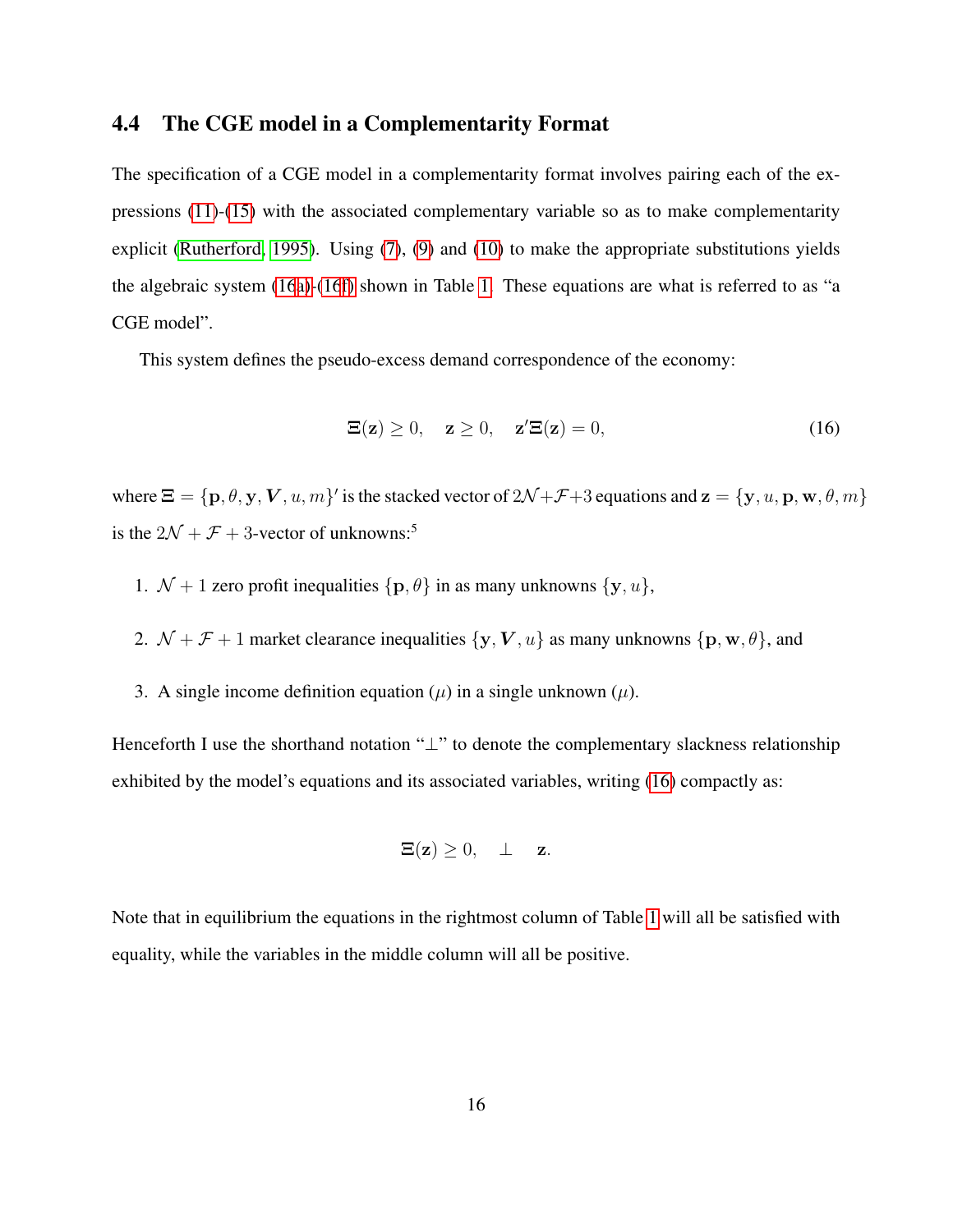### 4.4 The CGE model in a Complementarity Format

The specification of a CGE model in a complementarity format involves pairing each of the expressions (11)-(15) with the associated complementary variable so as to make complementarity explicit (Rutherford, 1995). Using (7), (9) and (10) to make the appropriate substitutions yields the algebraic system (16a)-(16f) shown in Table 1. These equations are what is referred to as "a CGE model".

This system defines the pseudo-excess demand correspondence of the economy:

$$\Xi(\mathbf{z}) \geq 0, \quad \mathbf{z} \geq 0, \quad \mathbf{z}'\Xi(\mathbf{z}) = 0, \tag{16}$$

where $\Xi = \{\mathbf{p}, \theta, \mathbf{y}, \boldsymbol{V}, u, m\}'$ is the stacked vector of $2\mathcal{N}+\mathcal{F}+3$ equations and $\mathbf{z} = \{\mathbf{y}, u, \mathbf{p}, \mathbf{w}, \theta, m\}$ is the $2\mathcal{N} + \mathcal{F} + 3$-vector of unknowns:[5]

1. $\mathcal{N} + 1$ zero profit inequalities $\{\mathbf{p}, \theta\}$ in as many unknowns $\{\mathbf{y}, u\}$,
2. $\mathcal{N} + \mathcal{F} + 1$ market clearance inequalities $\{\mathbf{y}, \boldsymbol{V}, u\}$ as many unknowns $\{\mathbf{p}, \mathbf{w}, \theta\}$, and
3. A single income definition equation ($\mu$) in a single unknown ($\mu$).

Henceforth I use the shorthand notation "$\perp$" to denote the complementary slackness relationship exhibited by the model's equations and its associated variables, writing (16) compactly as:

$$\Xi(\mathbf{z}) \geq 0, \quad \perp \quad \mathbf{z}.$$

Note that in equilibrium the equations in the rightmost column of Table 1 will all be satisfied with equality, while the variables in the middle column will all be positive.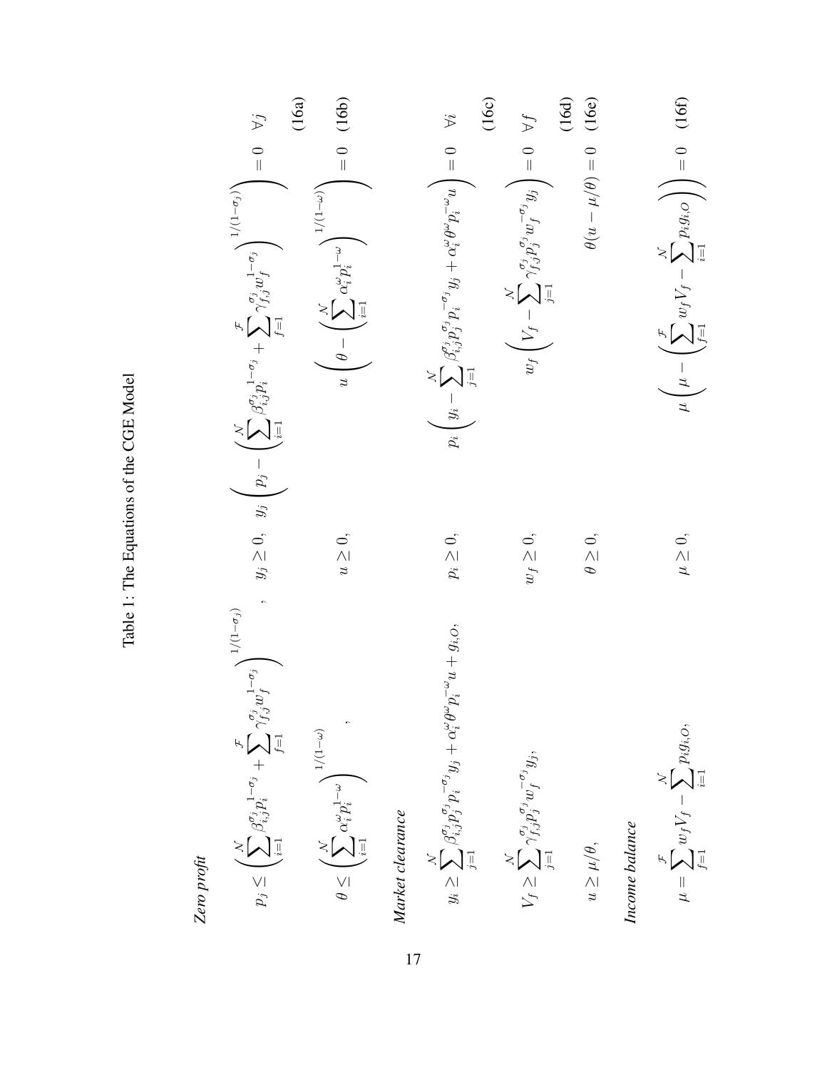Table 1: The Equations of the CGE Model

*Zero profit*

$$p_j \leq \left( \sum_{i=1}^{\mathcal{N}} \beta_{i,j}^{\sigma_j} p_i^{1-\sigma_j} + \sum_{f=1}^{\mathcal{F}} \gamma_{f,j}^{\sigma_j} w_f^{1-\sigma_j} \right)^{1/(1-\sigma_j)}, \quad y_j \geq 0, \quad y_j \left( p_j - \left( \sum_{i=1}^{\mathcal{N}} \beta_{i,j}^{\sigma_j} p_i^{1-\sigma_j} + \sum_{f=1}^{\mathcal{F}} \gamma_{f,j}^{\sigma_j} w_f^{1-\sigma_j} \right)^{1/(1-\sigma_j)} \right) = 0 \quad \forall j \tag{16a}$$

$$\theta \leq \left( \sum_{i=1}^{\mathcal{N}} \alpha_i^{\omega} p_i^{1-\omega} \right)^{1/(1-\omega)}, \quad u \geq 0, \quad u \left( \theta - \left( \sum_{i=1}^{\mathcal{N}} \alpha_i^{\omega} p_i^{1-\omega} \right)^{1/(1-\omega)} \right) = 0 \tag{16b}$$

*Market clearance*

$$y_i \geq \sum_{j=1}^{\mathcal{N}} \beta_{i,j}^{\sigma_j} p_j^{\sigma_j} p_i^{-\sigma_j} y_j + \alpha_i^{\omega} \theta^{\omega} p_i^{-\omega} u + g_{i,O}, \quad p_i \geq 0, \quad p_i \left( y_i - \sum_{j=1}^{\mathcal{N}} \beta_{i,j}^{\sigma_j} p_j^{\sigma_j} p_i y_j + \alpha_i^{\omega} \theta^{\omega} p_i^{-\omega} u \right) = 0 \quad \forall i \tag{16c}$$

$$V_f \geq \sum_{j=1}^{\mathcal{N}} \gamma_{f,j}^{\sigma_j} p_j^{\sigma_j} w_f^{-\sigma_j} y_j, \quad w_f \geq 0, \quad w_f \left( V_f - \sum_{j=1}^{\mathcal{N}} \gamma_{f,j}^{\sigma_j} p_j^{\sigma_j} w_f^{-\sigma_j} y_j \right) = 0 \quad \forall f \tag{16d}$$

$$u \geq \mu/\theta, \quad \theta \geq 0, \quad \theta(u - \mu/\theta) = 0 \tag{16e}$$

*Income balance*

$$\mu = \sum_{f=1}^{\mathcal{F}} w_f V_f - \sum_{i=1}^{\mathcal{N}} p_i g_{i,O}, \quad \mu \geq 0, \quad \mu \left( \mu - \left( \sum_{f=1}^{\mathcal{F}} w_f V_f - \sum_{i=1}^{\mathcal{N}} p_i g_{i,O} \right) \right) = 0 \tag{16f}$$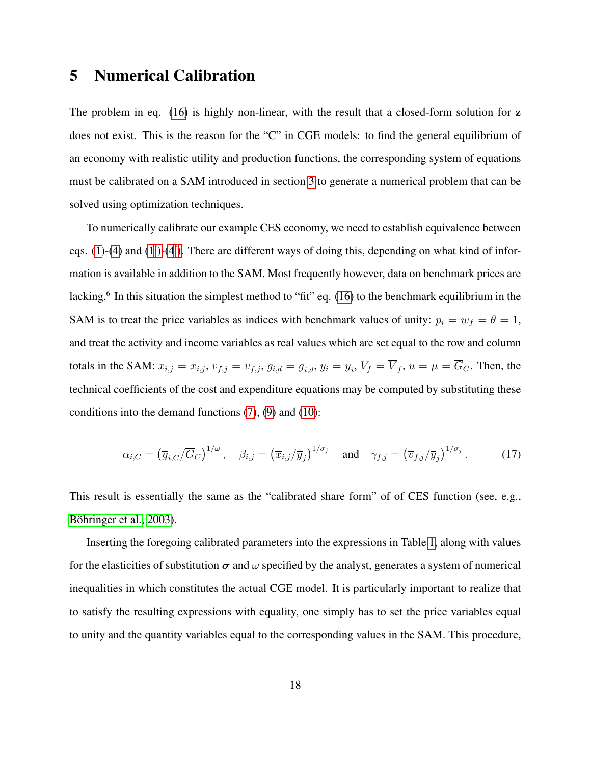## 5 Numerical Calibration

The problem in eq. (16) is highly non-linear, with the result that a closed-form solution for $\mathbf{z}$ does not exist. This is the reason for the "C" in CGE models: to find the general equilibrium of an economy with realistic utility and production functions, the corresponding system of equations must be calibrated on a SAM introduced in section 3 to generate a numerical problem that can be solved using optimization techniques.

To numerically calibrate our example CES economy, we need to establish equivalence between eqs. (1)-(4) and (1')-(4'). There are different ways of doing this, depending on what kind of information is available in addition to the SAM. Most frequently however, data on benchmark prices are lacking.[6] In this situation the simplest method to "fit" eq. (16) to the benchmark equilibrium in the SAM is to treat the price variables as indices with benchmark values of unity: $p_i = w_f = \theta = 1$, and treat the activity and income variables as real values which are set equal to the row and column totals in the SAM: $x_{i,j} = \overline{x}_{i,j}$, $v_{f,j} = \overline{v}_{f,j}$, $g_{i,d} = \overline{g}_{i,d}$, $y_i = \overline{y}_i$, $V_f = \overline{V}_f$, $u = \mu = \overline{G}_C$. Then, the technical coefficients of the cost and expenditure equations may be computed by substituting these conditions into the demand functions (7), (9) and (10):

$$\alpha_{i,C} = \left(\overline{g}_{i,C}/\overline{G}_C\right)^{1/\omega}, \quad \beta_{i,j} = \left(\overline{x}_{i,j}/\overline{y}_j\right)^{1/\sigma_j} \quad \text{and} \quad \gamma_{f,j} = \left(\overline{v}_{f,j}/\overline{y}_j\right)^{1/\sigma_j}. \tag{17}$$

This result is essentially the same as the "calibrated share form" of of CES function (see, e.g., Böhringer et al., 2003).

Inserting the foregoing calibrated parameters into the expressions in Table 1, along with values for the elasticities of substitution $\boldsymbol{\sigma}$ and $\omega$ specified by the analyst, generates a system of numerical inequalities in which constitutes the actual CGE model. It is particularly important to realize that to satisfy the resulting expressions with equality, one simply has to set the price variables equal to unity and the quantity variables equal to the corresponding values in the SAM. This procedure,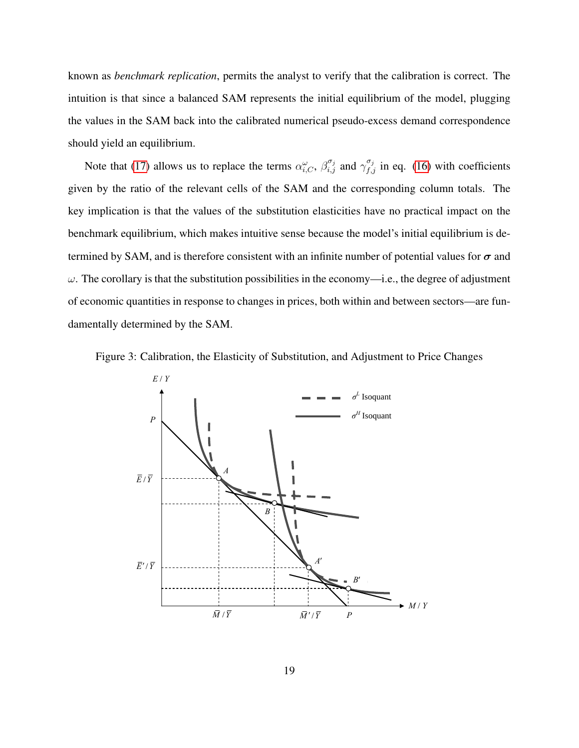known as *benchmark replication*, permits the analyst to verify that the calibration is correct. The intuition is that since a balanced SAM represents the initial equilibrium of the model, plugging the values in the SAM back into the calibrated numerical pseudo-excess demand correspondence should yield an equilibrium.

Note that (17) allows us to replace the terms $\alpha^{\omega}_{i,C}$, $\beta^{\sigma_j}_{i,j}$ and $\gamma^{\sigma_j}_{f,j}$ in eq. (16) with coefficients given by the ratio of the relevant cells of the SAM and the corresponding column totals. The key implication is that the values of the substitution elasticities have no practical impact on the benchmark equilibrium, which makes intuitive sense because the model's initial equilibrium is determined by SAM, and is therefore consistent with an infinite number of potential values for $\boldsymbol{\sigma}$ and $\omega$. The corollary is that the substitution possibilities in the economy—i.e., the degree of adjustment of economic quantities in response to changes in prices, both within and between sectors—are fundamentally determined by the SAM.

Figure 3: Calibration, the Elasticity of Substitution, and Adjustment to Price Changes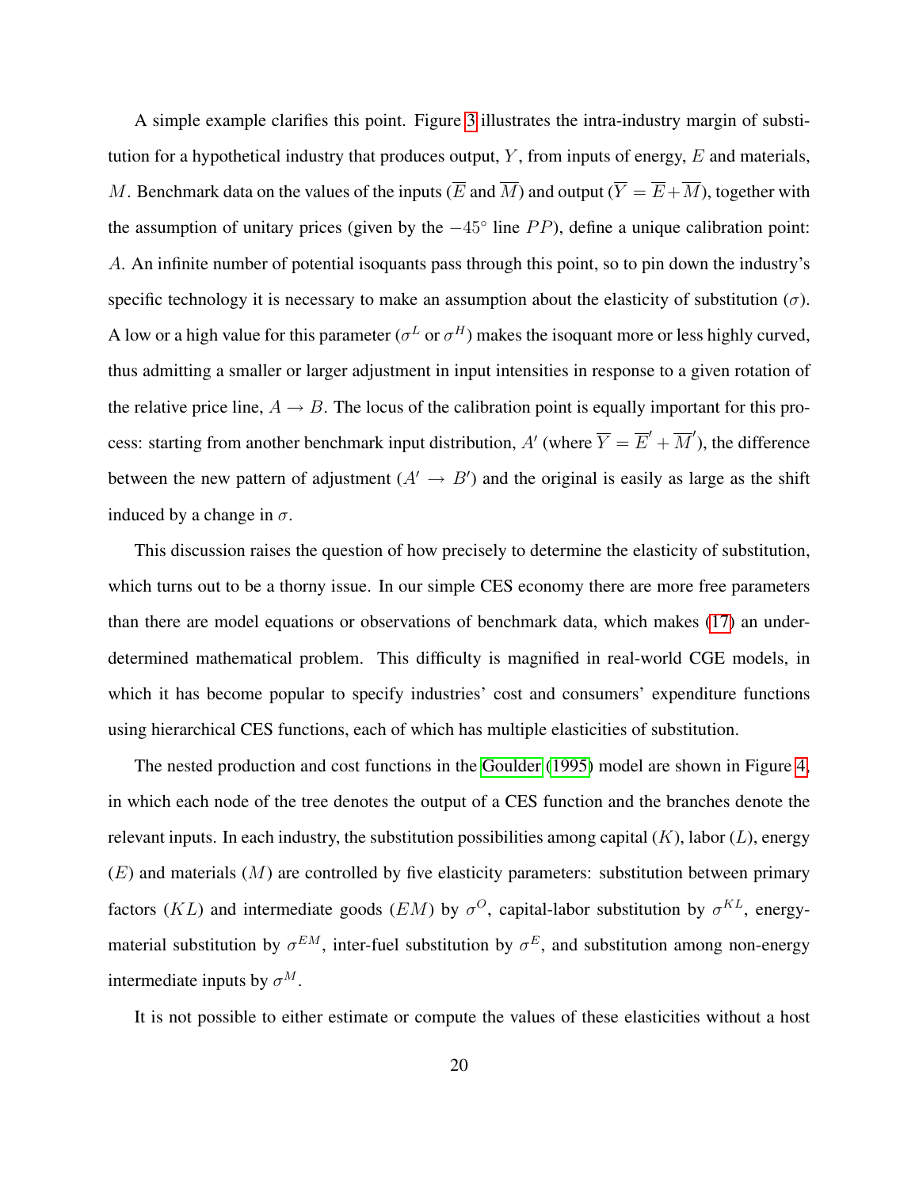A simple example clarifies this point. Figure 3 illustrates the intra-industry margin of substitution for a hypothetical industry that produces output, $Y$, from inputs of energy, $E$ and materials, $M$. Benchmark data on the values of the inputs ($\overline{E}$ and $\overline{M}$) and output ($\overline{Y} = \overline{E} + \overline{M}$), together with the assumption of unitary prices (given by the $-45^{\circ}$ line $PP$), define a unique calibration point: $A$. An infinite number of potential isoquants pass through this point, so to pin down the industry's specific technology it is necessary to make an assumption about the elasticity of substitution ($\sigma$). A low or a high value for this parameter ($\sigma^L$ or $\sigma^H$) makes the isoquant more or less highly curved, thus admitting a smaller or larger adjustment in input intensities in response to a given rotation of the relative price line, $A \to B$. The locus of the calibration point is equally important for this process: starting from another benchmark input distribution, $A'$ (where $\overline{Y} = \overline{E}' + \overline{M}'$), the difference between the new pattern of adjustment ($A' \to B'$) and the original is easily as large as the shift induced by a change in $\sigma$.

This discussion raises the question of how precisely to determine the elasticity of substitution, which turns out to be a thorny issue. In our simple CES economy there are more free parameters than there are model equations or observations of benchmark data, which makes (17) an under-determined mathematical problem. This difficulty is magnified in real-world CGE models, in which it has become popular to specify industries' cost and consumers' expenditure functions using hierarchical CES functions, each of which has multiple elasticities of substitution.

The nested production and cost functions in the Goulder (1995) model are shown in Figure 4, in which each node of the tree denotes the output of a CES function and the branches denote the relevant inputs. In each industry, the substitution possibilities among capital ($K$), labor ($L$), energy ($E$) and materials ($M$) are controlled by five elasticity parameters: substitution between primary factors ($KL$) and intermediate goods ($EM$) by $\sigma^O$, capital-labor substitution by $\sigma^{KL}$, energy-material substitution by $\sigma^{EM}$, inter-fuel substitution by $\sigma^E$, and substitution among non-energy intermediate inputs by $\sigma^M$.

It is not possible to either estimate or compute the values of these elasticities without a host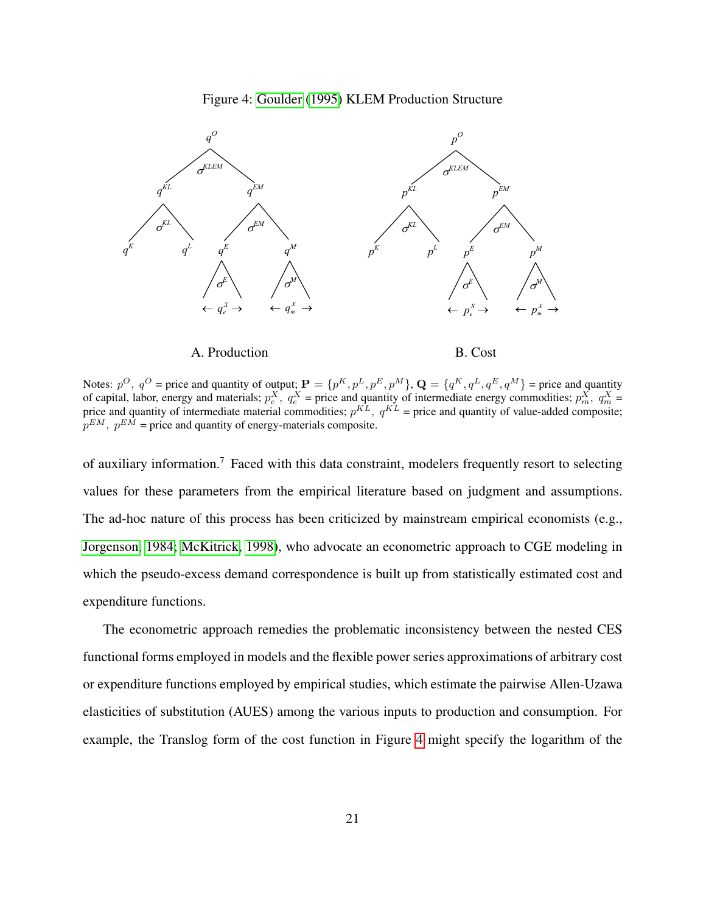Figure 4: Goulder (1995) KLEM Production Structure

A. Production

B. Cost

Notes: $p^O,\ q^O$ = price and quantity of output; $\mathbf{P} = \{p^K, p^L, p^E, p^M\}$, $\mathbf{Q} = \{q^K, q^L, q^E, q^M\}$ = price and quantity of capital, labor, energy and materials; $p^X_e,\ q^X_e$ = price and quantity of intermediate energy commodities; $p^X_m,\ q^X_m$ = price and quantity of intermediate material commodities; $p^{KL},\ q^{KL}$ = price and quantity of value-added composite; $p^{EM},\ p^{EM}$ = price and quantity of energy-materials composite.

of auxiliary information.[7] Faced with this data constraint, modelers frequently resort to selecting values for these parameters from the empirical literature based on judgment and assumptions. The ad-hoc nature of this process has been criticized by mainstream empirical economists (e.g., Jorgenson, 1984; McKitrick, 1998), who advocate an econometric approach to CGE modeling in which the pseudo-excess demand correspondence is built up from statistically estimated cost and expenditure functions.

The econometric approach remedies the problematic inconsistency between the nested CES functional forms employed in models and the flexible power series approximations of arbitrary cost or expenditure functions employed by empirical studies, which estimate the pairwise Allen-Uzawa elasticities of substitution (AUES) among the various inputs to production and consumption. For example, the Translog form of the cost function in Figure 4 might specify the logarithm of the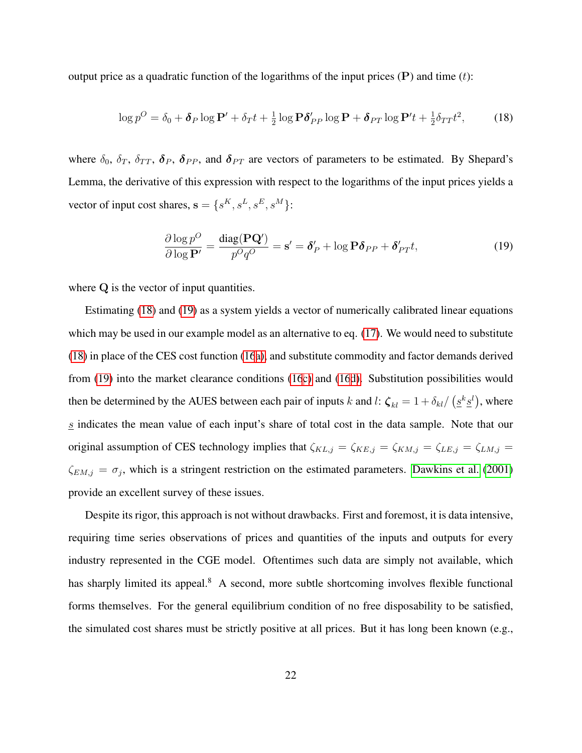output price as a quadratic function of the logarithms of the input prices ($\mathbf{P}$) and time ($t$):

$$\log p^O = \delta_0 + \boldsymbol{\delta}_P \log \mathbf{P}' + \delta_T t + \tfrac{1}{2} \log \mathbf{P} \boldsymbol{\delta}'_{PP} \log \mathbf{P} + \boldsymbol{\delta}_{PT} \log \mathbf{P}' t + \tfrac{1}{2} \delta_{TT} t^2, \tag{18}$$

where $\delta_0$, $\delta_T$, $\delta_{TT}$, $\boldsymbol{\delta}_P$, $\boldsymbol{\delta}_{PP}$, and $\boldsymbol{\delta}_{PT}$ are vectors of parameters to be estimated. By Shepard's Lemma, the derivative of this expression with respect to the logarithms of the input prices yields a vector of input cost shares, $\mathbf{s} = \{s^K, s^L, s^E, s^M\}$:

$$\frac{\partial \log p^O}{\partial \log \mathbf{P}'} = \frac{\text{diag}(\mathbf{P}\mathbf{Q}')}{p^O q^O} = \mathbf{s}' = \boldsymbol{\delta}'_P + \log \mathbf{P} \boldsymbol{\delta}_{PP} + \boldsymbol{\delta}'_{PT} t, \tag{19}$$

where $\mathbf{Q}$ is the vector of input quantities.

Estimating (18) and (19) as a system yields a vector of numerically calibrated linear equations which may be used in our example model as an alternative to eq. (17). We would need to substitute (18) in place of the CES cost function (16a), and substitute commodity and factor demands derived from (19) into the market clearance conditions (16c) and (16d). Substitution possibilities would then be determined by the AUES between each pair of inputs $k$ and $l$: $\boldsymbol{\zeta}_{kl} = 1 + \delta_{kl} / \left(\underline{s}^k \underline{s}^l\right)$, where $\underline{s}$ indicates the mean value of each input's share of total cost in the data sample. Note that our original assumption of CES technology implies that $\zeta_{KL,j} = \zeta_{KE,j} = \zeta_{KM,j} = \zeta_{LE,j} = \zeta_{LM,j} = \zeta_{EM,j} = \sigma_j$, which is a stringent restriction on the estimated parameters. Dawkins et al. (2001) provide an excellent survey of these issues.

Despite its rigor, this approach is not without drawbacks. First and foremost, it is data intensive, requiring time series observations of prices and quantities of the inputs and outputs for every industry represented in the CGE model. Oftentimes such data are simply not available, which has sharply limited its appeal.[8] A second, more subtle shortcoming involves flexible functional forms themselves. For the general equilibrium condition of no free disposability to be satisfied, the simulated cost shares must be strictly positive at all prices. But it has long been known (e.g.,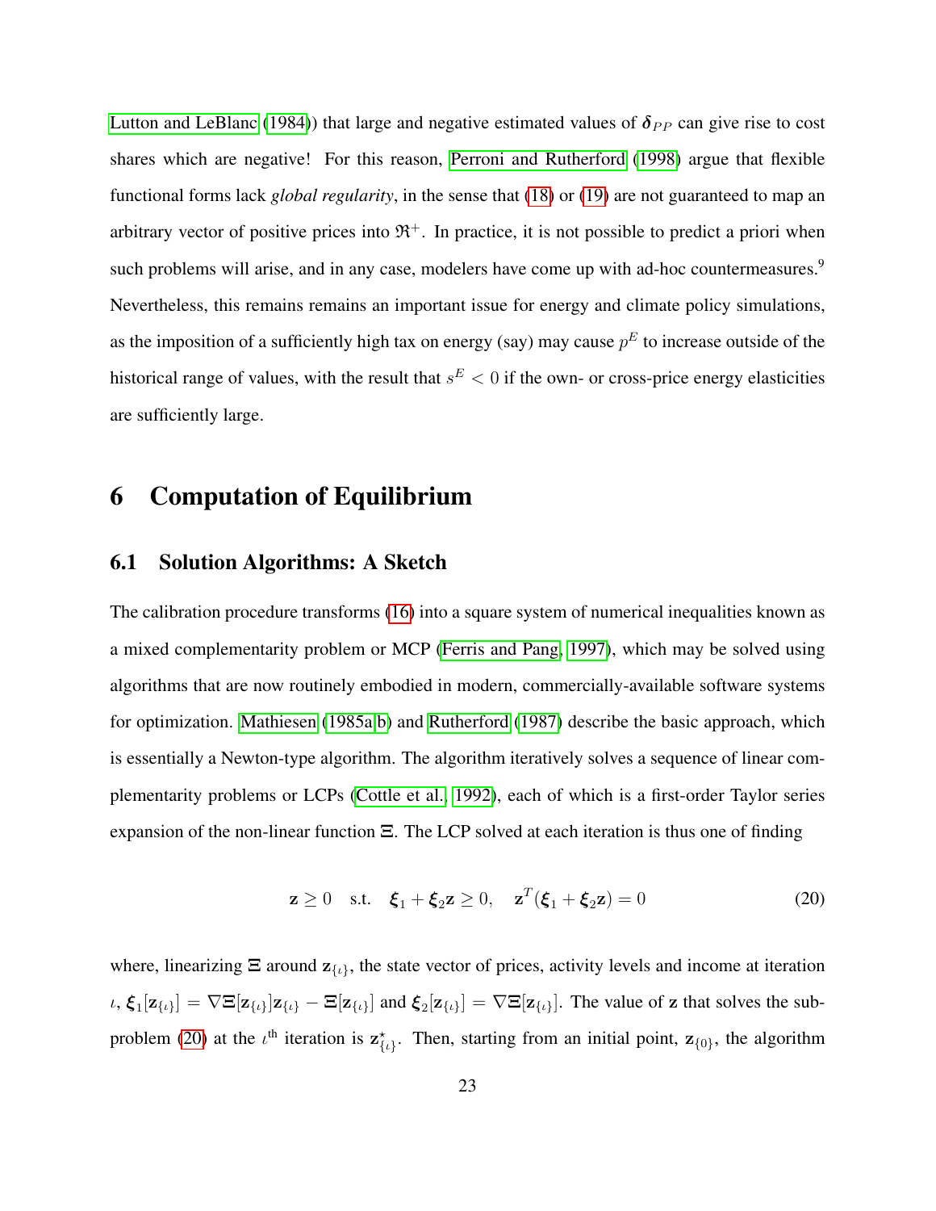Lutton and LeBlanc (1984)) that large and negative estimated values of $\boldsymbol{\delta}_{PP}$ can give rise to cost shares which are negative! For this reason, Perroni and Rutherford (1998) argue that flexible functional forms lack *global regularity*, in the sense that (18) or (19) are not guaranteed to map an arbitrary vector of positive prices into $\Re^{+}$. In practice, it is not possible to predict a priori when such problems will arise, and in any case, modelers have come up with ad-hoc countermeasures.[9] Nevertheless, this remains remains an important issue for energy and climate policy simulations, as the imposition of a sufficiently high tax on energy (say) may cause $p^{E}$ to increase outside of the historical range of values, with the result that $s^{E} < 0$ if the own- or cross-price energy elasticities are sufficiently large.

# 6 Computation of Equilibrium

## 6.1 Solution Algorithms: A Sketch

The calibration procedure transforms (16) into a square system of numerical inequalities known as a mixed complementarity problem or MCP (Ferris and Pang, 1997), which may be solved using algorithms that are now routinely embodied in modern, commercially-available software systems for optimization. Mathiesen (1985a,b) and Rutherford (1987) describe the basic approach, which is essentially a Newton-type algorithm. The algorithm iteratively solves a sequence of linear complementarity problems or LCPs (Cottle et al., 1992), each of which is a first-order Taylor series expansion of the non-linear function $\Xi$. The LCP solved at each iteration is thus one of finding

$$\mathbf{z} \geq 0 \quad \text{s.t.} \quad \boldsymbol{\xi}_1 + \boldsymbol{\xi}_2 \mathbf{z} \geq 0, \quad \mathbf{z}^{T}(\boldsymbol{\xi}_1 + \boldsymbol{\xi}_2 \mathbf{z}) = 0 \tag{20}$$

where, linearizing $\Xi$ around $\mathbf{z}_{\{\iota\}}$, the state vector of prices, activity levels and income at iteration $\iota$, $\boldsymbol{\xi}_1[\mathbf{z}_{\{\iota\}}] = \nabla\Xi[\mathbf{z}_{\{\iota\}}]\mathbf{z}_{\{\iota\}} - \Xi[\mathbf{z}_{\{\iota\}}]$ and $\boldsymbol{\xi}_2[\mathbf{z}_{\{\iota\}}] = \nabla\Xi[\mathbf{z}_{\{\iota\}}]$. The value of $\mathbf{z}$ that solves the sub-problem (20) at the $\iota^{\text{th}}$ iteration is $\mathbf{z}^{\star}_{\{\iota\}}$. Then, starting from an initial point, $\mathbf{z}_{\{0\}}$, the algorithm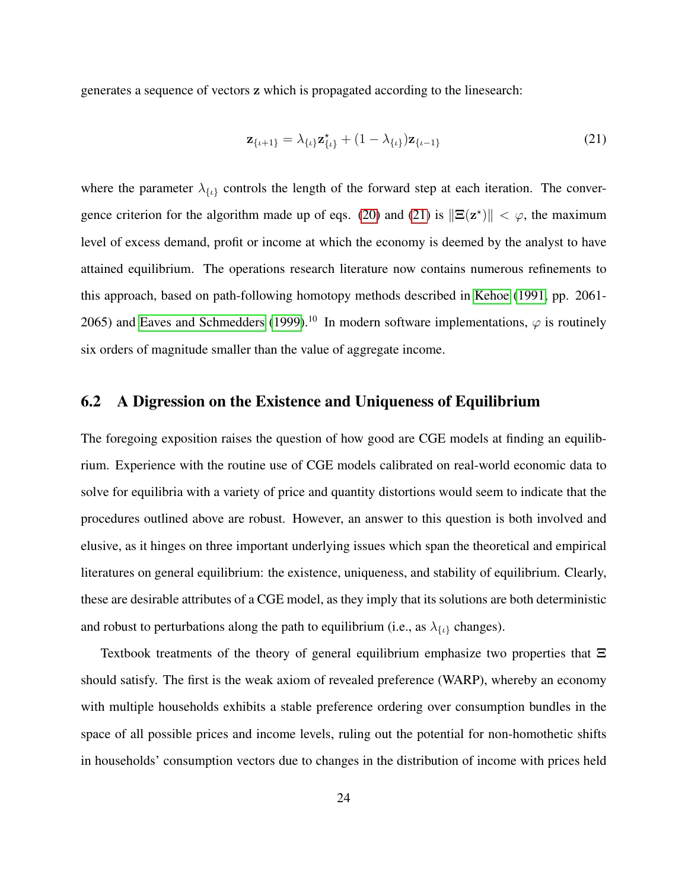generates a sequence of vectors $\mathbf{z}$ which is propagated according to the linesearch:

$$\mathbf{z}_{\{\iota+1\}} = \lambda_{\{\iota\}}\mathbf{z}^{\star}_{\{\iota\}} + (1 - \lambda_{\{\iota\}})\mathbf{z}_{\{\iota-1\}} \tag{21}$$

where the parameter $\lambda_{\{\iota\}}$ controls the length of the forward step at each iteration. The convergence criterion for the algorithm made up of eqs. (20) and (21) is $\|\Xi(\mathbf{z}^{\star})\| < \varphi$, the maximum level of excess demand, profit or income at which the economy is deemed by the analyst to have attained equilibrium. The operations research literature now contains numerous refinements to this approach, based on path-following homotopy methods described in Kehoe (1991, pp. 2061-2065) and Eaves and Schmedders (1999).[10] In modern software implementations, $\varphi$ is routinely six orders of magnitude smaller than the value of aggregate income.

## 6.2 A Digression on the Existence and Uniqueness of Equilibrium

The foregoing exposition raises the question of how good are CGE models at finding an equilibrium. Experience with the routine use of CGE models calibrated on real-world economic data to solve for equilibria with a variety of price and quantity distortions would seem to indicate that the procedures outlined above are robust. However, an answer to this question is both involved and elusive, as it hinges on three important underlying issues which span the theoretical and empirical literatures on general equilibrium: the existence, uniqueness, and stability of equilibrium. Clearly, these are desirable attributes of a CGE model, as they imply that its solutions are both deterministic and robust to perturbations along the path to equilibrium (i.e., as $\lambda_{\{\iota\}}$ changes).

Textbook treatments of the theory of general equilibrium emphasize two properties that $\Xi$ should satisfy. The first is the weak axiom of revealed preference (WARP), whereby an economy with multiple households exhibits a stable preference ordering over consumption bundles in the space of all possible prices and income levels, ruling out the potential for non-homothetic shifts in households' consumption vectors due to changes in the distribution of income with prices held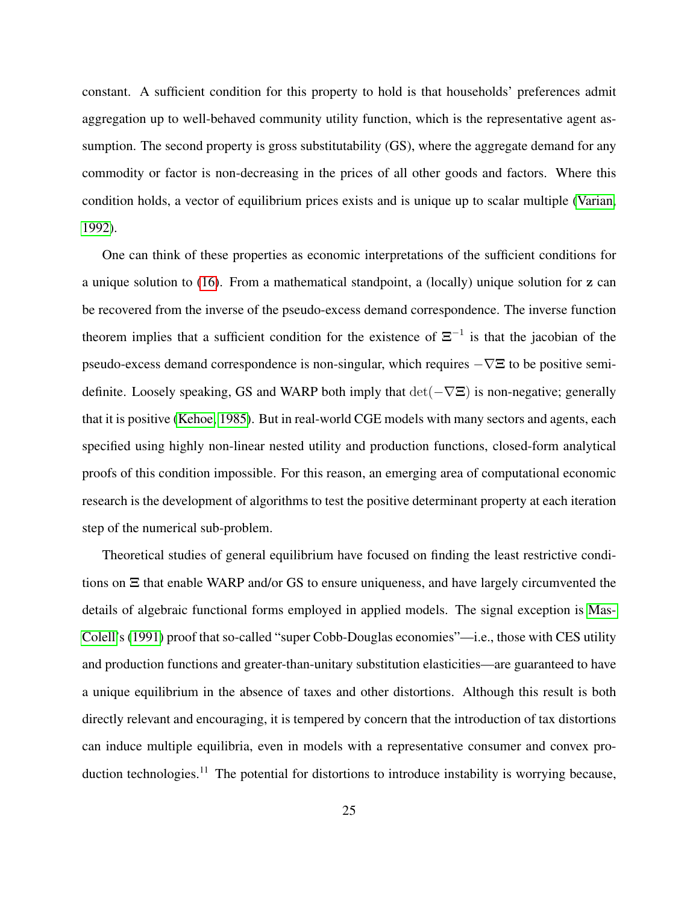constant. A sufficient condition for this property to hold is that households' preferences admit aggregation up to well-behaved community utility function, which is the representative agent assumption. The second property is gross substitutability (GS), where the aggregate demand for any commodity or factor is non-decreasing in the prices of all other goods and factors. Where this condition holds, a vector of equilibrium prices exists and is unique up to scalar multiple (Varian, 1992).

One can think of these properties as economic interpretations of the sufficient conditions for a unique solution to (16). From a mathematical standpoint, a (locally) unique solution for $\mathbf{z}$ can be recovered from the inverse of the pseudo-excess demand correspondence. The inverse function theorem implies that a sufficient condition for the existence of $\Xi^{-1}$ is that the jacobian of the pseudo-excess demand correspondence is non-singular, which requires $-\nabla\Xi$ to be positive semi-definite. Loosely speaking, GS and WARP both imply that $\det(-\nabla\Xi)$ is non-negative; generally that it is positive (Kehoe, 1985). But in real-world CGE models with many sectors and agents, each specified using highly non-linear nested utility and production functions, closed-form analytical proofs of this condition impossible. For this reason, an emerging area of computational economic research is the development of algorithms to test the positive determinant property at each iteration step of the numerical sub-problem.

Theoretical studies of general equilibrium have focused on finding the least restrictive conditions on $\Xi$ that enable WARP and/or GS to ensure uniqueness, and have largely circumvented the details of algebraic functional forms employed in applied models. The signal exception is Mas-Colell's (1991) proof that so-called "super Cobb-Douglas economies"—i.e., those with CES utility and production functions and greater-than-unitary substitution elasticities—are guaranteed to have a unique equilibrium in the absence of taxes and other distortions. Although this result is both directly relevant and encouraging, it is tempered by concern that the introduction of tax distortions can induce multiple equilibria, even in models with a representative consumer and convex production technologies.[11] The potential for distortions to introduce instability is worrying because,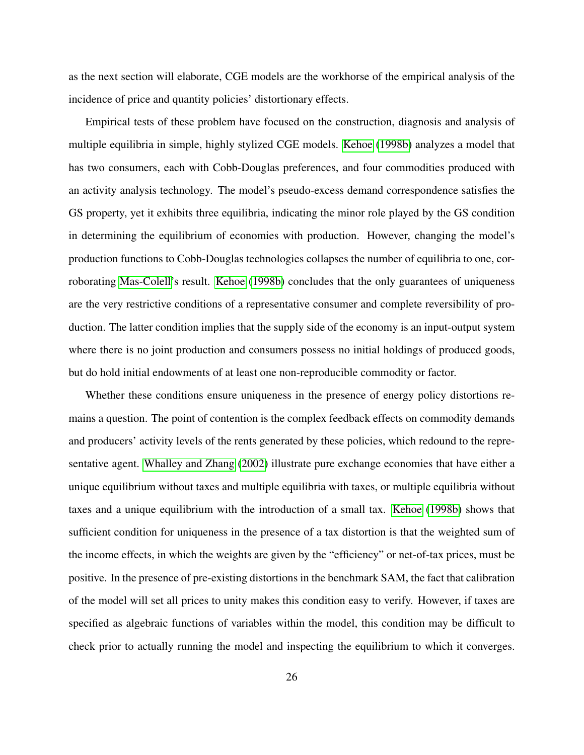as the next section will elaborate, CGE models are the workhorse of the empirical analysis of the incidence of price and quantity policies' distortionary effects.

Empirical tests of these problem have focused on the construction, diagnosis and analysis of multiple equilibria in simple, highly stylized CGE models. Kehoe (1998b) analyzes a model that has two consumers, each with Cobb-Douglas preferences, and four commodities produced with an activity analysis technology. The model's pseudo-excess demand correspondence satisfies the GS property, yet it exhibits three equilibria, indicating the minor role played by the GS condition in determining the equilibrium of economies with production. However, changing the model's production functions to Cobb-Douglas technologies collapses the number of equilibria to one, corroborating Mas-Colell's result. Kehoe (1998b) concludes that the only guarantees of uniqueness are the very restrictive conditions of a representative consumer and complete reversibility of production. The latter condition implies that the supply side of the economy is an input-output system where there is no joint production and consumers possess no initial holdings of produced goods, but do hold initial endowments of at least one non-reproducible commodity or factor.

Whether these conditions ensure uniqueness in the presence of energy policy distortions remains a question. The point of contention is the complex feedback effects on commodity demands and producers' activity levels of the rents generated by these policies, which redound to the representative agent. Whalley and Zhang (2002) illustrate pure exchange economies that have either a unique equilibrium without taxes and multiple equilibria with taxes, or multiple equilibria without taxes and a unique equilibrium with the introduction of a small tax. Kehoe (1998b) shows that sufficient condition for uniqueness in the presence of a tax distortion is that the weighted sum of the income effects, in which the weights are given by the "efficiency" or net-of-tax prices, must be positive. In the presence of pre-existing distortions in the benchmark SAM, the fact that calibration of the model will set all prices to unity makes this condition easy to verify. However, if taxes are specified as algebraic functions of variables within the model, this condition may be difficult to check prior to actually running the model and inspecting the equilibrium to which it converges.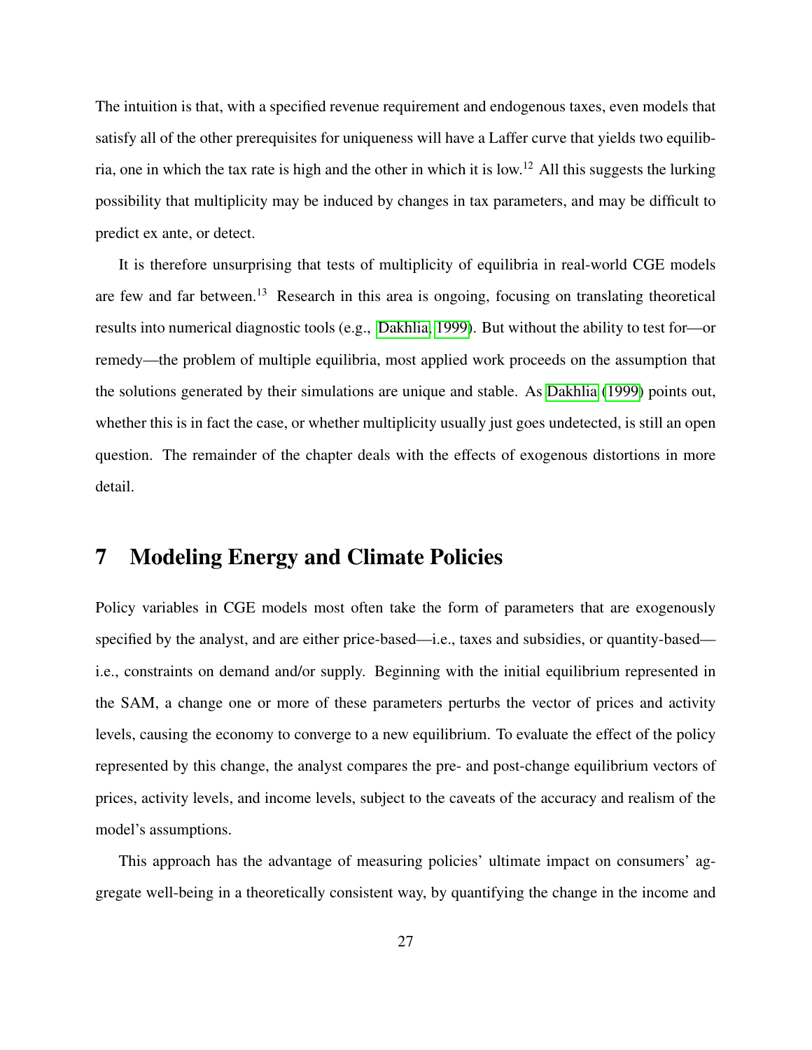The intuition is that, with a specified revenue requirement and endogenous taxes, even models that satisfy all of the other prerequisites for uniqueness will have a Laffer curve that yields two equilibria, one in which the tax rate is high and the other in which it is low.[12] All this suggests the lurking possibility that multiplicity may be induced by changes in tax parameters, and may be difficult to predict ex ante, or detect.

It is therefore unsurprising that tests of multiplicity of equilibria in real-world CGE models are few and far between.[13] Research in this area is ongoing, focusing on translating theoretical results into numerical diagnostic tools (e.g., Dakhlia, 1999). But without the ability to test for—or remedy—the problem of multiple equilibria, most applied work proceeds on the assumption that the solutions generated by their simulations are unique and stable. As Dakhlia (1999) points out, whether this is in fact the case, or whether multiplicity usually just goes undetected, is still an open question. The remainder of the chapter deals with the effects of exogenous distortions in more detail.

# 7 Modeling Energy and Climate Policies

Policy variables in CGE models most often take the form of parameters that are exogenously specified by the analyst, and are either price-based—i.e., taxes and subsidies, or quantity-based—i.e., constraints on demand and/or supply. Beginning with the initial equilibrium represented in the SAM, a change one or more of these parameters perturbs the vector of prices and activity levels, causing the economy to converge to a new equilibrium. To evaluate the effect of the policy represented by this change, the analyst compares the pre- and post-change equilibrium vectors of prices, activity levels, and income levels, subject to the caveats of the accuracy and realism of the model's assumptions.

This approach has the advantage of measuring policies' ultimate impact on consumers' aggregate well-being in a theoretically consistent way, by quantifying the change in the income and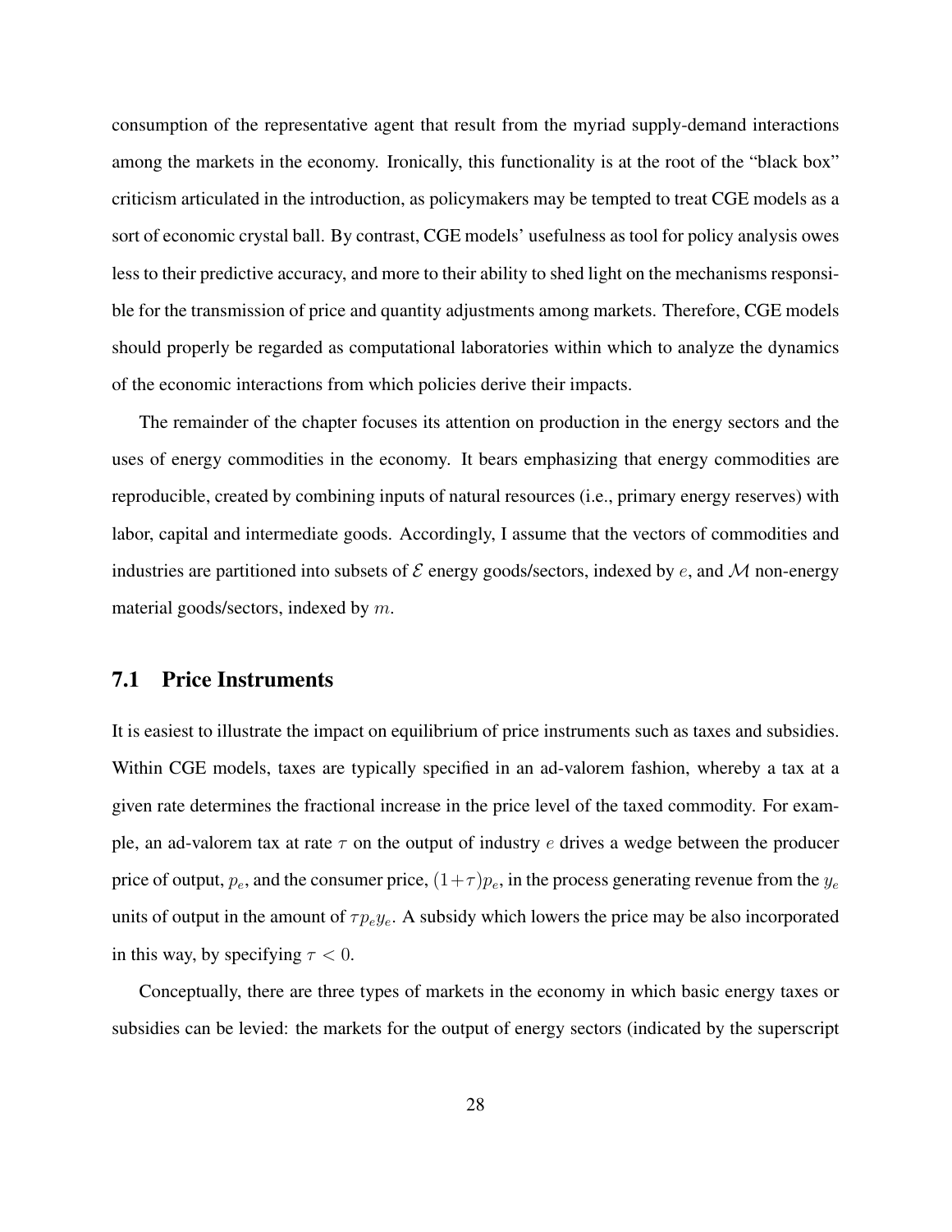consumption of the representative agent that result from the myriad supply-demand interactions among the markets in the economy. Ironically, this functionality is at the root of the "black box" criticism articulated in the introduction, as policymakers may be tempted to treat CGE models as a sort of economic crystal ball. By contrast, CGE models' usefulness as tool for policy analysis owes less to their predictive accuracy, and more to their ability to shed light on the mechanisms responsible for the transmission of price and quantity adjustments among markets. Therefore, CGE models should properly be regarded as computational laboratories within which to analyze the dynamics of the economic interactions from which policies derive their impacts.

The remainder of the chapter focuses its attention on production in the energy sectors and the uses of energy commodities in the economy. It bears emphasizing that energy commodities are reproducible, created by combining inputs of natural resources (i.e., primary energy reserves) with labor, capital and intermediate goods. Accordingly, I assume that the vectors of commodities and industries are partitioned into subsets of $\mathcal{E}$ energy goods/sectors, indexed by $e$, and $\mathcal{M}$ non-energy material goods/sectors, indexed by $m$.

## 7.1 Price Instruments

It is easiest to illustrate the impact on equilibrium of price instruments such as taxes and subsidies. Within CGE models, taxes are typically specified in an ad-valorem fashion, whereby a tax at a given rate determines the fractional increase in the price level of the taxed commodity. For example, an ad-valorem tax at rate $\tau$ on the output of industry $e$ drives a wedge between the producer price of output, $p_e$, and the consumer price, $(1+\tau)p_e$, in the process generating revenue from the $y_e$ units of output in the amount of $\tau p_e y_e$. A subsidy which lowers the price may be also incorporated in this way, by specifying $\tau < 0$.

Conceptually, there are three types of markets in the economy in which basic energy taxes or subsidies can be levied: the markets for the output of energy sectors (indicated by the superscript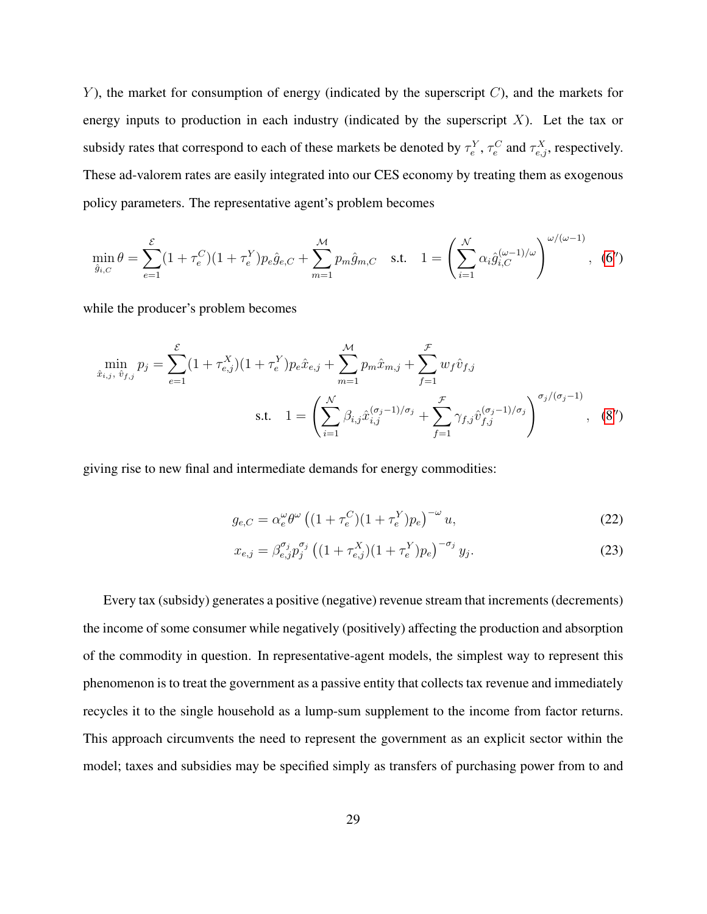$Y$), the market for consumption of energy (indicated by the superscript $C$), and the markets for energy inputs to production in each industry (indicated by the superscript $X$). Let the tax or subsidy rates that correspond to each of these markets be denoted by $\tau_e^Y$, $\tau_e^C$ and $\tau_{e,j}^X$, respectively. These ad-valorem rates are easily integrated into our CES economy by treating them as exogenous policy parameters. The representative agent's problem becomes

$$\min_{\hat{g}_{i,C}} \theta = \sum_{e=1}^{\mathcal{E}} (1+\tau_e^C)(1+\tau_e^Y) p_e \hat{g}_{e,C} + \sum_{m=1}^{\mathcal{M}} p_m \hat{g}_{m,C} \quad \text{s.t.} \quad 1 = \left( \sum_{i=1}^{\mathcal{N}} \alpha_i \hat{g}_{i,C}^{(\omega-1)/\omega} \right)^{\omega/(\omega-1)}, \quad (6')$$

while the producer's problem becomes

$$\min_{\hat{x}_{i,j},\, \hat{v}_{f,j}} p_j = \sum_{e=1}^{\mathcal{E}} (1+\tau_{e,j}^X)(1+\tau_e^Y) p_e \hat{x}_{e,j} + \sum_{m=1}^{\mathcal{M}} p_m \hat{x}_{m,j} + \sum_{f=1}^{\mathcal{F}} w_f \hat{v}_{f,j}$$
$$\text{s.t.} \quad 1 = \left( \sum_{i=1}^{\mathcal{N}} \beta_{i,j} \hat{x}_{i,j}^{(\sigma_j-1)/\sigma_j} + \sum_{f=1}^{\mathcal{F}} \gamma_{f,j} \hat{v}_{f,j}^{(\sigma_j-1)/\sigma_j} \right)^{\sigma_j/(\sigma_j-1)}, \quad (8')$$

giving rise to new final and intermediate demands for energy commodities:

$$g_{e,C} = \alpha_e^{\omega} \theta^{\omega} \left( (1+\tau_e^C)(1+\tau_e^Y) p_e \right)^{-\omega} u, \tag{22}$$

$$x_{e,j} = \beta_{e,j}^{\sigma_j} p_j^{\sigma_j} \left( (1+\tau_{e,j}^X)(1+\tau_e^Y) p_e \right)^{-\sigma_j} y_j. \tag{23}$$

Every tax (subsidy) generates a positive (negative) revenue stream that increments (decrements) the income of some consumer while negatively (positively) affecting the production and absorption of the commodity in question. In representative-agent models, the simplest way to represent this phenomenon is to treat the government as a passive entity that collects tax revenue and immediately recycles it to the single household as a lump-sum supplement to the income from factor returns. This approach circumvents the need to represent the government as an explicit sector within the model; taxes and subsidies may be specified simply as transfers of purchasing power from to and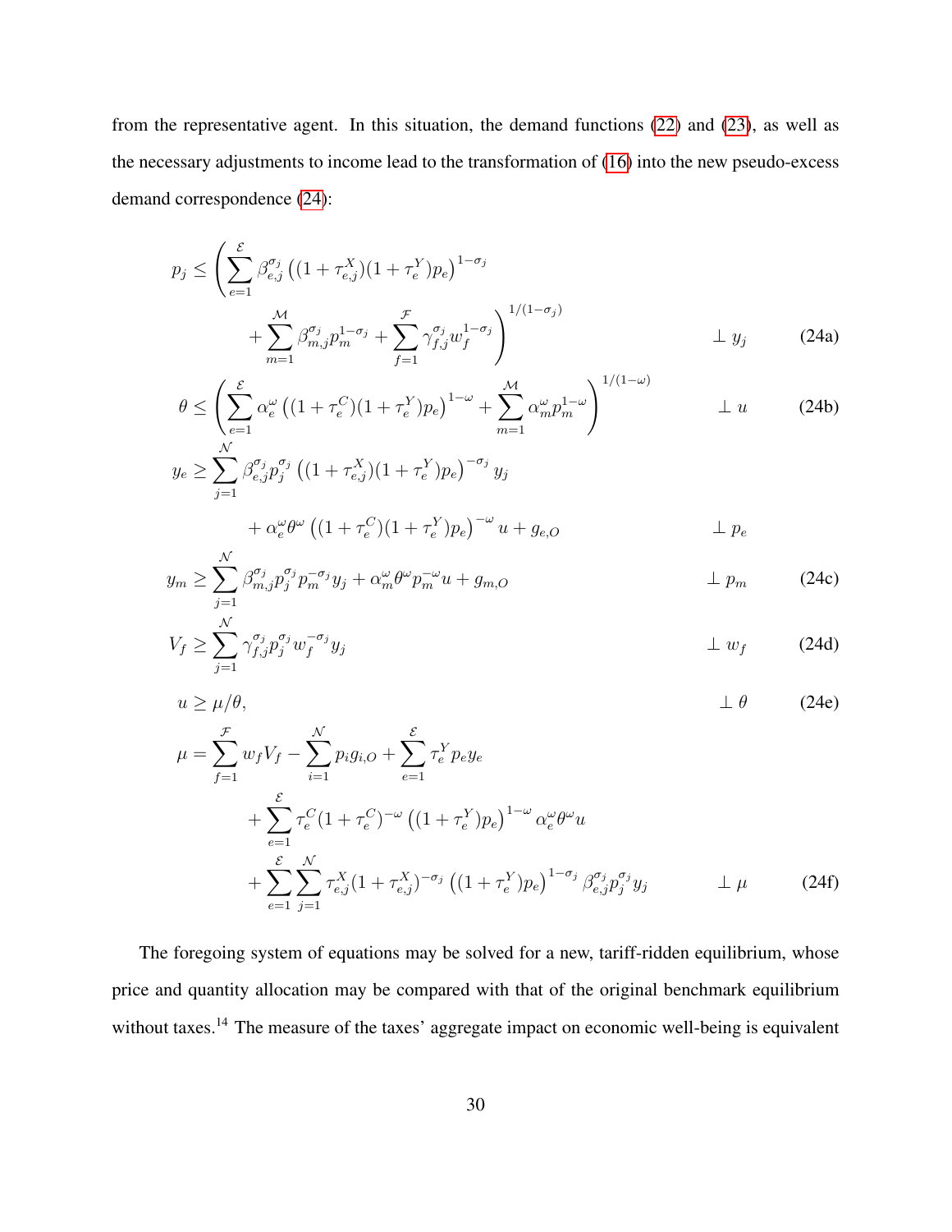from the representative agent. In this situation, the demand functions (22) and (23), as well as the necessary adjustments to income lead to the transformation of (16) into the new pseudo-excess demand correspondence (24):

$$
p_j \leq \left( \sum_{e=1}^{\mathcal{E}} \beta_{e,j}^{\sigma_j} \left( (1+\tau_{e,j}^X)(1+\tau_e^Y) p_e \right)^{1-\sigma_j} + \sum_{m=1}^{\mathcal{M}} \beta_{m,j}^{\sigma_j} p_m^{1-\sigma_j} + \sum_{f=1}^{\mathcal{F}} \gamma_{f,j}^{\sigma_j} w_f^{1-\sigma_j} \right)^{1/(1-\sigma_j)} \quad \perp y_j \tag{24a}
$$

$$
\theta \leq \left( \sum_{e=1}^{\mathcal{E}} \alpha_e^{\omega} \left( (1+\tau_e^C)(1+\tau_e^Y) p_e \right)^{1-\omega} + \sum_{m=1}^{\mathcal{M}} \alpha_m^{\omega} p_m^{1-\omega} \right)^{1/(1-\omega)} \quad \perp u \tag{24b}
$$

$$
y_e \geq \sum_{j=1}^{\mathcal{N}} \beta_{e,j}^{\sigma_j} p_j^{\sigma_j} \left( (1+\tau_{e,j}^X)(1+\tau_e^Y) p_e \right)^{-\sigma_j} y_j + \alpha_e^{\omega} \theta^{\omega} \left( (1+\tau_e^C)(1+\tau_e^Y) p_e \right)^{-\omega} u + g_{e,O} \quad \perp p_e
$$

$$
y_m \geq \sum_{j=1}^{\mathcal{N}} \beta_{m,j}^{\sigma_j} p_j^{\sigma_j} p_m^{-\sigma_j} y_j + \alpha_m^{\omega} \theta^{\omega} p_m^{-\omega} u + g_{m,O} \quad \perp p_m \tag{24c}
$$

$$
V_f \geq \sum_{j=1}^{\mathcal{N}} \gamma_{f,j}^{\sigma_j} p_j^{\sigma_j} w_f^{-\sigma_j} y_j \quad \perp w_f \tag{24d}
$$

$$
u \geq \mu/\theta, \quad \perp \theta \tag{24e}
$$

$$
\begin{aligned}
\mu = & \sum_{f=1}^{\mathcal{F}} w_f V_f - \sum_{i=1}^{\mathcal{N}} p_i g_{i,O} + \sum_{e=1}^{\mathcal{E}} \tau_e^Y p_e y_e \\
& + \sum_{e=1}^{\mathcal{E}} \tau_e^C (1+\tau_e^C)^{-\omega} \left( (1+\tau_e^Y) p_e \right)^{1-\omega} \alpha_e^{\omega} \theta^{\omega} u \\
& + \sum_{e=1}^{\mathcal{E}} \sum_{j=1}^{\mathcal{N}} \tau_{e,j}^X (1+\tau_{e,j}^X)^{-\sigma_j} \left( (1+\tau_e^Y) p_e \right)^{1-\sigma_j} \beta_{e,j}^{\sigma_j} p_j^{\sigma_j} y_j \quad \perp \mu
\end{aligned} \tag{24f}
$$

The foregoing system of equations may be solved for a new, tariff-ridden equilibrium, whose price and quantity allocation may be compared with that of the original benchmark equilibrium without taxes.[14] The measure of the taxes' aggregate impact on economic well-being is equivalent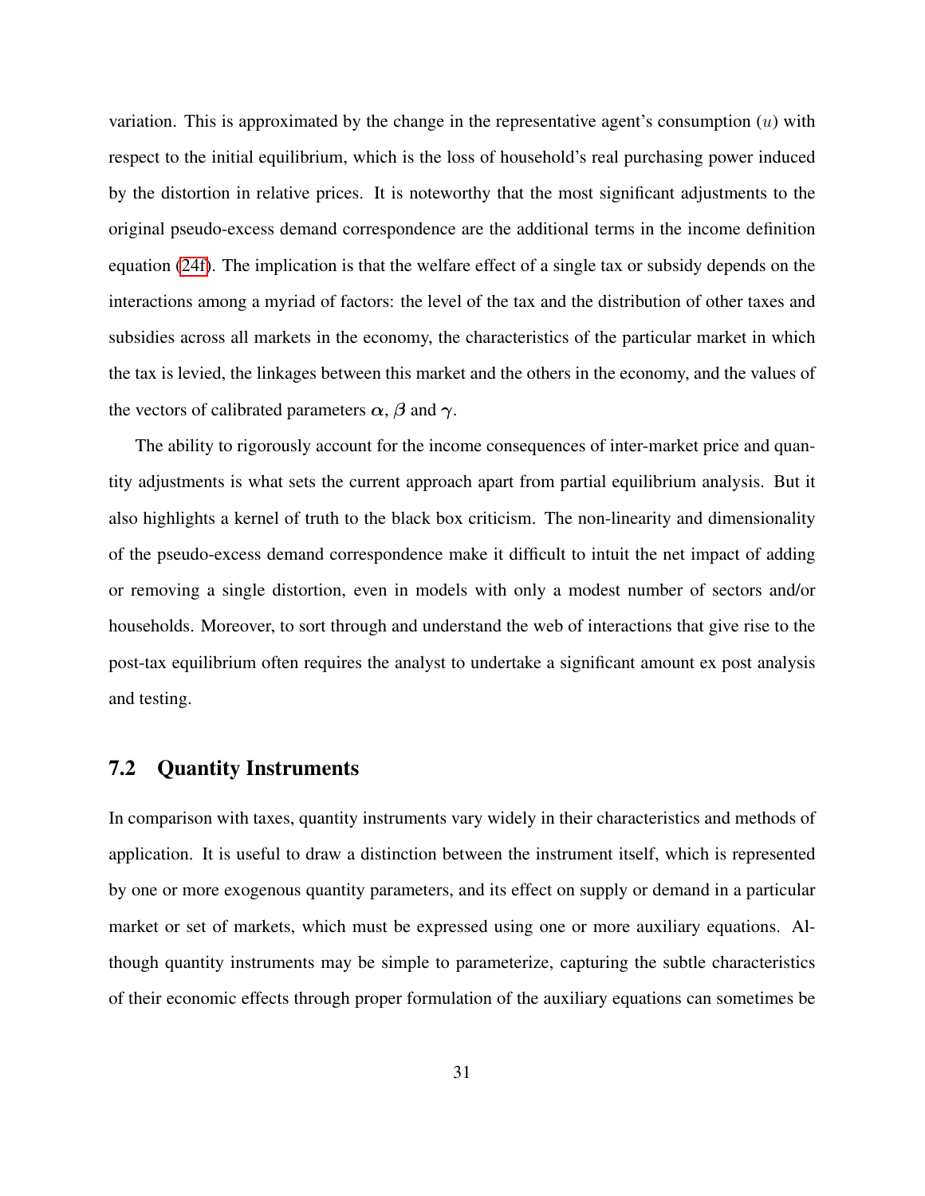variation. This is approximated by the change in the representative agent's consumption ($u$) with respect to the initial equilibrium, which is the loss of household's real purchasing power induced by the distortion in relative prices. It is noteworthy that the most significant adjustments to the original pseudo-excess demand correspondence are the additional terms in the income definition equation (24f). The implication is that the welfare effect of a single tax or subsidy depends on the interactions among a myriad of factors: the level of the tax and the distribution of other taxes and subsidies across all markets in the economy, the characteristics of the particular market in which the tax is levied, the linkages between this market and the others in the economy, and the values of the vectors of calibrated parameters $\boldsymbol{\alpha}$, $\boldsymbol{\beta}$ and $\boldsymbol{\gamma}$.

The ability to rigorously account for the income consequences of inter-market price and quantity adjustments is what sets the current approach apart from partial equilibrium analysis. But it also highlights a kernel of truth to the black box criticism. The non-linearity and dimensionality of the pseudo-excess demand correspondence make it difficult to intuit the net impact of adding or removing a single distortion, even in models with only a modest number of sectors and/or households. Moreover, to sort through and understand the web of interactions that give rise to the post-tax equilibrium often requires the analyst to undertake a significant amount ex post analysis and testing.

## 7.2 Quantity Instruments

In comparison with taxes, quantity instruments vary widely in their characteristics and methods of application. It is useful to draw a distinction between the instrument itself, which is represented by one or more exogenous quantity parameters, and its effect on supply or demand in a particular market or set of markets, which must be expressed using one or more auxiliary equations. Although quantity instruments may be simple to parameterize, capturing the subtle characteristics of their economic effects through proper formulation of the auxiliary equations can sometimes be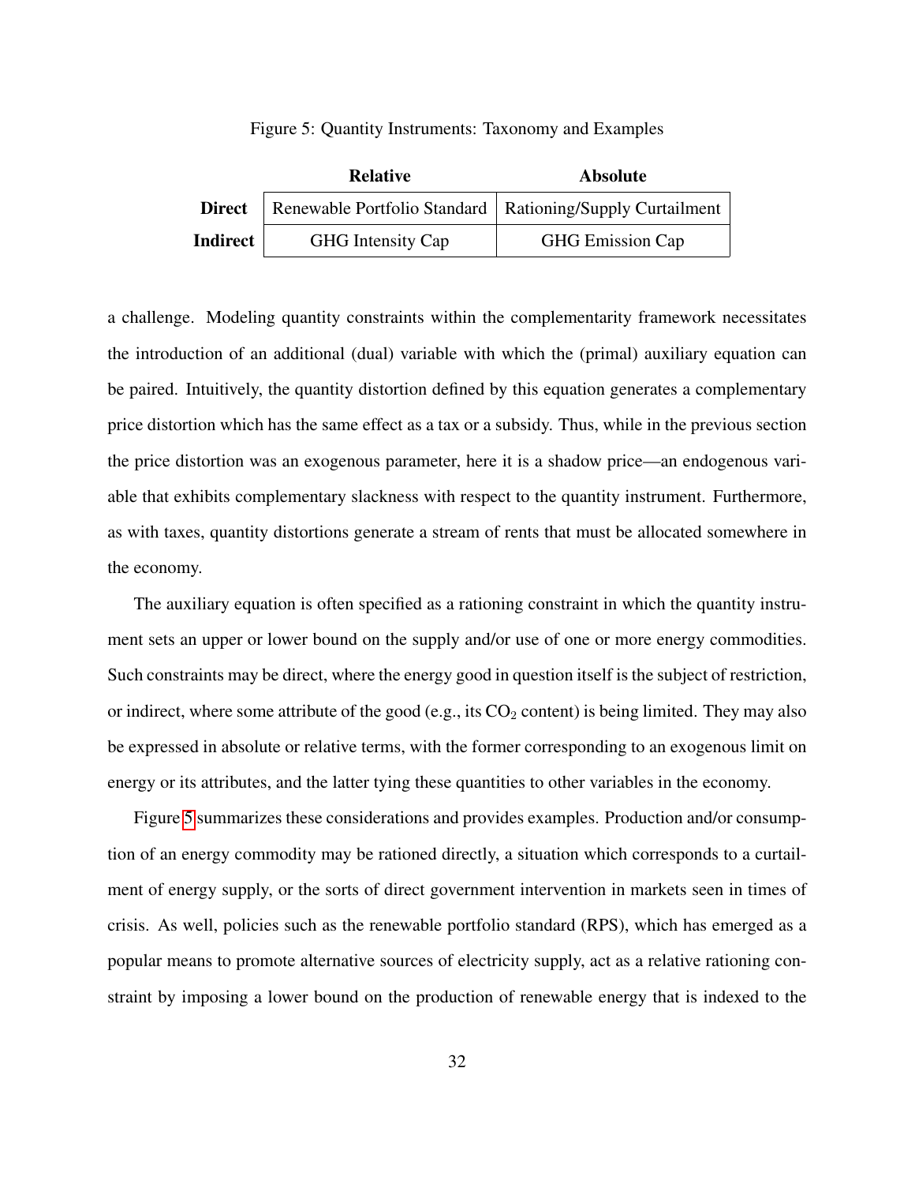Figure 5: Quantity Instruments: Taxonomy and Examples

| | **Relative** | **Absolute** |
|---|---|---|
| **Direct** | Renewable Portfolio Standard | Rationing/Supply Curtailment |
| **Indirect** | GHG Intensity Cap | GHG Emission Cap |

a challenge. Modeling quantity constraints within the complementarity framework necessitates the introduction of an additional (dual) variable with which the (primal) auxiliary equation can be paired. Intuitively, the quantity distortion defined by this equation generates a complementary price distortion which has the same effect as a tax or a subsidy. Thus, while in the previous section the price distortion was an exogenous parameter, here it is a shadow price—an endogenous variable that exhibits complementary slackness with respect to the quantity instrument. Furthermore, as with taxes, quantity distortions generate a stream of rents that must be allocated somewhere in the economy.

The auxiliary equation is often specified as a rationing constraint in which the quantity instrument sets an upper or lower bound on the supply and/or use of one or more energy commodities. Such constraints may be direct, where the energy good in question itself is the subject of restriction, or indirect, where some attribute of the good (e.g., its $CO_2$ content) is being limited. They may also be expressed in absolute or relative terms, with the former corresponding to an exogenous limit on energy or its attributes, and the latter tying these quantities to other variables in the economy.

Figure 5 summarizes these considerations and provides examples. Production and/or consumption of an energy commodity may be rationed directly, a situation which corresponds to a curtailment of energy supply, or the sorts of direct government intervention in markets seen in times of crisis. As well, policies such as the renewable portfolio standard (RPS), which has emerged as a popular means to promote alternative sources of electricity supply, act as a relative rationing constraint by imposing a lower bound on the production of renewable energy that is indexed to the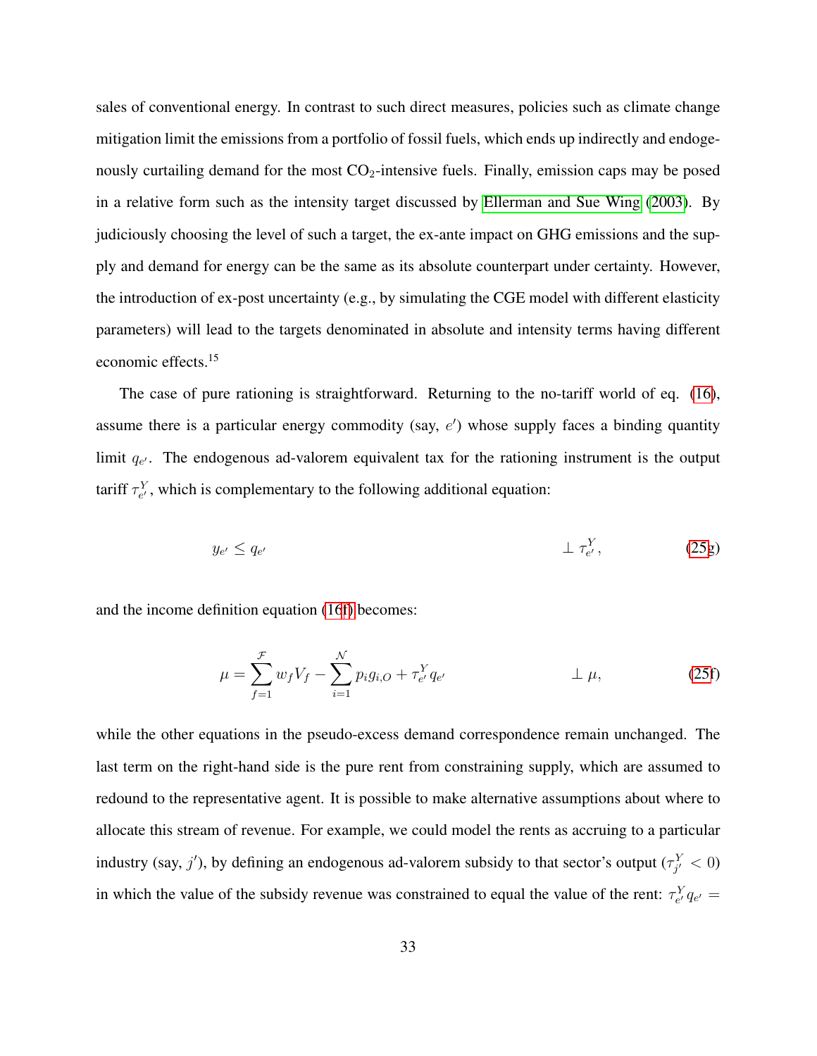sales of conventional energy. In contrast to such direct measures, policies such as climate change mitigation limit the emissions from a portfolio of fossil fuels, which ends up indirectly and endogenously curtailing demand for the most $CO_2$-intensive fuels. Finally, emission caps may be posed in a relative form such as the intensity target discussed by Ellerman and Sue Wing (2003). By judiciously choosing the level of such a target, the ex-ante impact on GHG emissions and the supply and demand for energy can be the same as its absolute counterpart under certainty. However, the introduction of ex-post uncertainty (e.g., by simulating the CGE model with different elasticity parameters) will lead to the targets denominated in absolute and intensity terms having different economic effects.[15]

The case of pure rationing is straightforward. Returning to the no-tariff world of eq. (16), assume there is a particular energy commodity (say, $e'$) whose supply faces a binding quantity limit $q_{e'}$. The endogenous ad-valorem equivalent tax for the rationing instrument is the output tariff $\tau^Y_{e'}$, which is complementary to the following additional equation:

$$y_{e'} \leq q_{e'} \qquad \perp \tau^Y_{e'}, \tag{25g}$$

and the income definition equation (16f) becomes:

$$\mu = \sum_{f=1}^{\mathcal{F}} w_f V_f - \sum_{i=1}^{\mathcal{N}} p_i g_{i,O} + \tau^Y_{e'} q_{e'} \qquad \perp \mu, \tag{25f}$$

while the other equations in the pseudo-excess demand correspondence remain unchanged. The last term on the right-hand side is the pure rent from constraining supply, which are assumed to redound to the representative agent. It is possible to make alternative assumptions about where to allocate this stream of revenue. For example, we could model the rents as accruing to a particular industry (say, $j'$), by defining an endogenous ad-valorem subsidy to that sector's output ($\tau^Y_{j'} < 0$) in which the value of the subsidy revenue was constrained to equal the value of the rent: $\tau^Y_{e'} q_{e'} =$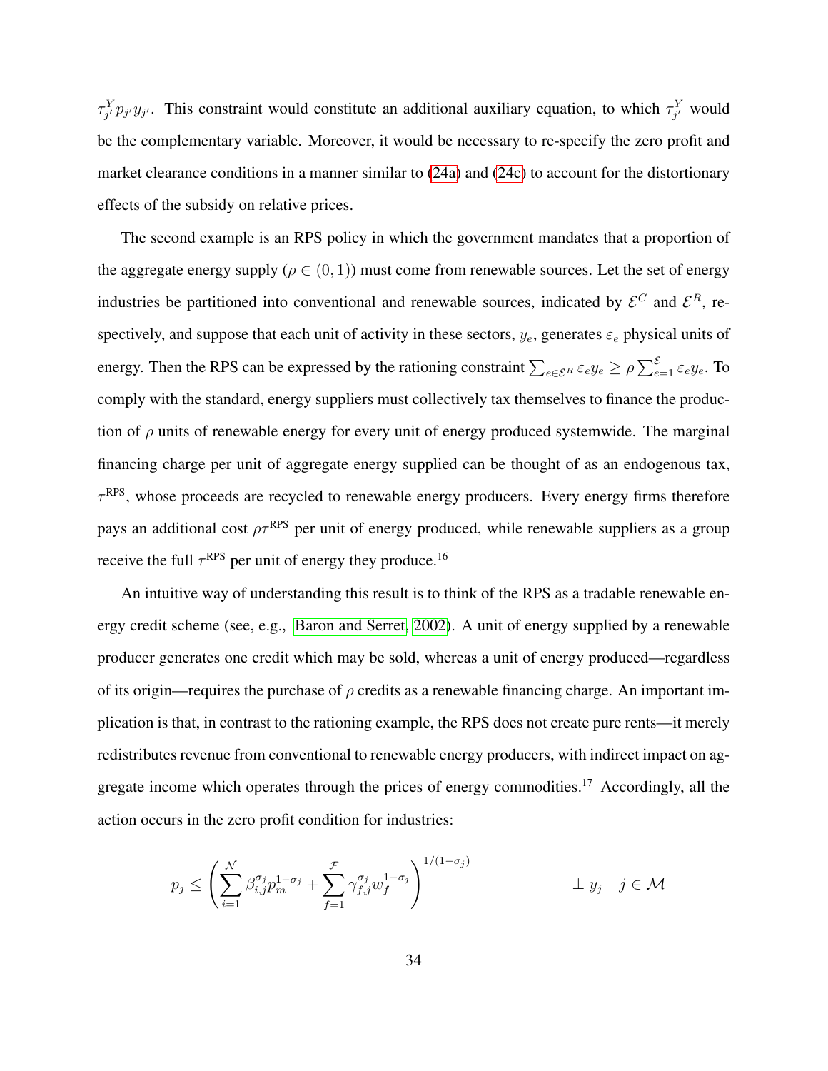$\tau^Y_{j'} p_{j'} y_{j'}$. This constraint would constitute an additional auxiliary equation, to which $\tau^Y_{j'}$ would be the complementary variable. Moreover, it would be necessary to re-specify the zero profit and market clearance conditions in a manner similar to (24a) and (24c) to account for the distortionary effects of the subsidy on relative prices.

The second example is an RPS policy in which the government mandates that a proportion of the aggregate energy supply ($\rho \in (0, 1)$) must come from renewable sources. Let the set of energy industries be partitioned into conventional and renewable sources, indicated by $\mathcal{E}^C$ and $\mathcal{E}^R$, respectively, and suppose that each unit of activity in these sectors, $y_e$, generates $\varepsilon_e$ physical units of energy. Then the RPS can be expressed by the rationing constraint $\sum_{e \in \mathcal{E}^R} \varepsilon_e y_e \geq \rho \sum_{e=1}^{\mathcal{E}} \varepsilon_e y_e$. To comply with the standard, energy suppliers must collectively tax themselves to finance the production of $\rho$ units of renewable energy for every unit of energy produced systemwide. The marginal financing charge per unit of aggregate energy supplied can be thought of as an endogenous tax, $\tau^{\text{RPS}}$, whose proceeds are recycled to renewable energy producers. Every energy firms therefore pays an additional cost $\rho\tau^{\text{RPS}}$ per unit of energy produced, while renewable suppliers as a group receive the full $\tau^{\text{RPS}}$ per unit of energy they produce.[16]

An intuitive way of understanding this result is to think of the RPS as a tradable renewable energy credit scheme (see, e.g., Baron and Serret, 2002). A unit of energy supplied by a renewable producer generates one credit which may be sold, whereas a unit of energy produced—regardless of its origin—requires the purchase of $\rho$ credits as a renewable financing charge. An important implication is that, in contrast to the rationing example, the RPS does not create pure rents—it merely redistributes revenue from conventional to renewable energy producers, with indirect impact on aggregate income which operates through the prices of energy commodities.[17] Accordingly, all the action occurs in the zero profit condition for industries:

$$p_j \leq \left( \sum_{i=1}^{\mathcal{N}} \beta_{i,j}^{\sigma_j} p_m^{1-\sigma_j} + \sum_{f=1}^{\mathcal{F}} \gamma_{f,j}^{\sigma_j} w_f^{1-\sigma_j} \right)^{1/(1-\sigma_j)} \qquad \perp y_j \quad j \in \mathcal{M}$$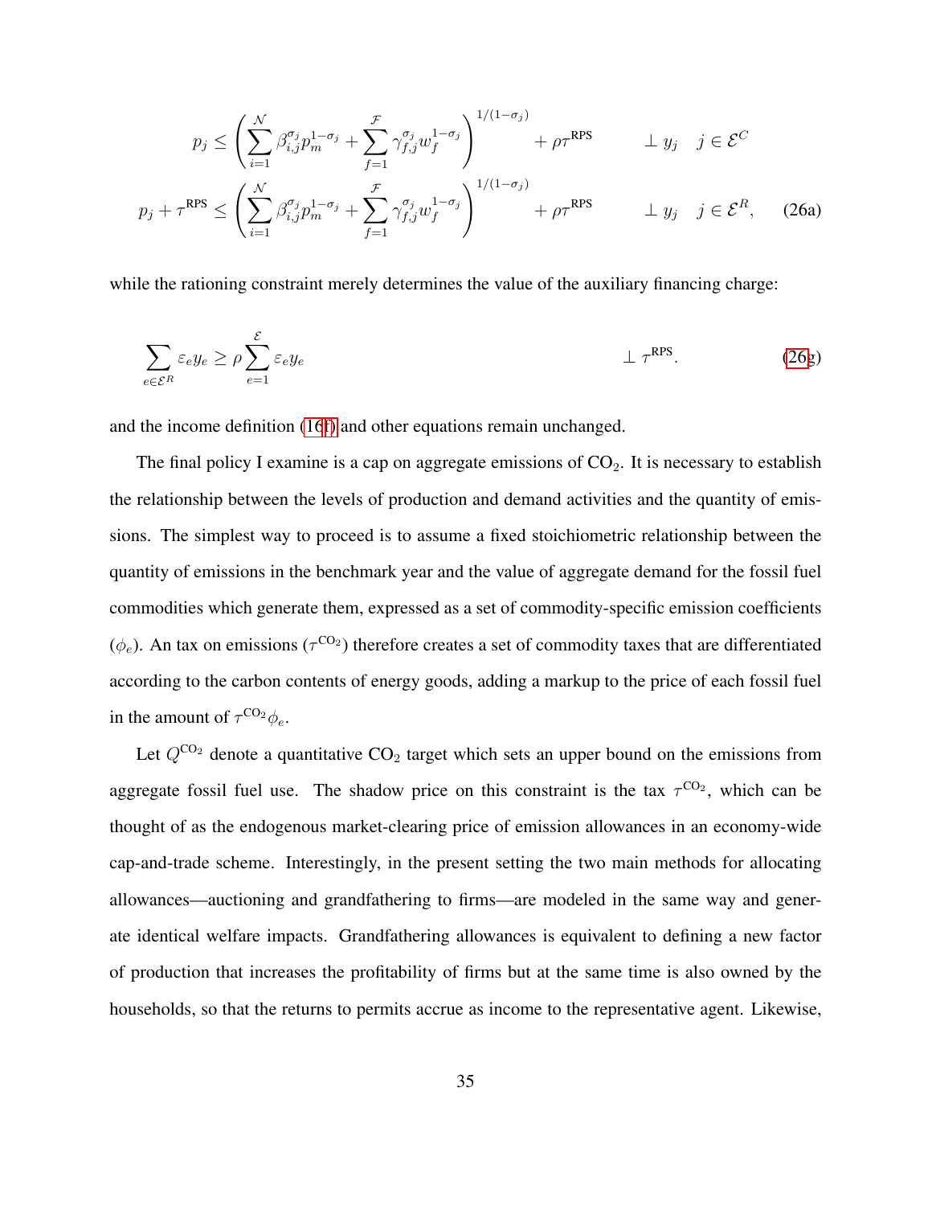$$
p_j \leq \left( \sum_{i=1}^{\mathcal{N}} \beta_{i,j}^{\sigma_j} p_m^{1-\sigma_j} + \sum_{f=1}^{\mathcal{F}} \gamma_{f,j}^{\sigma_j} w_f^{1-\sigma_j} \right)^{1/(1-\sigma_j)} + \rho \tau^{\text{RPS}} \qquad \perp y_j \quad j \in \mathcal{E}^C
$$

$$
p_j + \tau^{\text{RPS}} \leq \left( \sum_{i=1}^{\mathcal{N}} \beta_{i,j}^{\sigma_j} p_m^{1-\sigma_j} + \sum_{f=1}^{\mathcal{F}} \gamma_{f,j}^{\sigma_j} w_f^{1-\sigma_j} \right)^{1/(1-\sigma_j)} + \rho \tau^{\text{RPS}} \qquad \perp y_j \quad j \in \mathcal{E}^R, \tag{26a}
$$

while the rationing constraint merely determines the value of the auxiliary financing charge:

$$
\sum_{e \in \mathcal{E}^R} \varepsilon_e y_e \geq \rho \sum_{e=1}^{\mathcal{E}} \varepsilon_e y_e \qquad \perp \tau^{\text{RPS}}. \tag{26g}
$$

and the income definition (16f) and other equations remain unchanged.

The final policy I examine is a cap on aggregate emissions of $CO_2$. It is necessary to establish the relationship between the levels of production and demand activities and the quantity of emissions. The simplest way to proceed is to assume a fixed stoichiometric relationship between the quantity of emissions in the benchmark year and the value of aggregate demand for the fossil fuel commodities which generate them, expressed as a set of commodity-specific emission coefficients ($\phi_e$). An tax on emissions ($\tau^{\text{CO}_2}$) therefore creates a set of commodity taxes that are differentiated according to the carbon contents of energy goods, adding a markup to the price of each fossil fuel in the amount of $\tau^{\text{CO}_2} \phi_e$.

Let $Q^{\text{CO}_2}$ denote a quantitative $CO_2$ target which sets an upper bound on the emissions from aggregate fossil fuel use. The shadow price on this constraint is the tax $\tau^{\text{CO}_2}$, which can be thought of as the endogenous market-clearing price of emission allowances in an economy-wide cap-and-trade scheme. Interestingly, in the present setting the two main methods for allocating allowances—auctioning and grandfathering to firms—are modeled in the same way and generate identical welfare impacts. Grandfathering allowances is equivalent to defining a new factor of production that increases the profitability of firms but at the same time is also owned by the households, so that the returns to permits accrue as income to the representative agent. Likewise,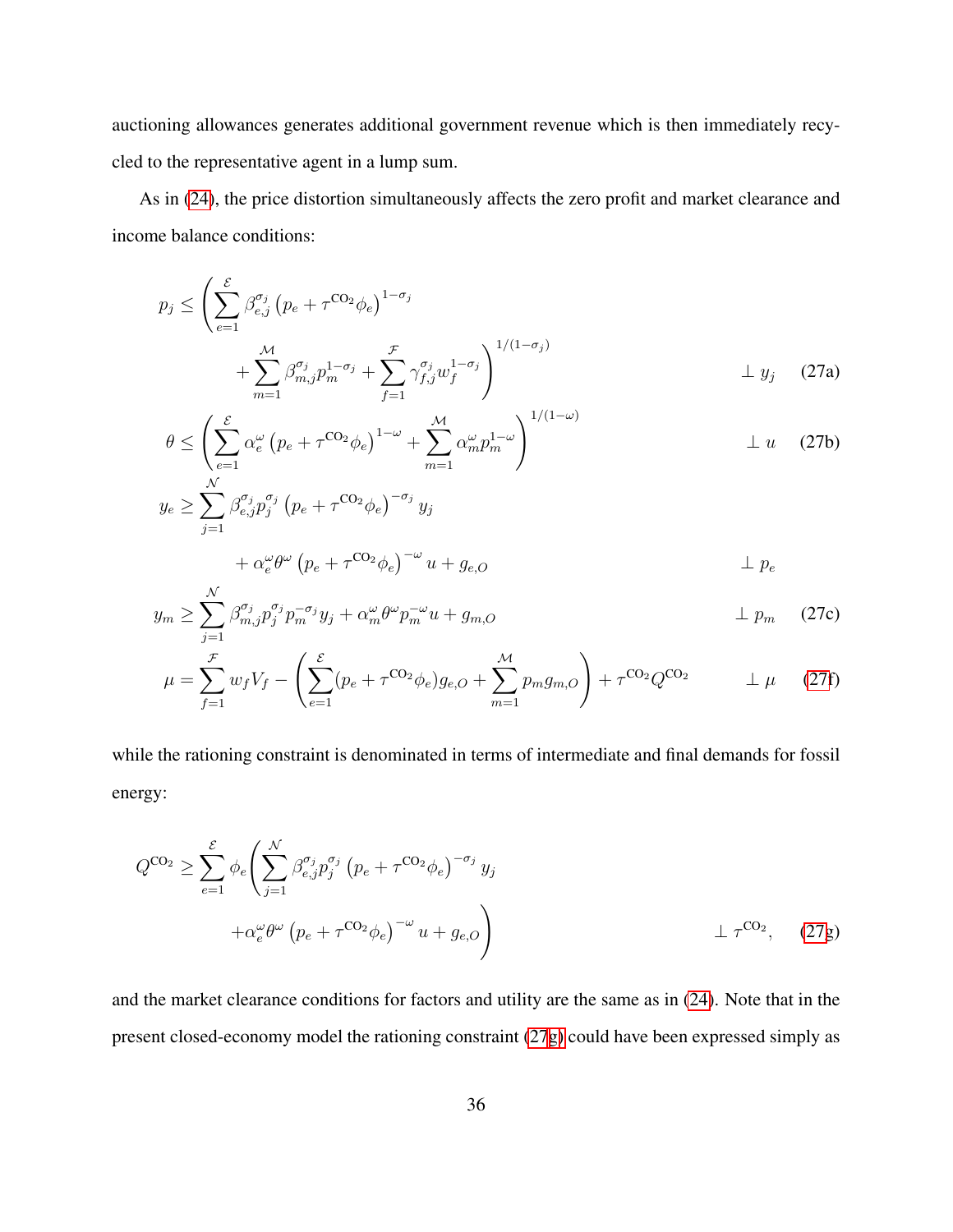auctioning allowances generates additional government revenue which is then immediately recycled to the representative agent in a lump sum.

As in (24), the price distortion simultaneously affects the zero profit and market clearance and income balance conditions:

$$p_j \leq \left( \sum_{e=1}^{\mathcal{E}} \beta_{e,j}^{\sigma_j} \left( p_e + \tau^{\mathrm{CO_2}} \phi_e \right)^{1-\sigma_j} + \sum_{m=1}^{\mathcal{M}} \beta_{m,j}^{\sigma_j} p_m^{1-\sigma_j} + \sum_{f=1}^{\mathcal{F}} \gamma_{f,j}^{\sigma_j} w_f^{1-\sigma_j} \right)^{1/(1-\sigma_j)} \quad \perp y_j \tag{27a}$$

$$\theta \leq \left( \sum_{e=1}^{\mathcal{E}} \alpha_e^{\omega} \left( p_e + \tau^{\mathrm{CO_2}} \phi_e \right)^{1-\omega} + \sum_{m=1}^{\mathcal{M}} \alpha_m^{\omega} p_m^{1-\omega} \right)^{1/(1-\omega)} \quad \perp u \tag{27b}$$

$$y_e \geq \sum_{j=1}^{\mathcal{N}} \beta_{e,j}^{\sigma_j} p_j^{\sigma_j} \left( p_e + \tau^{\mathrm{CO_2}} \phi_e \right)^{-\sigma_j} y_j + \alpha_e^{\omega} \theta^{\omega} \left( p_e + \tau^{\mathrm{CO_2}} \phi_e \right)^{-\omega} u + g_{e,O} \quad \perp p_e$$

$$y_m \geq \sum_{j=1}^{\mathcal{N}} \beta_{m,j}^{\sigma_j} p_j^{\sigma_j} p_m^{-\sigma_j} y_j + \alpha_m^{\omega} \theta^{\omega} p_m^{-\omega} u + g_{m,O} \quad \perp p_m \tag{27c}$$

$$\mu = \sum_{f=1}^{\mathcal{F}} w_f V_f - \left( \sum_{e=1}^{\mathcal{E}} (p_e + \tau^{\mathrm{CO_2}} \phi_e) g_{e,O} + \sum_{m=1}^{\mathcal{M}} p_m g_{m,O} \right) + \tau^{\mathrm{CO_2}} Q^{\mathrm{CO_2}} \quad \perp \mu \tag{27f}$$

while the rationing constraint is denominated in terms of intermediate and final demands for fossil energy:

$$Q^{\mathrm{CO_2}} \geq \sum_{e=1}^{\mathcal{E}} \phi_e \left( \sum_{j=1}^{\mathcal{N}} \beta_{e,j}^{\sigma_j} p_j^{\sigma_j} \left( p_e + \tau^{\mathrm{CO_2}} \phi_e \right)^{-\sigma_j} y_j + \alpha_e^{\omega} \theta^{\omega} \left( p_e + \tau^{\mathrm{CO_2}} \phi_e \right)^{-\omega} u + g_{e,O} \right) \quad \perp \tau^{\mathrm{CO_2}}, \tag{27g}$$

and the market clearance conditions for factors and utility are the same as in (24). Note that in the present closed-economy model the rationing constraint (27g) could have been expressed simply as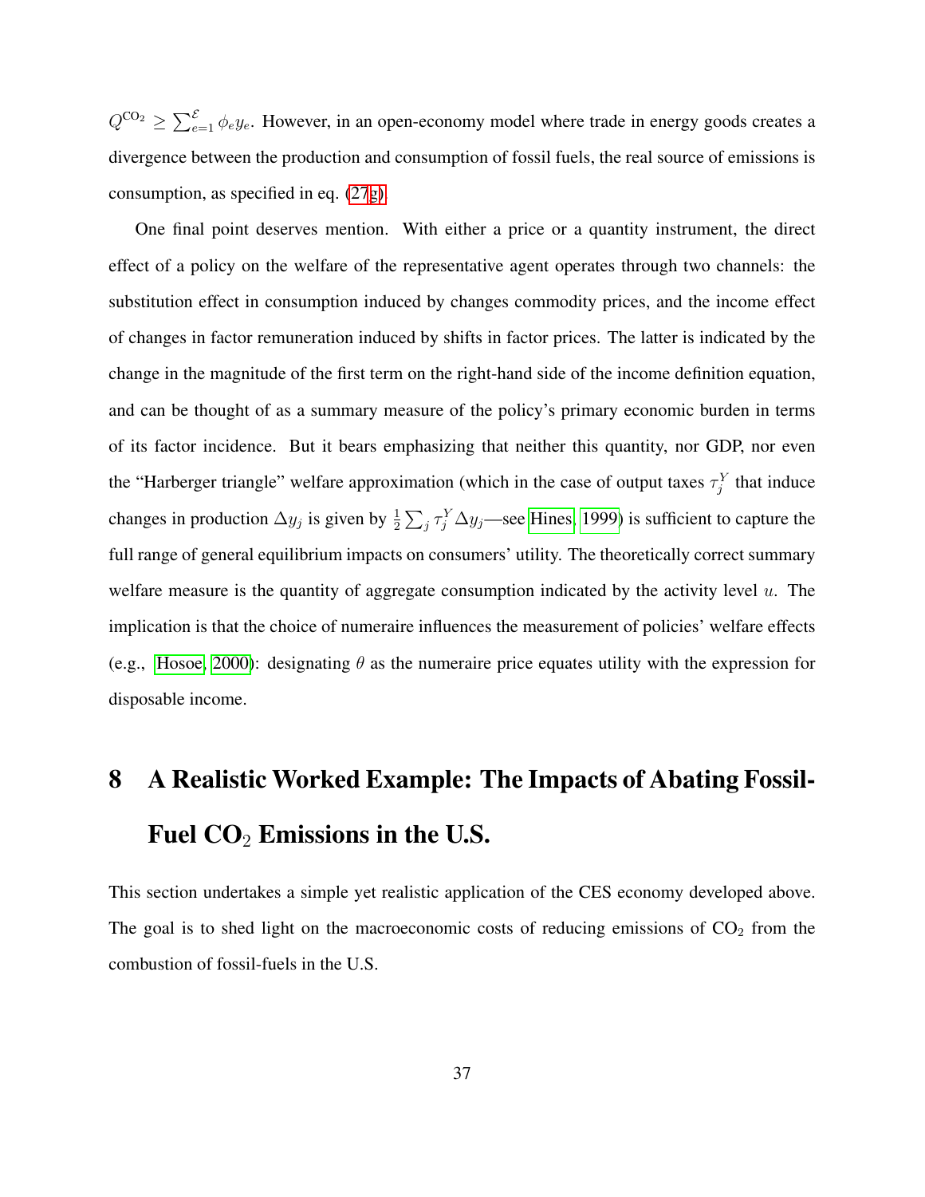$Q^{\mathrm{CO_2}} \geq \sum_{e=1}^{\mathcal{E}} \phi_e y_e$. However, in an open-economy model where trade in energy goods creates a divergence between the production and consumption of fossil fuels, the real source of emissions is consumption, as specified in eq. (27g).

One final point deserves mention. With either a price or a quantity instrument, the direct effect of a policy on the welfare of the representative agent operates through two channels: the substitution effect in consumption induced by changes commodity prices, and the income effect of changes in factor remuneration induced by shifts in factor prices. The latter is indicated by the change in the magnitude of the first term on the right-hand side of the income definition equation, and can be thought of as a summary measure of the policy's primary economic burden in terms of its factor incidence. But it bears emphasizing that neither this quantity, nor GDP, nor even the "Harberger triangle" welfare approximation (which in the case of output taxes $\tau_j^Y$ that induce changes in production $\Delta y_j$ is given by $\frac{1}{2}\sum_j \tau_j^Y \Delta y_j$—see Hines, 1999) is sufficient to capture the full range of general equilibrium impacts on consumers' utility. The theoretically correct summary welfare measure is the quantity of aggregate consumption indicated by the activity level $u$. The implication is that the choice of numeraire influences the measurement of policies' welfare effects (e.g., Hosoe, 2000): designating $\theta$ as the numeraire price equates utility with the expression for disposable income.

# 8 A Realistic Worked Example: The Impacts of Abating Fossil-Fuel $CO_2$ Emissions in the U.S.

This section undertakes a simple yet realistic application of the CES economy developed above. The goal is to shed light on the macroeconomic costs of reducing emissions of $CO_2$ from the combustion of fossil-fuels in the U.S.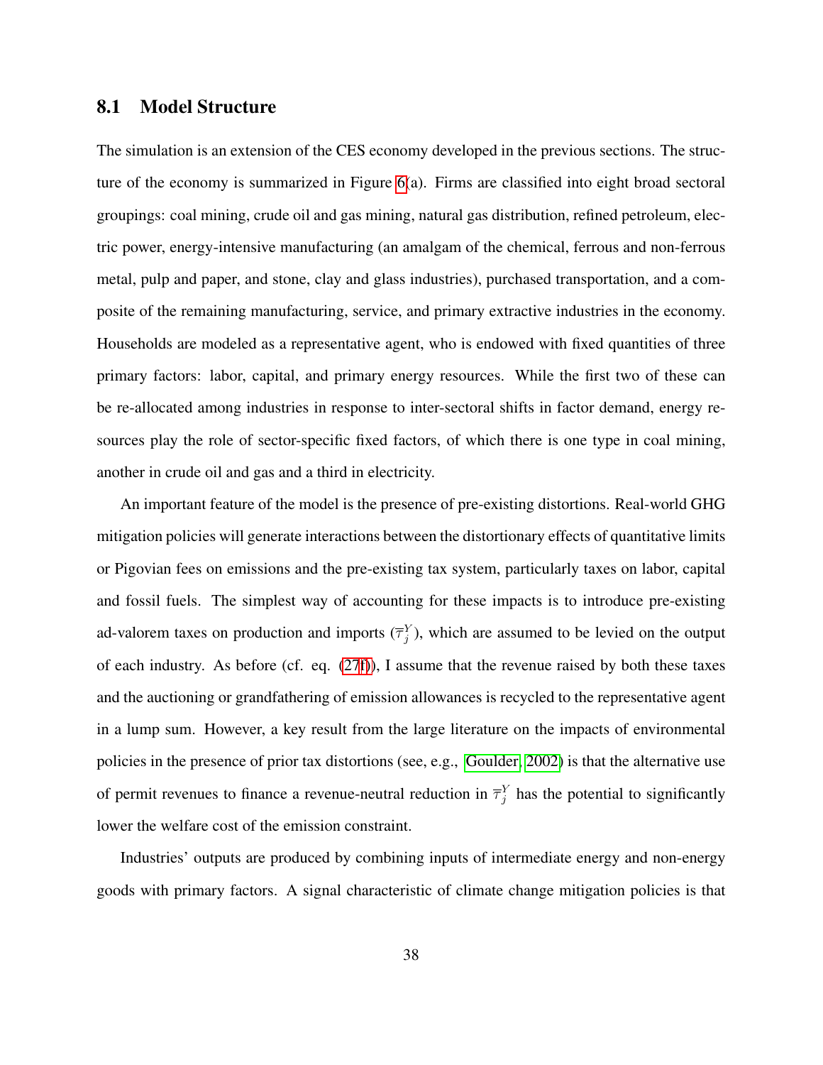## 8.1 Model Structure

The simulation is an extension of the CES economy developed in the previous sections. The structure of the economy is summarized in Figure 6(a). Firms are classified into eight broad sectoral groupings: coal mining, crude oil and gas mining, natural gas distribution, refined petroleum, electric power, energy-intensive manufacturing (an amalgam of the chemical, ferrous and non-ferrous metal, pulp and paper, and stone, clay and glass industries), purchased transportation, and a composite of the remaining manufacturing, service, and primary extractive industries in the economy. Households are modeled as a representative agent, who is endowed with fixed quantities of three primary factors: labor, capital, and primary energy resources. While the first two of these can be re-allocated among industries in response to inter-sectoral shifts in factor demand, energy resources play the role of sector-specific fixed factors, of which there is one type in coal mining, another in crude oil and gas and a third in electricity.

An important feature of the model is the presence of pre-existing distortions. Real-world GHG mitigation policies will generate interactions between the distortionary effects of quantitative limits or Pigovian fees on emissions and the pre-existing tax system, particularly taxes on labor, capital and fossil fuels. The simplest way of accounting for these impacts is to introduce pre-existing ad-valorem taxes on production and imports ($\overline{\tau}_j^Y$), which are assumed to be levied on the output of each industry. As before (cf. eq. (27f)), I assume that the revenue raised by both these taxes and the auctioning or grandfathering of emission allowances is recycled to the representative agent in a lump sum. However, a key result from the large literature on the impacts of environmental policies in the presence of prior tax distortions (see, e.g., Goulder, 2002) is that the alternative use of permit revenues to finance a revenue-neutral reduction in $\overline{\tau}_j^Y$ has the potential to significantly lower the welfare cost of the emission constraint.

Industries' outputs are produced by combining inputs of intermediate energy and non-energy goods with primary factors. A signal characteristic of climate change mitigation policies is that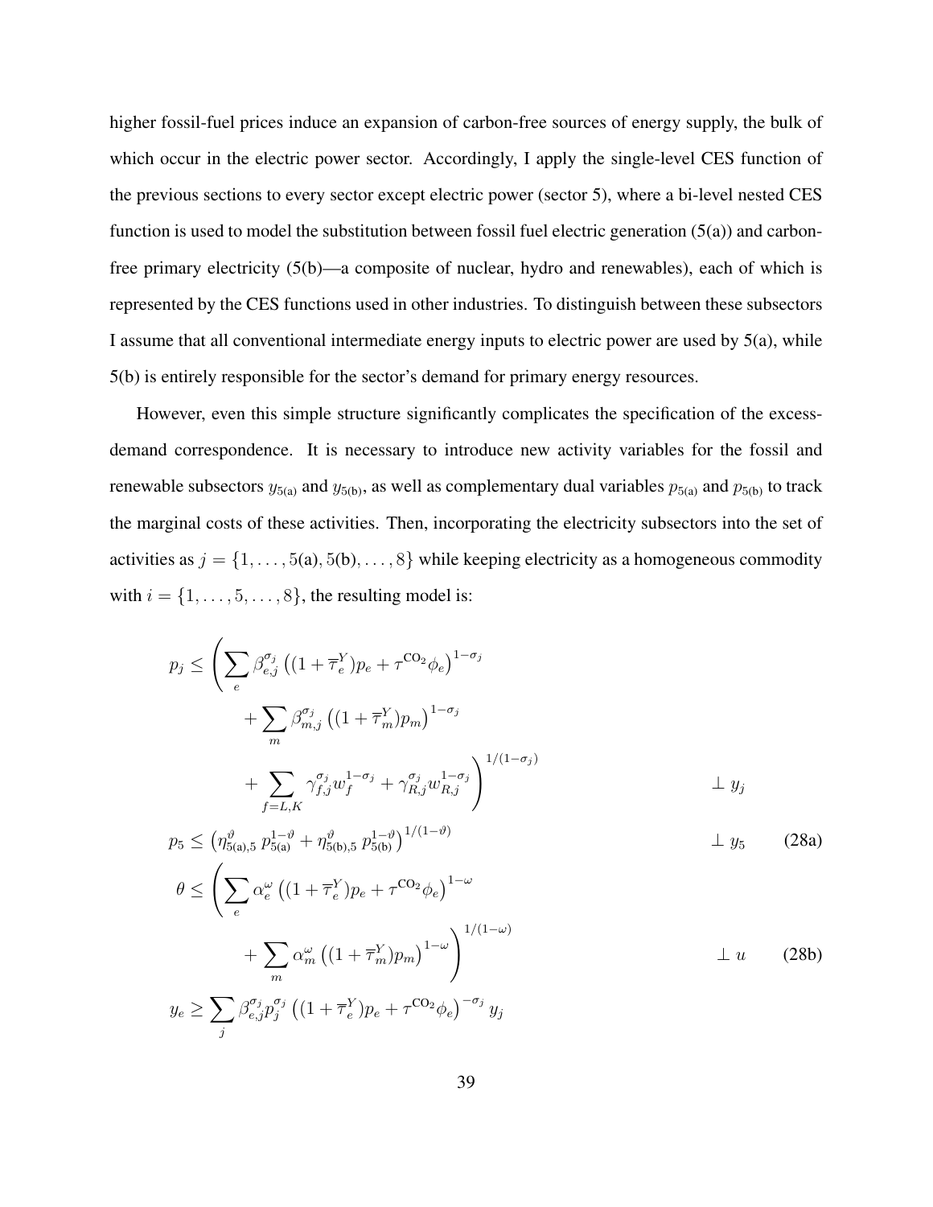higher fossil-fuel prices induce an expansion of carbon-free sources of energy supply, the bulk of which occur in the electric power sector. Accordingly, I apply the single-level CES function of the previous sections to every sector except electric power (sector 5), where a bi-level nested CES function is used to model the substitution between fossil fuel electric generation (5(a)) and carbon-free primary electricity (5(b)—a composite of nuclear, hydro and renewables), each of which is represented by the CES functions used in other industries. To distinguish between these subsectors I assume that all conventional intermediate energy inputs to electric power are used by 5(a), while 5(b) is entirely responsible for the sector's demand for primary energy resources.

However, even this simple structure significantly complicates the specification of the excess-demand correspondence. It is necessary to introduce new activity variables for the fossil and renewable subsectors $y_{5(\mathrm{a})}$ and $y_{5(\mathrm{b})}$, as well as complementary dual variables $p_{5(\mathrm{a})}$ and $p_{5(\mathrm{b})}$ to track the marginal costs of these activities. Then, incorporating the electricity subsectors into the set of activities as $j = \{1, \ldots, 5(\mathrm{a}), 5(\mathrm{b}), \ldots, 8\}$ while keeping electricity as a homogeneous commodity with $i = \{1, \ldots, 5, \ldots, 8\}$, the resulting model is:

$$
\begin{aligned}
p_j \leq & \left( \sum_e \beta_{e,j}^{\sigma_j} \left( (1 + \overline{\tau}_e^Y) p_e + \tau^{\mathrm{CO_2}} \phi_e \right)^{1-\sigma_j} \right. \\
& + \sum_m \beta_{m,j}^{\sigma_j} \left( (1 + \overline{\tau}_m^Y) p_m \right)^{1-\sigma_j} \\
& \left. + \sum_{f=L,K} \gamma_{f,j}^{\sigma_j} w_f^{1-\sigma_j} + \gamma_{R,j}^{\sigma_j} w_{R,j}^{1-\sigma_j} \right)^{1/(1-\sigma_j)} && \perp y_j \\
p_5 \leq & \left( \eta_{5(\mathrm{a}),5}^{\vartheta} \, p_{5(\mathrm{a})}^{1-\vartheta} + \eta_{5(\mathrm{b}),5}^{\vartheta} \, p_{5(\mathrm{b})}^{1-\vartheta} \right)^{1/(1-\vartheta)} && \perp y_5 \qquad \text{(28a)} \\
\theta \leq & \left( \sum_e \alpha_e^{\omega} \left( (1 + \overline{\tau}_e^Y) p_e + \tau^{\mathrm{CO_2}} \phi_e \right)^{1-\omega} \right. \\
& \left. + \sum_m \alpha_m^{\omega} \left( (1 + \overline{\tau}_m^Y) p_m \right)^{1-\omega} \right)^{1/(1-\omega)} && \perp u \qquad \text{(28b)} \\
y_e \geq & \sum_j \beta_{e,j}^{\sigma_j} p_j^{\sigma_j} \left( (1 + \overline{\tau}_e^Y) p_e + \tau^{\mathrm{CO_2}} \phi_e \right)^{-\sigma_j} y_j
\end{aligned}
$$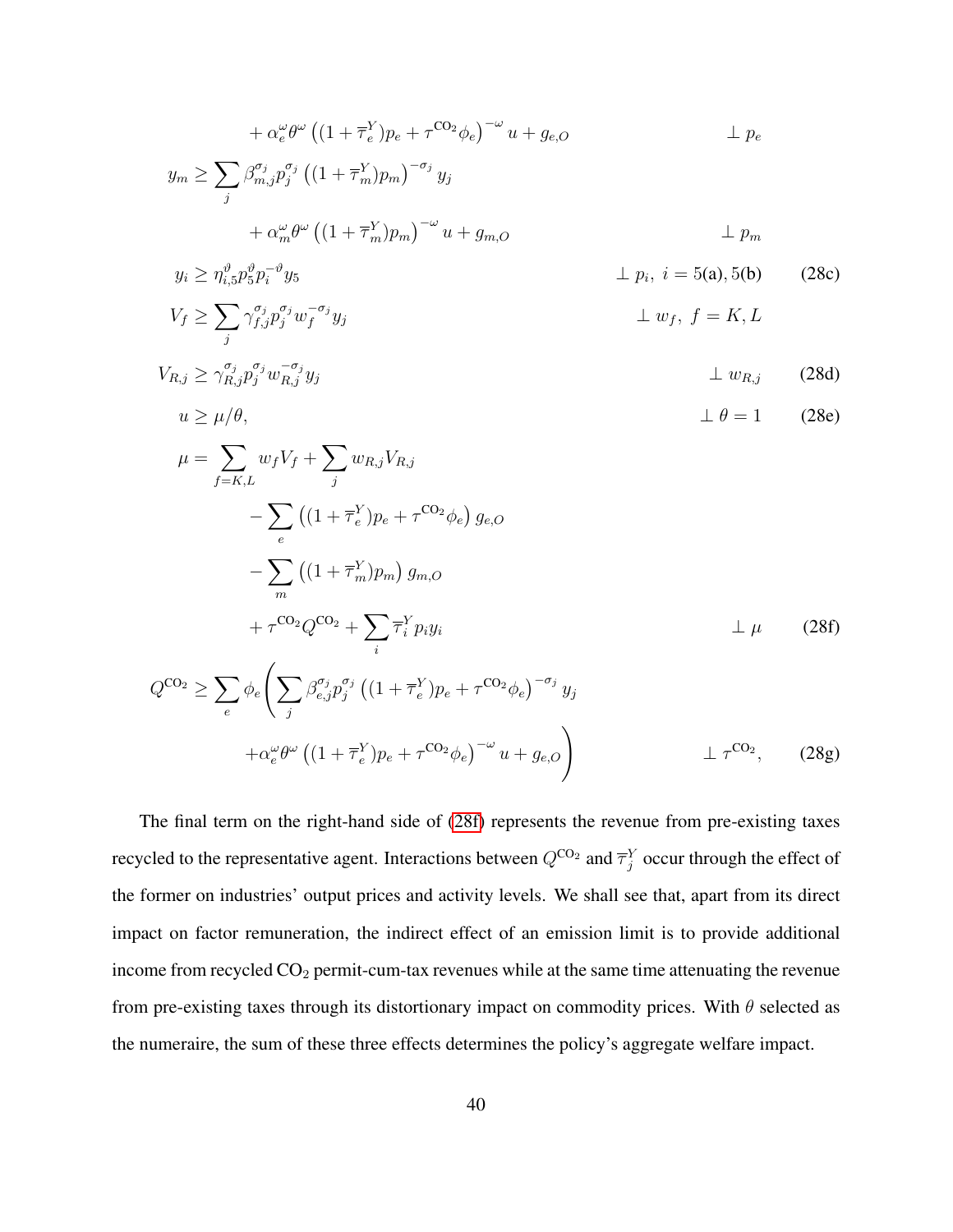$$
+ \alpha_e^{\omega} \theta^{\omega} \left( (1 + \overline{\tau}_e^Y) p_e + \tau^{\text{CO}_2} \phi_e \right)^{-\omega} u + g_{e,O} \qquad \perp p_e
$$

$$
y_m \geq \sum_j \beta_{m,j}^{\sigma_j} p_j^{\sigma_j} \left( (1 + \overline{\tau}_m^Y) p_m \right)^{-\sigma_j} y_j
$$

$$
+ \alpha_m^{\omega} \theta^{\omega} \left( (1 + \overline{\tau}_m^Y) p_m \right)^{-\omega} u + g_{m,O} \qquad \perp p_m
$$

$$
y_i \geq \eta_{i,5}^{\vartheta} p_5^{\vartheta} p_i^{-\vartheta} y_5 \qquad \perp p_i, \ i = 5\text{(a)}, 5\text{(b)} \tag{28c}
$$

$$
V_f \geq \sum_j \gamma_{f,j}^{\sigma_j} p_j^{\sigma_j} w_f^{-\sigma_j} y_j \qquad \perp w_f, \ f = K, L
$$

$$
V_{R,j} \geq \gamma_{R,j}^{\sigma_j} p_j^{\sigma_j} w_{R,j}^{-\sigma_j} y_j \qquad \perp w_{R,j} \tag{28d}
$$

$$
u \geq \mu / \theta, \qquad \perp \theta = 1 \tag{28e}
$$

$$
\mu = \sum_{f=K,L} w_f V_f + \sum_j w_{R,j} V_{R,j}
$$

$$
- \sum_e \left( (1 + \overline{\tau}_e^Y) p_e + \tau^{\text{CO}_2} \phi_e \right) g_{e,O}
$$

$$
- \sum_m \left( (1 + \overline{\tau}_m^Y) p_m \right) g_{m,O}
$$

$$
+ \tau^{\text{CO}_2} Q^{\text{CO}_2} + \sum_i \overline{\tau}_i^Y p_i y_i \qquad \perp \mu \tag{28f}
$$

$$
Q^{\text{CO}_2} \geq \sum_e \phi_e \left( \sum_j \beta_{e,j}^{\sigma_j} p_j^{\sigma_j} \left( (1 + \overline{\tau}_e^Y) p_e + \tau^{\text{CO}_2} \phi_e \right)^{-\sigma_j} y_j \right.
$$

$$
\left. + \alpha_e^{\omega} \theta^{\omega} \left( (1 + \overline{\tau}_e^Y) p_e + \tau^{\text{CO}_2} \phi_e \right)^{-\omega} u + g_{e,O} \right) \qquad \perp \tau^{\text{CO}_2}, \tag{28g}
$$

The final term on the right-hand side of (28f) represents the revenue from pre-existing taxes recycled to the representative agent. Interactions between $Q^{\text{CO}_2}$ and $\overline{\tau}_j^Y$ occur through the effect of the former on industries' output prices and activity levels. We shall see that, apart from its direct impact on factor remuneration, the indirect effect of an emission limit is to provide additional income from recycled $\text{CO}_2$ permit-cum-tax revenues while at the same time attenuating the revenue from pre-existing taxes through its distortionary impact on commodity prices. With $\theta$ selected as the numeraire, the sum of these three effects determines the policy's aggregate welfare impact.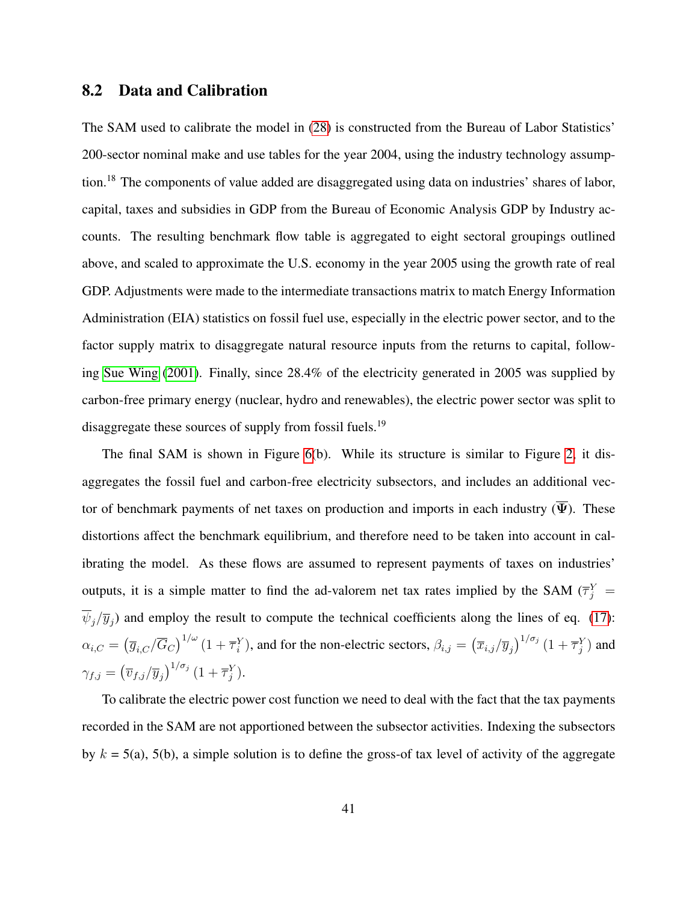## 8.2 Data and Calibration

The SAM used to calibrate the model in (28) is constructed from the Bureau of Labor Statistics' 200-sector nominal make and use tables for the year 2004, using the industry technology assumption.[18] The components of value added are disaggregated using data on industries' shares of labor, capital, taxes and subsidies in GDP from the Bureau of Economic Analysis GDP by Industry accounts. The resulting benchmark flow table is aggregated to eight sectoral groupings outlined above, and scaled to approximate the U.S. economy in the year 2005 using the growth rate of real GDP. Adjustments were made to the intermediate transactions matrix to match Energy Information Administration (EIA) statistics on fossil fuel use, especially in the electric power sector, and to the factor supply matrix to disaggregate natural resource inputs from the returns to capital, following Sue Wing (2001). Finally, since 28.4% of the electricity generated in 2005 was supplied by carbon-free primary energy (nuclear, hydro and renewables), the electric power sector was split to disaggregate these sources of supply from fossil fuels.[19]

The final SAM is shown in Figure 6(b). While its structure is similar to Figure 2, it disaggregates the fossil fuel and carbon-free electricity subsectors, and includes an additional vector of benchmark payments of net taxes on production and imports in each industry ($\overline{\Psi}$). These distortions affect the benchmark equilibrium, and therefore need to be taken into account in calibrating the model. As these flows are assumed to represent payments of taxes on industries' outputs, it is a simple matter to find the ad-valorem net tax rates implied by the SAM ($\overline{\tau}_j^Y = \overline{\psi}_j/\overline{y}_j$) and employ the result to compute the technical coefficients along the lines of eq. (17): $\alpha_{i,C} = \left(\overline{g}_{i,C}/\overline{G}_C\right)^{1/\omega}(1+\overline{\tau}_i^Y)$, and for the non-electric sectors, $\beta_{i,j} = \left(\overline{x}_{i,j}/\overline{y}_j\right)^{1/\sigma_j}(1+\overline{\tau}_j^Y)$ and $\gamma_{f,j} = \left(\overline{v}_{f,j}/\overline{y}_j\right)^{1/\sigma_j}(1+\overline{\tau}_j^Y)$.

To calibrate the electric power cost function we need to deal with the fact that the tax payments recorded in the SAM are not apportioned between the subsector activities. Indexing the subsectors by $k$ = 5(a), 5(b), a simple solution is to define the gross-of tax level of activity of the aggregate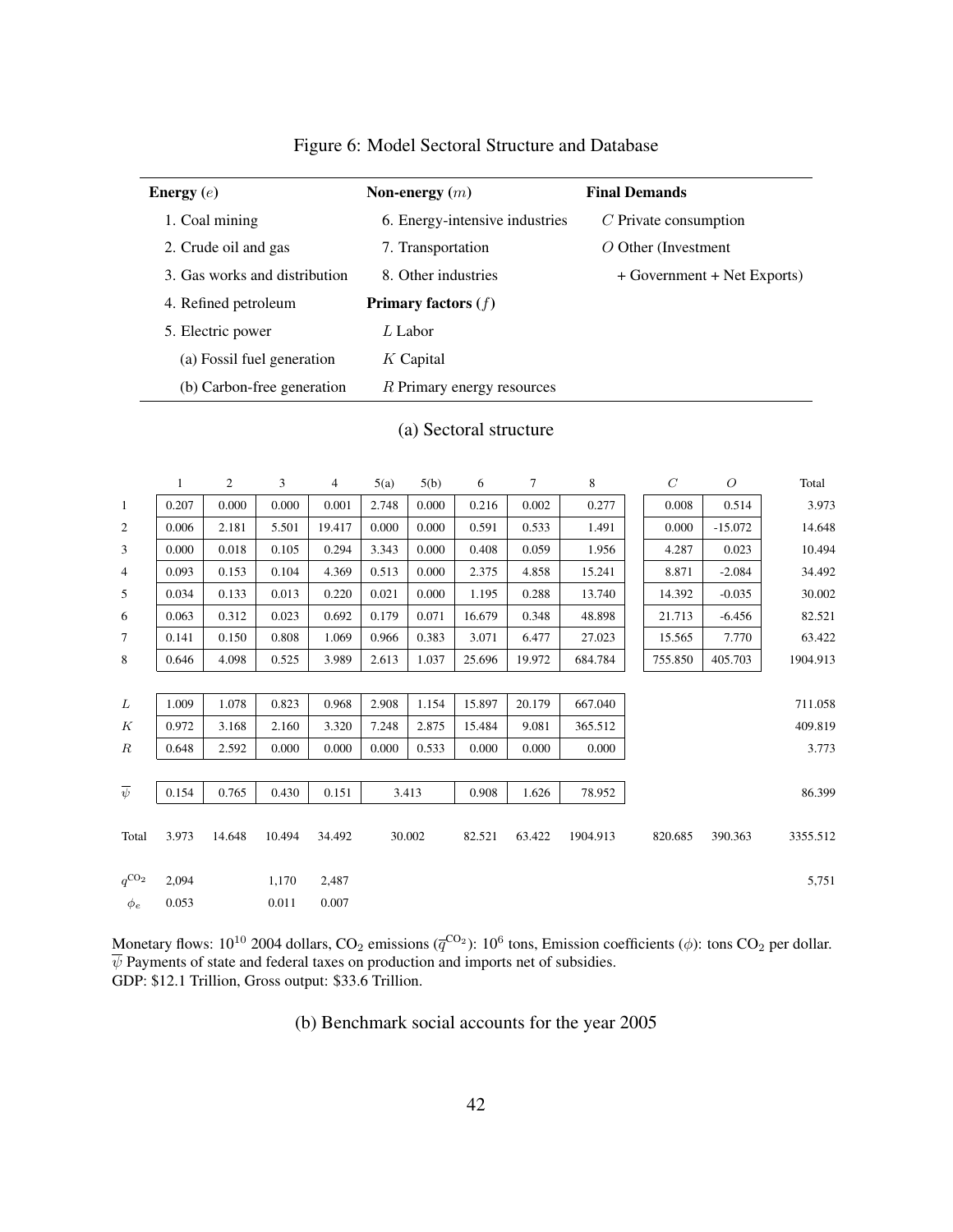# Figure 6: Model Sectoral Structure and Database

| **Energy** ($e$) | **Non-energy** ($m$) | **Final Demands** |
|---|---|---|
| 1. Coal mining | 6. Energy-intensive industries | $C$ Private consumption |
| 2. Crude oil and gas | 7. Transportation | $O$ Other (Investment |
| 3. Gas works and distribution | 8. Other industries | + Government + Net Exports) |
| 4. Refined petroleum | **Primary factors** ($f$) | |
| 5. Electric power | $L$ Labor | |
| (a) Fossil fuel generation | $K$ Capital | |
| (b) Carbon-free generation | $R$ Primary energy resources | |

(a) Sectoral structure

| | 1 | 2 | 3 | 4 | 5(a) | 5(b) | 6 | 7 | 8 | $C$ | $O$ | Total |
|---|---|---|---|---|---|---|---|---|---|---|---|---|
| 1 | 0.207 | 0.000 | 0.000 | 0.001 | 2.748 | 0.000 | 0.216 | 0.002 | 0.277 | 0.008 | 0.514 | 3.973 |
| 2 | 0.006 | 2.181 | 5.501 | 19.417 | 0.000 | 0.000 | 0.591 | 0.533 | 1.491 | 0.000 | -15.072 | 14.648 |
| 3 | 0.000 | 0.018 | 0.105 | 0.294 | 3.343 | 0.000 | 0.408 | 0.059 | 1.956 | 4.287 | 0.023 | 10.494 |
| 4 | 0.093 | 0.153 | 0.104 | 4.369 | 0.513 | 0.000 | 2.375 | 4.858 | 15.241 | 8.871 | -2.084 | 34.492 |
| 5 | 0.034 | 0.133 | 0.013 | 0.220 | 0.021 | 0.000 | 1.195 | 0.288 | 13.740 | 14.392 | -0.035 | 30.002 |
| 6 | 0.063 | 0.312 | 0.023 | 0.692 | 0.179 | 0.071 | 16.679 | 0.348 | 48.898 | 21.713 | -6.456 | 82.521 |
| 7 | 0.141 | 0.150 | 0.808 | 1.069 | 0.966 | 0.383 | 3.071 | 6.477 | 27.023 | 15.565 | 7.770 | 63.422 |
| 8 | 0.646 | 4.098 | 0.525 | 3.989 | 2.613 | 1.037 | 25.696 | 19.972 | 684.784 | 755.850 | 405.703 | 1904.913 |
| $L$ | 1.009 | 1.078 | 0.823 | 0.968 | 2.908 | 1.154 | 15.897 | 20.179 | 667.040 | | | 711.058 |
| $K$ | 0.972 | 3.168 | 2.160 | 3.320 | 7.248 | 2.875 | 15.484 | 9.081 | 365.512 | | | 409.819 |
| $R$ | 0.648 | 2.592 | 0.000 | 0.000 | 0.000 | 0.533 | 0.000 | 0.000 | 0.000 | | | 3.773 |
| $\overline{\psi}$ | 0.154 | 0.765 | 0.430 | 0.151 | 3.413 | | 0.908 | 1.626 | 78.952 | | | 86.399 |
| Total | 3.973 | 14.648 | 10.494 | 34.492 | 30.002 | | 82.521 | 63.422 | 1904.913 | 820.685 | 390.363 | 3355.512 |
| $q^{CO_2}$ | 2,094 | | 1,170 | 2,487 | | | | | | | | 5,751 |
| $\phi_e$ | 0.053 | | 0.011 | 0.007 | | | | | | | | |

Monetary flows: $10^{10}$ 2004 dollars, $CO_2$ emissions ($\overline{q}^{CO_2}$): $10^6$ tons, Emission coefficients ($\phi$): tons $CO_2$ per dollar.
$\overline{\psi}$ Payments of state and federal taxes on production and imports net of subsidies.
GDP: \$12.1 Trillion, Gross output: \$33.6 Trillion.

(b) Benchmark social accounts for the year 2005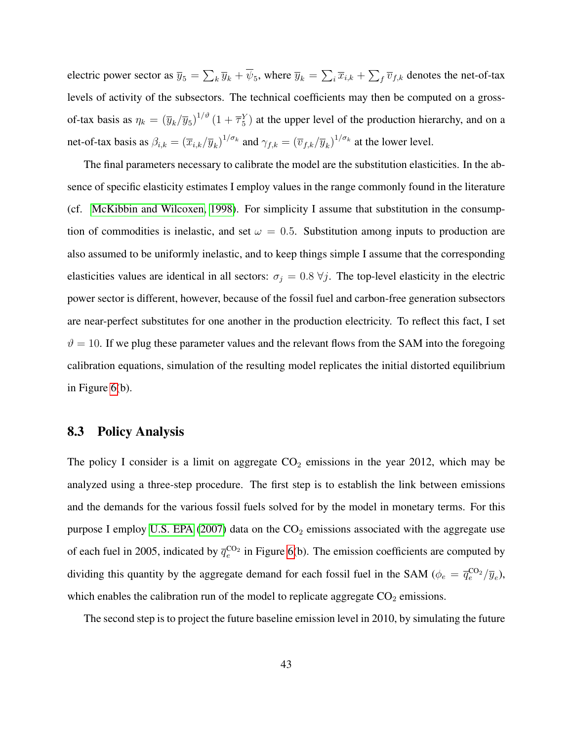electric power sector as $\overline{y}_5 = \sum_k \overline{y}_k + \overline{\psi}_5$, where $\overline{y}_k = \sum_i \overline{x}_{i,k} + \sum_f \overline{v}_{f,k}$ denotes the net-of-tax levels of activity of the subsectors. The technical coefficients may then be computed on a gross-of-tax basis as $\eta_k = (\overline{y}_k/\overline{y}_5)^{1/\vartheta}(1 + \overline{\tau}_5^Y)$ at the upper level of the production hierarchy, and on a net-of-tax basis as $\beta_{i,k} = (\overline{x}_{i,k}/\overline{y}_k)^{1/\sigma_k}$ and $\gamma_{f,k} = (\overline{v}_{f,k}/\overline{y}_k)^{1/\sigma_k}$ at the lower level.

The final parameters necessary to calibrate the model are the substitution elasticities. In the absence of specific elasticity estimates I employ values in the range commonly found in the literature (cf. McKibbin and Wilcoxen, 1998). For simplicity I assume that substitution in the consumption of commodities is inelastic, and set $\omega = 0.5$. Substitution among inputs to production are also assumed to be uniformly inelastic, and to keep things simple I assume that the corresponding elasticities values are identical in all sectors: $\sigma_j = 0.8 \; \forall j$. The top-level elasticity in the electric power sector is different, however, because of the fossil fuel and carbon-free generation subsectors are near-perfect substitutes for one another in the production electricity. To reflect this fact, I set $\vartheta = 10$. If we plug these parameter values and the relevant flows from the SAM into the foregoing calibration equations, simulation of the resulting model replicates the initial distorted equilibrium in Figure 6(b).

## 8.3 Policy Analysis

The policy I consider is a limit on aggregate $CO_2$ emissions in the year 2012, which may be analyzed using a three-step procedure. The first step is to establish the link between emissions and the demands for the various fossil fuels solved for by the model in monetary terms. For this purpose I employ U.S. EPA (2007) data on the $CO_2$ emissions associated with the aggregate use of each fuel in 2005, indicated by $\overline{q}_e^{\mathrm{CO_2}}$ in Figure 6(b). The emission coefficients are computed by dividing this quantity by the aggregate demand for each fossil fuel in the SAM ($\phi_e = \overline{q}_e^{\mathrm{CO_2}}/\overline{y}_e$), which enables the calibration run of the model to replicate aggregate $CO_2$ emissions.

The second step is to project the future baseline emission level in 2010, by simulating the future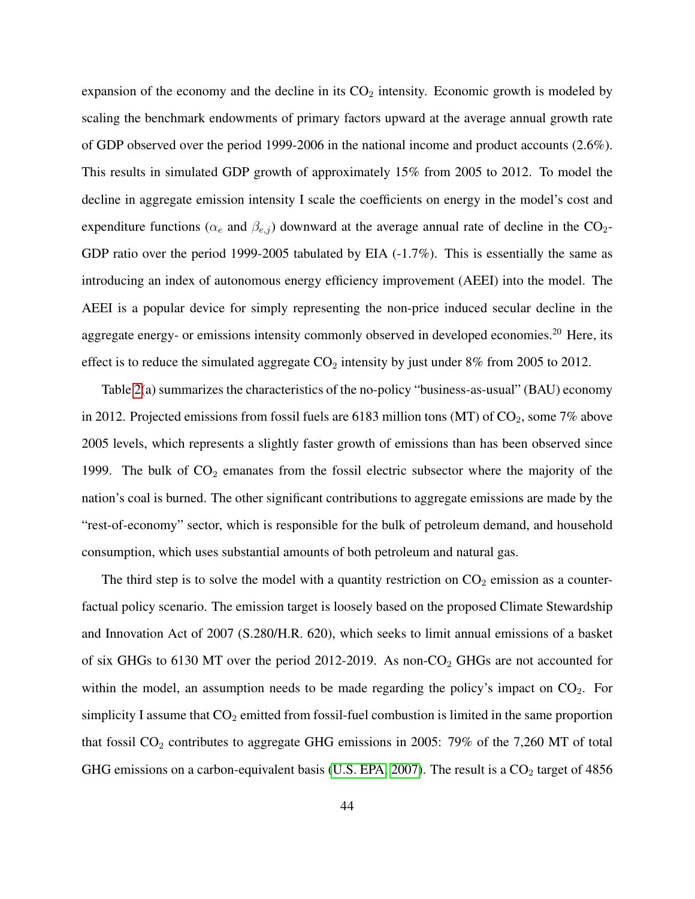expansion of the economy and the decline in its $CO_2$ intensity. Economic growth is modeled by scaling the benchmark endowments of primary factors upward at the average annual growth rate of GDP observed over the period 1999-2006 in the national income and product accounts (2.6%). This results in simulated GDP growth of approximately 15% from 2005 to 2012. To model the decline in aggregate emission intensity I scale the coefficients on energy in the model's cost and expenditure functions ($\alpha_e$ and $\beta_{e,j}$) downward at the average annual rate of decline in the $CO_2$-GDP ratio over the period 1999-2005 tabulated by EIA (-1.7%). This is essentially the same as introducing an index of autonomous energy efficiency improvement (AEEI) into the model. The AEEI is a popular device for simply representing the non-price induced secular decline in the aggregate energy- or emissions intensity commonly observed in developed economies.[20] Here, its effect is to reduce the simulated aggregate $CO_2$ intensity by just under 8% from 2005 to 2012.

Table 2(a) summarizes the characteristics of the no-policy "business-as-usual" (BAU) economy in 2012. Projected emissions from fossil fuels are 6183 million tons (MT) of $CO_2$, some 7% above 2005 levels, which represents a slightly faster growth of emissions than has been observed since 1999. The bulk of $CO_2$ emanates from the fossil electric subsector where the majority of the nation's coal is burned. The other significant contributions to aggregate emissions are made by the "rest-of-economy" sector, which is responsible for the bulk of petroleum demand, and household consumption, which uses substantial amounts of both petroleum and natural gas.

The third step is to solve the model with a quantity restriction on $CO_2$ emission as a counterfactual policy scenario. The emission target is loosely based on the proposed Climate Stewardship and Innovation Act of 2007 (S.280/H.R. 620), which seeks to limit annual emissions of a basket of six GHGs to 6130 MT over the period 2012-2019. As non-$CO_2$ GHGs are not accounted for within the model, an assumption needs to be made regarding the policy's impact on $CO_2$. For simplicity I assume that $CO_2$ emitted from fossil-fuel combustion is limited in the same proportion that fossil $CO_2$ contributes to aggregate GHG emissions in 2005: 79% of the 7,260 MT of total GHG emissions on a carbon-equivalent basis (U.S. EPA, 2007). The result is a $CO_2$ target of 4856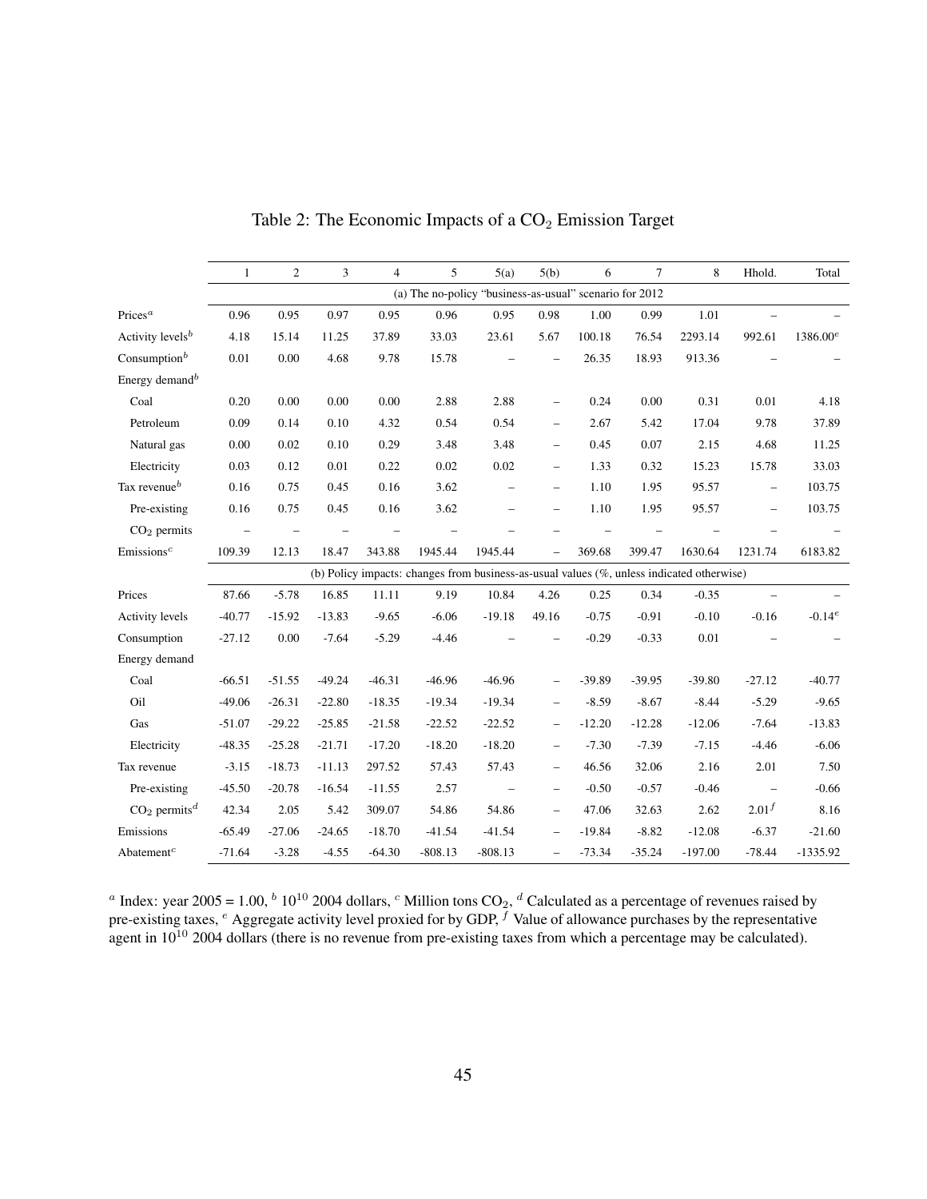Table 2: The Economic Impacts of a $CO_2$ Emission Target

| | 1 | 2 | 3 | 4 | 5 | 5(a) | 5(b) | 6 | 7 | 8 | Hhold. | Total |
|---|---|---|---|---|---|---|---|---|---|---|---|---|
| | (a) The no-policy "business-as-usual" scenario for 2012 | | | | | | | | | | | |
| Prices[a] | 0.96 | 0.95 | 0.97 | 0.95 | 0.96 | 0.95 | 0.98 | 1.00 | 0.99 | 1.01 | – | – |
| Activity levels[b] | 4.18 | 15.14 | 11.25 | 37.89 | 33.03 | 23.61 | 5.67 | 100.18 | 76.54 | 2293.14 | 992.61 | 1386.00[e] |
| Consumption[b] | 0.01 | 0.00 | 4.68 | 9.78 | 15.78 | – | – | 26.35 | 18.93 | 913.36 | – | – |
| Energy demand[b] | | | | | | | | | | | | |
| Coal | 0.20 | 0.00 | 0.00 | 0.00 | 2.88 | 2.88 | – | 0.24 | 0.00 | 0.31 | 0.01 | 4.18 |
| Petroleum | 0.09 | 0.14 | 0.10 | 4.32 | 0.54 | 0.54 | – | 2.67 | 5.42 | 17.04 | 9.78 | 37.89 |
| Natural gas | 0.00 | 0.02 | 0.10 | 0.29 | 3.48 | 3.48 | – | 0.45 | 0.07 | 2.15 | 4.68 | 11.25 |
| Electricity | 0.03 | 0.12 | 0.01 | 0.22 | 0.02 | 0.02 | – | 1.33 | 0.32 | 15.23 | 15.78 | 33.03 |
| Tax revenue[b] | 0.16 | 0.75 | 0.45 | 0.16 | 3.62 | – | – | 1.10 | 1.95 | 95.57 | – | 103.75 |
| Pre-existing | 0.16 | 0.75 | 0.45 | 0.16 | 3.62 | – | – | 1.10 | 1.95 | 95.57 | – | 103.75 |
| $CO_2$ permits | – | – | – | – | – | – | – | – | – | – | – | – |
| Emissions[c] | 109.39 | 12.13 | 18.47 | 343.88 | 1945.44 | 1945.44 | – | 369.68 | 399.47 | 1630.64 | 1231.74 | 6183.82 |
| | (b) Policy impacts: changes from business-as-usual values (%, unless indicated otherwise) | | | | | | | | | | | |
| Prices | 87.66 | -5.78 | 16.85 | 11.11 | 9.19 | 10.84 | 4.26 | 0.25 | 0.34 | -0.35 | – | – |
| Activity levels | -40.77 | -15.92 | -13.83 | -9.65 | -6.06 | -19.18 | 49.16 | -0.75 | -0.91 | -0.10 | -0.16 | -0.14[e] |
| Consumption | -27.12 | 0.00 | -7.64 | -5.29 | -4.46 | – | – | -0.29 | -0.33 | 0.01 | – | – |
| Energy demand | | | | | | | | | | | | |
| Coal | -66.51 | -51.55 | -49.24 | -46.31 | -46.96 | -46.96 | – | -39.89 | -39.95 | -39.80 | -27.12 | -40.77 |
| Oil | -49.06 | -26.31 | -22.80 | -18.35 | -19.34 | -19.34 | – | -8.59 | -8.67 | -8.44 | -5.29 | -9.65 |
| Gas | -51.07 | -29.22 | -25.85 | -21.58 | -22.52 | -22.52 | – | -12.20 | -12.28 | -12.06 | -7.64 | -13.83 |
| Electricity | -48.35 | -25.28 | -21.71 | -17.20 | -18.20 | -18.20 | – | -7.30 | -7.39 | -7.15 | -4.46 | -6.06 |
| Tax revenue | -3.15 | -18.73 | -11.13 | 297.52 | 57.43 | 57.43 | – | 46.56 | 32.06 | 2.16 | 2.01 | 7.50 |
| Pre-existing | -45.50 | -20.78 | -16.54 | -11.55 | 2.57 | – | – | -0.50 | -0.57 | -0.46 | – | -0.66 |
| $CO_2$ permits[d] | 42.34 | 2.05 | 5.42 | 309.07 | 54.86 | 54.86 | – | 47.06 | 32.63 | 2.62 | 2.01[f] | 8.16 |
| Emissions | -65.49 | -27.06 | -24.65 | -18.70 | -41.54 | -41.54 | – | -19.84 | -8.82 | -12.08 | -6.37 | -21.60 |
| Abatement[c] | -71.64 | -3.28 | -4.55 | -64.30 | -808.13 | -808.13 | – | -73.34 | -35.24 | -197.00 | -78.44 | -1335.92 |

[a] Index: year 2005 = 1.00, [b] $10^{10}$ 2004 dollars, [c] Million tons $CO_2$, [d] Calculated as a percentage of revenues raised by pre-existing taxes, [e] Aggregate activity level proxied for by GDP, [f] Value of allowance purchases by the representative agent in $10^{10}$ 2004 dollars (there is no revenue from pre-existing taxes from which a percentage may be calculated).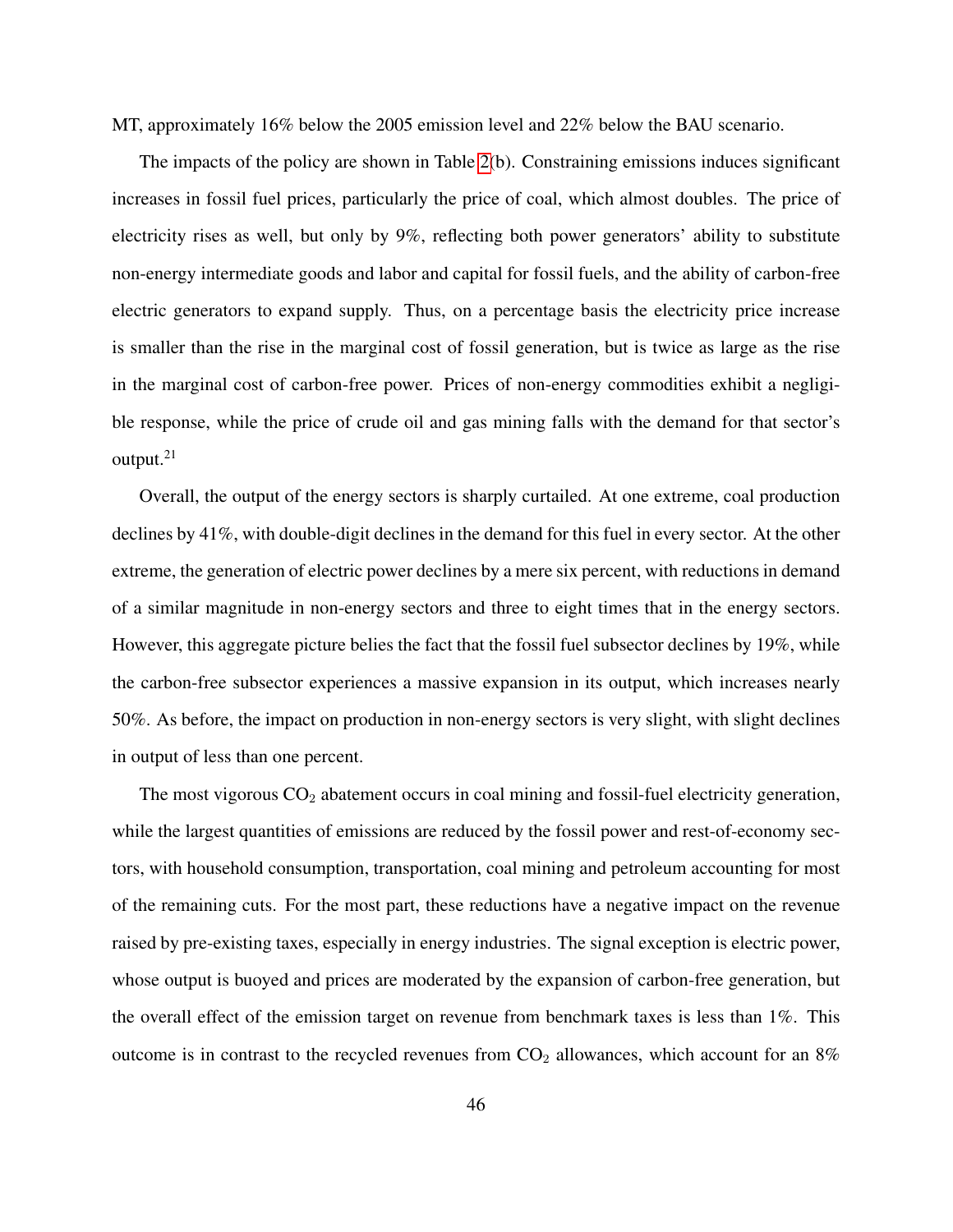MT, approximately 16% below the 2005 emission level and 22% below the BAU scenario.

The impacts of the policy are shown in Table 2(b). Constraining emissions induces significant increases in fossil fuel prices, particularly the price of coal, which almost doubles. The price of electricity rises as well, but only by 9%, reflecting both power generators' ability to substitute non-energy intermediate goods and labor and capital for fossil fuels, and the ability of carbon-free electric generators to expand supply. Thus, on a percentage basis the electricity price increase is smaller than the rise in the marginal cost of fossil generation, but is twice as large as the rise in the marginal cost of carbon-free power. Prices of non-energy commodities exhibit a negligible response, while the price of crude oil and gas mining falls with the demand for that sector's output.[21]

Overall, the output of the energy sectors is sharply curtailed. At one extreme, coal production declines by 41%, with double-digit declines in the demand for this fuel in every sector. At the other extreme, the generation of electric power declines by a mere six percent, with reductions in demand of a similar magnitude in non-energy sectors and three to eight times that in the energy sectors. However, this aggregate picture belies the fact that the fossil fuel subsector declines by 19%, while the carbon-free subsector experiences a massive expansion in its output, which increases nearly 50%. As before, the impact on production in non-energy sectors is very slight, with slight declines in output of less than one percent.

The most vigorous $CO_2$ abatement occurs in coal mining and fossil-fuel electricity generation, while the largest quantities of emissions are reduced by the fossil power and rest-of-economy sectors, with household consumption, transportation, coal mining and petroleum accounting for most of the remaining cuts. For the most part, these reductions have a negative impact on the revenue raised by pre-existing taxes, especially in energy industries. The signal exception is electric power, whose output is buoyed and prices are moderated by the expansion of carbon-free generation, but the overall effect of the emission target on revenue from benchmark taxes is less than 1%. This outcome is in contrast to the recycled revenues from $CO_2$ allowances, which account for an 8%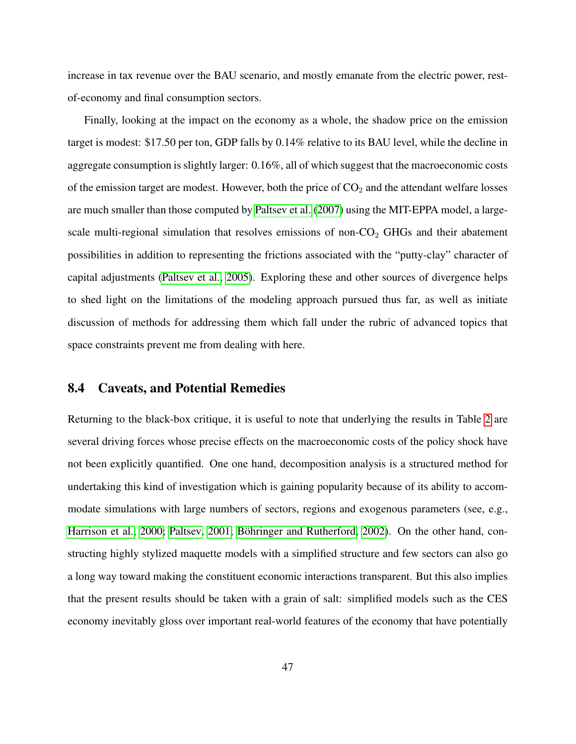increase in tax revenue over the BAU scenario, and mostly emanate from the electric power, rest-of-economy and final consumption sectors.

Finally, looking at the impact on the economy as a whole, the shadow price on the emission target is modest: $17.50 per ton, GDP falls by 0.14% relative to its BAU level, while the decline in aggregate consumption is slightly larger: 0.16%, all of which suggest that the macroeconomic costs of the emission target are modest. However, both the price of $CO_2$ and the attendant welfare losses are much smaller than those computed by Paltsev et al. (2007) using the MIT-EPPA model, a large-scale multi-regional simulation that resolves emissions of non-$CO_2$ GHGs and their abatement possibilities in addition to representing the frictions associated with the "putty-clay" character of capital adjustments (Paltsev et al., 2005). Exploring these and other sources of divergence helps to shed light on the limitations of the modeling approach pursued thus far, as well as initiate discussion of methods for addressing them which fall under the rubric of advanced topics that space constraints prevent me from dealing with here.

## 8.4 Caveats, and Potential Remedies

Returning to the black-box critique, it is useful to note that underlying the results in Table 2 are several driving forces whose precise effects on the macroeconomic costs of the policy shock have not been explicitly quantified. One one hand, decomposition analysis is a structured method for undertaking this kind of investigation which is gaining popularity because of its ability to accommodate simulations with large numbers of sectors, regions and exogenous parameters (see, e.g., Harrison et al., 2000; Paltsev, 2001; Böhringer and Rutherford, 2002). On the other hand, constructing highly stylized maquette models with a simplified structure and few sectors can also go a long way toward making the constituent economic interactions transparent. But this also implies that the present results should be taken with a grain of salt: simplified models such as the CES economy inevitably gloss over important real-world features of the economy that have potentially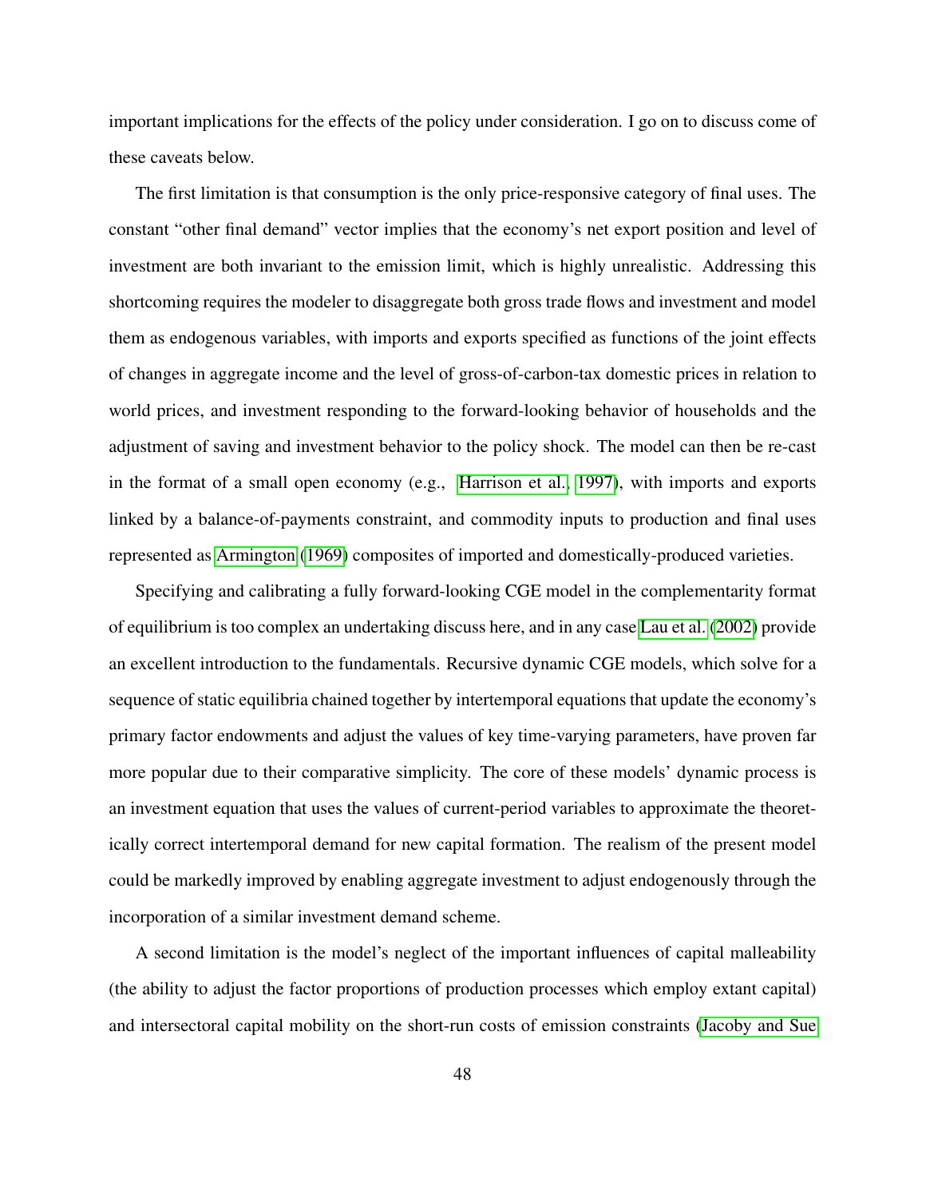important implications for the effects of the policy under consideration. I go on to discuss come of these caveats below.

The first limitation is that consumption is the only price-responsive category of final uses. The constant "other final demand" vector implies that the economy's net export position and level of investment are both invariant to the emission limit, which is highly unrealistic. Addressing this shortcoming requires the modeler to disaggregate both gross trade flows and investment and model them as endogenous variables, with imports and exports specified as functions of the joint effects of changes in aggregate income and the level of gross-of-carbon-tax domestic prices in relation to world prices, and investment responding to the forward-looking behavior of households and the adjustment of saving and investment behavior to the policy shock. The model can then be re-cast in the format of a small open economy (e.g., Harrison et al., 1997), with imports and exports linked by a balance-of-payments constraint, and commodity inputs to production and final uses represented as Armington (1969) composites of imported and domestically-produced varieties.

Specifying and calibrating a fully forward-looking CGE model in the complementarity format of equilibrium is too complex an undertaking discuss here, and in any case Lau et al. (2002) provide an excellent introduction to the fundamentals. Recursive dynamic CGE models, which solve for a sequence of static equilibria chained together by intertemporal equations that update the economy's primary factor endowments and adjust the values of key time-varying parameters, have proven far more popular due to their comparative simplicity. The core of these models' dynamic process is an investment equation that uses the values of current-period variables to approximate the theoretically correct intertemporal demand for new capital formation. The realism of the present model could be markedly improved by enabling aggregate investment to adjust endogenously through the incorporation of a similar investment demand scheme.

A second limitation is the model's neglect of the important influences of capital malleability (the ability to adjust the factor proportions of production processes which employ extant capital) and intersectoral capital mobility on the short-run costs of emission constraints (Jacoby and Sue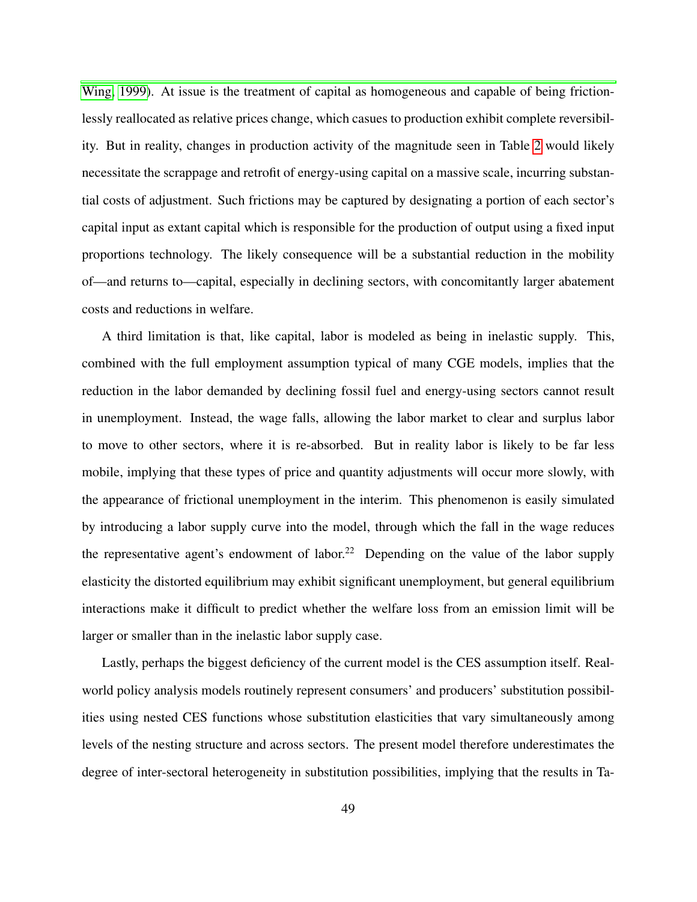Wing, 1999). At issue is the treatment of capital as homogeneous and capable of being frictionlessly reallocated as relative prices change, which casues to production exhibit complete reversibility. But in reality, changes in production activity of the magnitude seen in Table 2 would likely necessitate the scrappage and retrofit of energy-using capital on a massive scale, incurring substantial costs of adjustment. Such frictions may be captured by designating a portion of each sector's capital input as extant capital which is responsible for the production of output using a fixed input proportions technology. The likely consequence will be a substantial reduction in the mobility of—and returns to—capital, especially in declining sectors, with concomitantly larger abatement costs and reductions in welfare.

A third limitation is that, like capital, labor is modeled as being in inelastic supply. This, combined with the full employment assumption typical of many CGE models, implies that the reduction in the labor demanded by declining fossil fuel and energy-using sectors cannot result in unemployment. Instead, the wage falls, allowing the labor market to clear and surplus labor to move to other sectors, where it is re-absorbed. But in reality labor is likely to be far less mobile, implying that these types of price and quantity adjustments will occur more slowly, with the appearance of frictional unemployment in the interim. This phenomenon is easily simulated by introducing a labor supply curve into the model, through which the fall in the wage reduces the representative agent's endowment of labor.[22] Depending on the value of the labor supply elasticity the distorted equilibrium may exhibit significant unemployment, but general equilibrium interactions make it difficult to predict whether the welfare loss from an emission limit will be larger or smaller than in the inelastic labor supply case.

Lastly, perhaps the biggest deficiency of the current model is the CES assumption itself. Real-world policy analysis models routinely represent consumers' and producers' substitution possibilities using nested CES functions whose substitution elasticities that vary simultaneously among levels of the nesting structure and across sectors. The present model therefore underestimates the degree of inter-sectoral heterogeneity in substitution possibilities, implying that the results in Ta-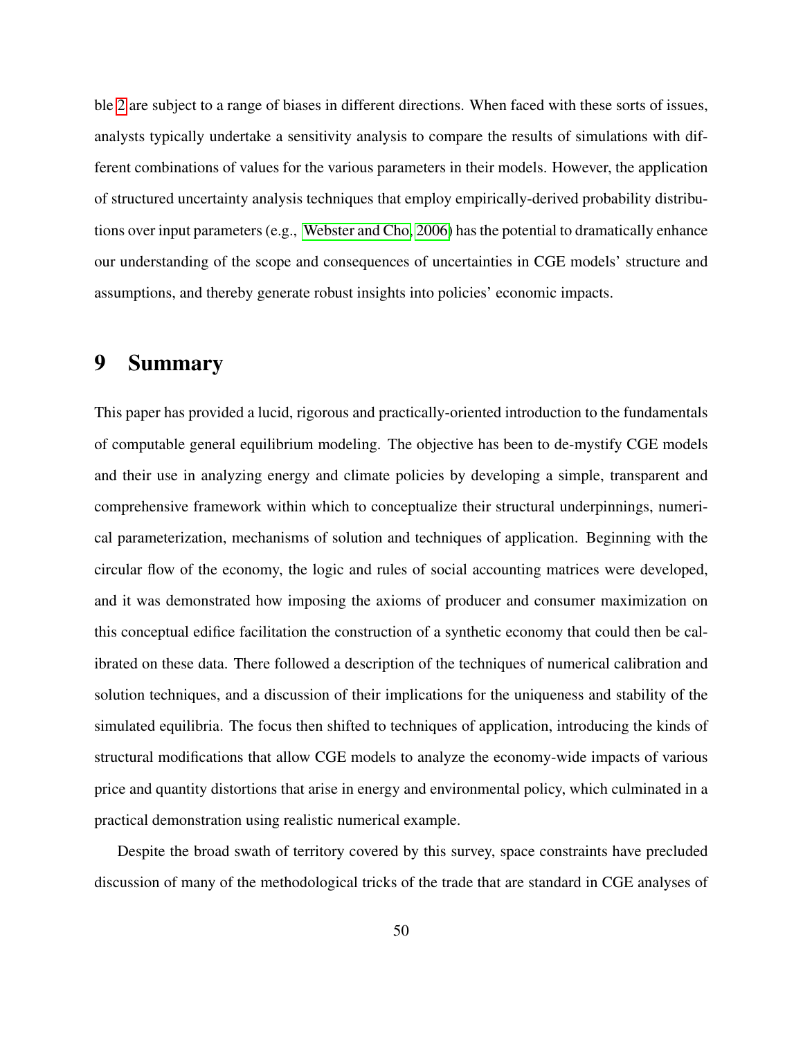ble 2 are subject to a range of biases in different directions. When faced with these sorts of issues, analysts typically undertake a sensitivity analysis to compare the results of simulations with different combinations of values for the various parameters in their models. However, the application of structured uncertainty analysis techniques that employ empirically-derived probability distributions over input parameters (e.g., Webster and Cho, 2006) has the potential to dramatically enhance our understanding of the scope and consequences of uncertainties in CGE models' structure and assumptions, and thereby generate robust insights into policies' economic impacts.

# 9 Summary

This paper has provided a lucid, rigorous and practically-oriented introduction to the fundamentals of computable general equilibrium modeling. The objective has been to de-mystify CGE models and their use in analyzing energy and climate policies by developing a simple, transparent and comprehensive framework within which to conceptualize their structural underpinnings, numerical parameterization, mechanisms of solution and techniques of application. Beginning with the circular flow of the economy, the logic and rules of social accounting matrices were developed, and it was demonstrated how imposing the axioms of producer and consumer maximization on this conceptual edifice facilitation the construction of a synthetic economy that could then be calibrated on these data. There followed a description of the techniques of numerical calibration and solution techniques, and a discussion of their implications for the uniqueness and stability of the simulated equilibria. The focus then shifted to techniques of application, introducing the kinds of structural modifications that allow CGE models to analyze the economy-wide impacts of various price and quantity distortions that arise in energy and environmental policy, which culminated in a practical demonstration using realistic numerical example.

Despite the broad swath of territory covered by this survey, space constraints have precluded discussion of many of the methodological tricks of the trade that are standard in CGE analyses of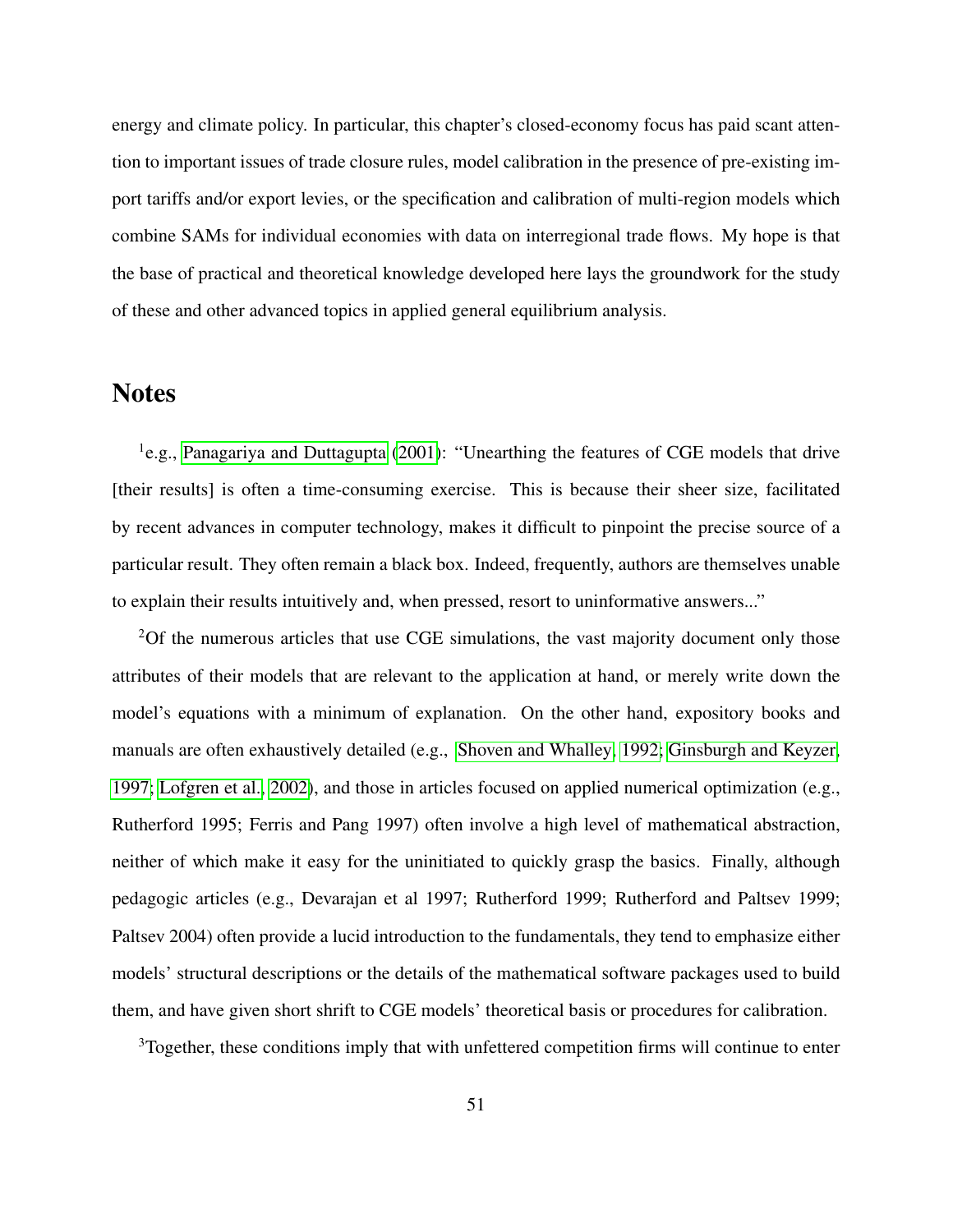energy and climate policy. In particular, this chapter's closed-economy focus has paid scant attention to important issues of trade closure rules, model calibration in the presence of pre-existing import tariffs and/or export levies, or the specification and calibration of multi-region models which combine SAMs for individual economies with data on interregional trade flows. My hope is that the base of practical and theoretical knowledge developed here lays the groundwork for the study of these and other advanced topics in applied general equilibrium analysis.

# Notes

[1]e.g., Panagariya and Duttagupta (2001): "Unearthing the features of CGE models that drive [their results] is often a time-consuming exercise. This is because their sheer size, facilitated by recent advances in computer technology, makes it difficult to pinpoint the precise source of a particular result. They often remain a black box. Indeed, frequently, authors are themselves unable to explain their results intuitively and, when pressed, resort to uninformative answers..."

[2]Of the numerous articles that use CGE simulations, the vast majority document only those attributes of their models that are relevant to the application at hand, or merely write down the model's equations with a minimum of explanation. On the other hand, expository books and manuals are often exhaustively detailed (e.g., Shoven and Whalley, 1992; Ginsburgh and Keyzer, 1997; Lofgren et al., 2002), and those in articles focused on applied numerical optimization (e.g., Rutherford 1995; Ferris and Pang 1997) often involve a high level of mathematical abstraction, neither of which make it easy for the uninitiated to quickly grasp the basics. Finally, although pedagogic articles (e.g., Devarajan et al 1997; Rutherford 1999; Rutherford and Paltsev 1999; Paltsev 2004) often provide a lucid introduction to the fundamentals, they tend to emphasize either models' structural descriptions or the details of the mathematical software packages used to build them, and have given short shrift to CGE models' theoretical basis or procedures for calibration.

[3]Together, these conditions imply that with unfettered competition firms will continue to enter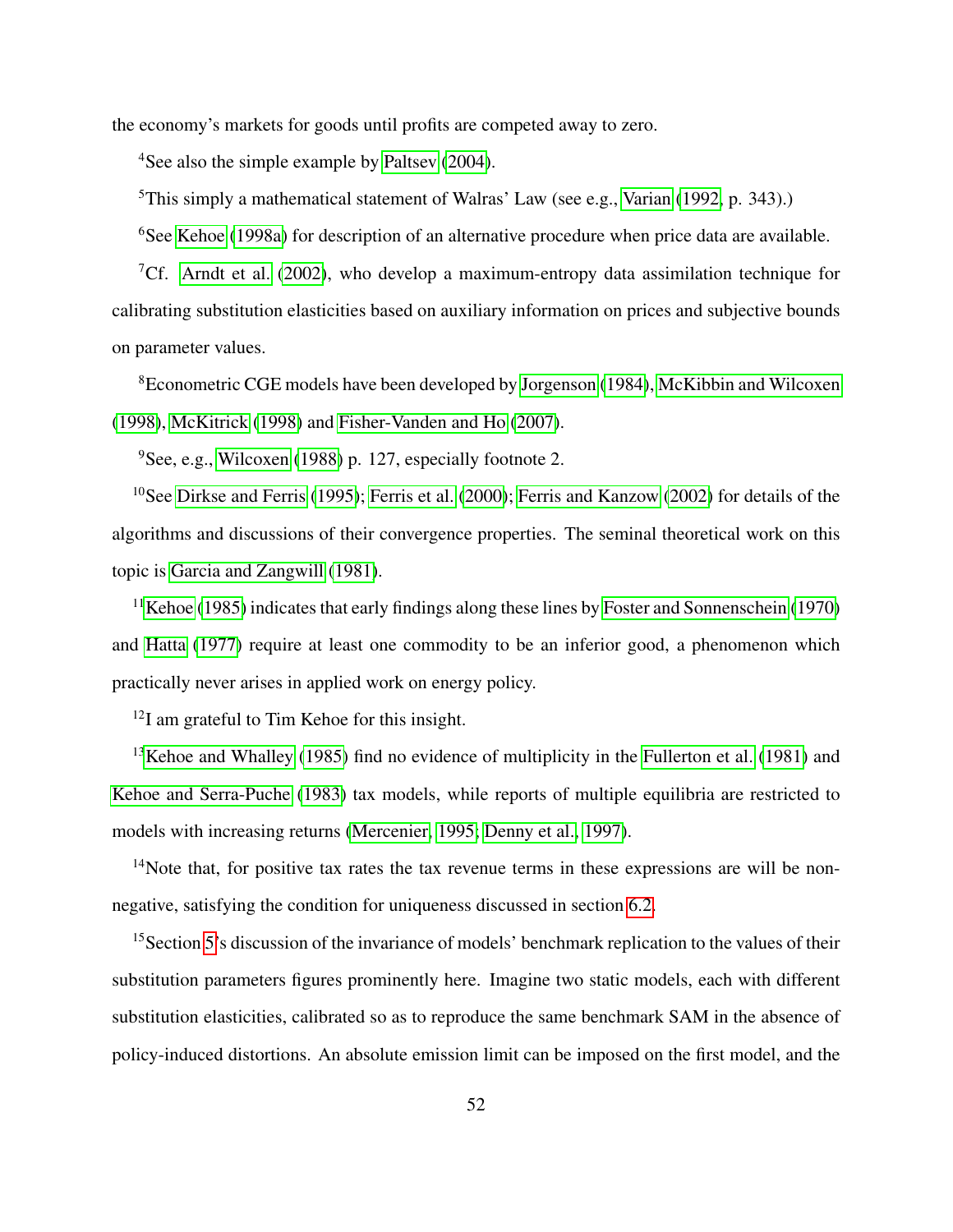the economy's markets for goods until profits are competed away to zero.

[4]See also the simple example by Paltsev (2004).

[5]This simply a mathematical statement of Walras' Law (see e.g., Varian (1992, p. 343).)

[6]See Kehoe (1998a) for description of an alternative procedure when price data are available.

[7]Cf. Arndt et al. (2002), who develop a maximum-entropy data assimilation technique for calibrating substitution elasticities based on auxiliary information on prices and subjective bounds on parameter values.

[8]Econometric CGE models have been developed by Jorgenson (1984), McKibbin and Wilcoxen (1998), McKitrick (1998) and Fisher-Vanden and Ho (2007).

[9]See, e.g., Wilcoxen (1988) p. 127, especially footnote 2.

[10]See Dirkse and Ferris (1995); Ferris et al. (2000); Ferris and Kanzow (2002) for details of the algorithms and discussions of their convergence properties. The seminal theoretical work on this topic is Garcia and Zangwill (1981).

[11]Kehoe (1985) indicates that early findings along these lines by Foster and Sonnenschein (1970) and Hatta (1977) require at least one commodity to be an inferior good, a phenomenon which practically never arises in applied work on energy policy.

[12]I am grateful to Tim Kehoe for this insight.

[13]Kehoe and Whalley (1985) find no evidence of multiplicity in the Fullerton et al. (1981) and Kehoe and Serra-Puche (1983) tax models, while reports of multiple equilibria are restricted to models with increasing returns (Mercenier, 1995; Denny et al., 1997).

[14]Note that, for positive tax rates the tax revenue terms in these expressions are will be non-negative, satisfying the condition for uniqueness discussed in section 6.2.

[15]Section 5's discussion of the invariance of models' benchmark replication to the values of their substitution parameters figures prominently here. Imagine two static models, each with different substitution elasticities, calibrated so as to reproduce the same benchmark SAM in the absence of policy-induced distortions. An absolute emission limit can be imposed on the first model, and the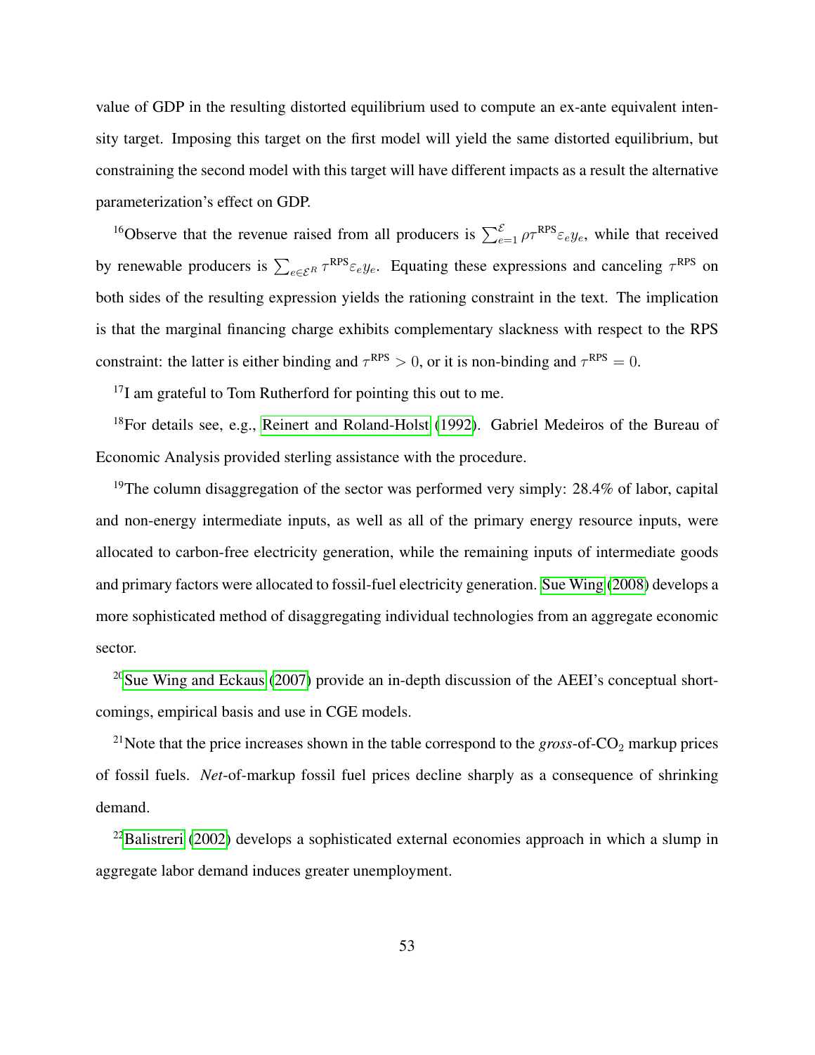value of GDP in the resulting distorted equilibrium used to compute an ex-ante equivalent intensity target. Imposing this target on the first model will yield the same distorted equilibrium, but constraining the second model with this target will have different impacts as a result the alternative parameterization's effect on GDP.

[16]Observe that the revenue raised from all producers is $\sum_{e=1}^{\mathcal{E}} \rho \tau^{\text{RPS}} \varepsilon_e y_e$, while that received by renewable producers is $\sum_{e \in \mathcal{E}^R} \tau^{\text{RPS}} \varepsilon_e y_e$. Equating these expressions and canceling $\tau^{\text{RPS}}$ on both sides of the resulting expression yields the rationing constraint in the text. The implication is that the marginal financing charge exhibits complementary slackness with respect to the RPS constraint: the latter is either binding and $\tau^{\text{RPS}} > 0$, or it is non-binding and $\tau^{\text{RPS}} = 0$.

[17]I am grateful to Tom Rutherford for pointing this out to me.

[18]For details see, e.g., Reinert and Roland-Holst (1992). Gabriel Medeiros of the Bureau of Economic Analysis provided sterling assistance with the procedure.

[19]The column disaggregation of the sector was performed very simply: 28.4% of labor, capital and non-energy intermediate inputs, as well as all of the primary energy resource inputs, were allocated to carbon-free electricity generation, while the remaining inputs of intermediate goods and primary factors were allocated to fossil-fuel electricity generation. Sue Wing (2008) develops a more sophisticated method of disaggregating individual technologies from an aggregate economic sector.

[20]Sue Wing and Eckaus (2007) provide an in-depth discussion of the AEEI's conceptual shortcomings, empirical basis and use in CGE models.

[21]Note that the price increases shown in the table correspond to the *gross*-of-$CO_2$ markup prices of fossil fuels. *Net*-of-markup fossil fuel prices decline sharply as a consequence of shrinking demand.

[22]Balistreri (2002) develops a sophisticated external economies approach in which a slump in aggregate labor demand induces greater unemployment.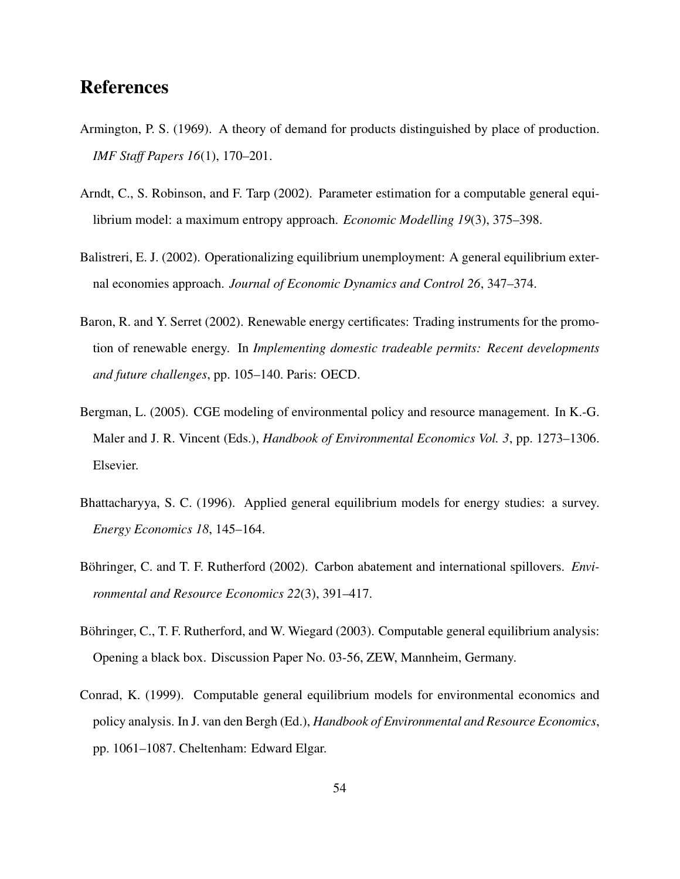# References

Armington, P. S. (1969). A theory of demand for products distinguished by place of production. *IMF Staff Papers 16*(1), 170–201.

Arndt, C., S. Robinson, and F. Tarp (2002). Parameter estimation for a computable general equilibrium model: a maximum entropy approach. *Economic Modelling 19*(3), 375–398.

Balistreri, E. J. (2002). Operationalizing equilibrium unemployment: A general equilibrium external economies approach. *Journal of Economic Dynamics and Control 26*, 347–374.

Baron, R. and Y. Serret (2002). Renewable energy certificates: Trading instruments for the promotion of renewable energy. In *Implementing domestic tradeable permits: Recent developments and future challenges*, pp. 105–140. Paris: OECD.

Bergman, L. (2005). CGE modeling of environmental policy and resource management. In K.-G. Maler and J. R. Vincent (Eds.), *Handbook of Environmental Economics Vol. 3*, pp. 1273–1306. Elsevier.

Bhattacharyya, S. C. (1996). Applied general equilibrium models for energy studies: a survey. *Energy Economics 18*, 145–164.

Böhringer, C. and T. F. Rutherford (2002). Carbon abatement and international spillovers. *Environmental and Resource Economics 22*(3), 391–417.

Böhringer, C., T. F. Rutherford, and W. Wiegard (2003). Computable general equilibrium analysis: Opening a black box. Discussion Paper No. 03-56, ZEW, Mannheim, Germany.

Conrad, K. (1999). Computable general equilibrium models for environmental economics and policy analysis. In J. van den Bergh (Ed.), *Handbook of Environmental and Resource Economics*, pp. 1061–1087. Cheltenham: Edward Elgar.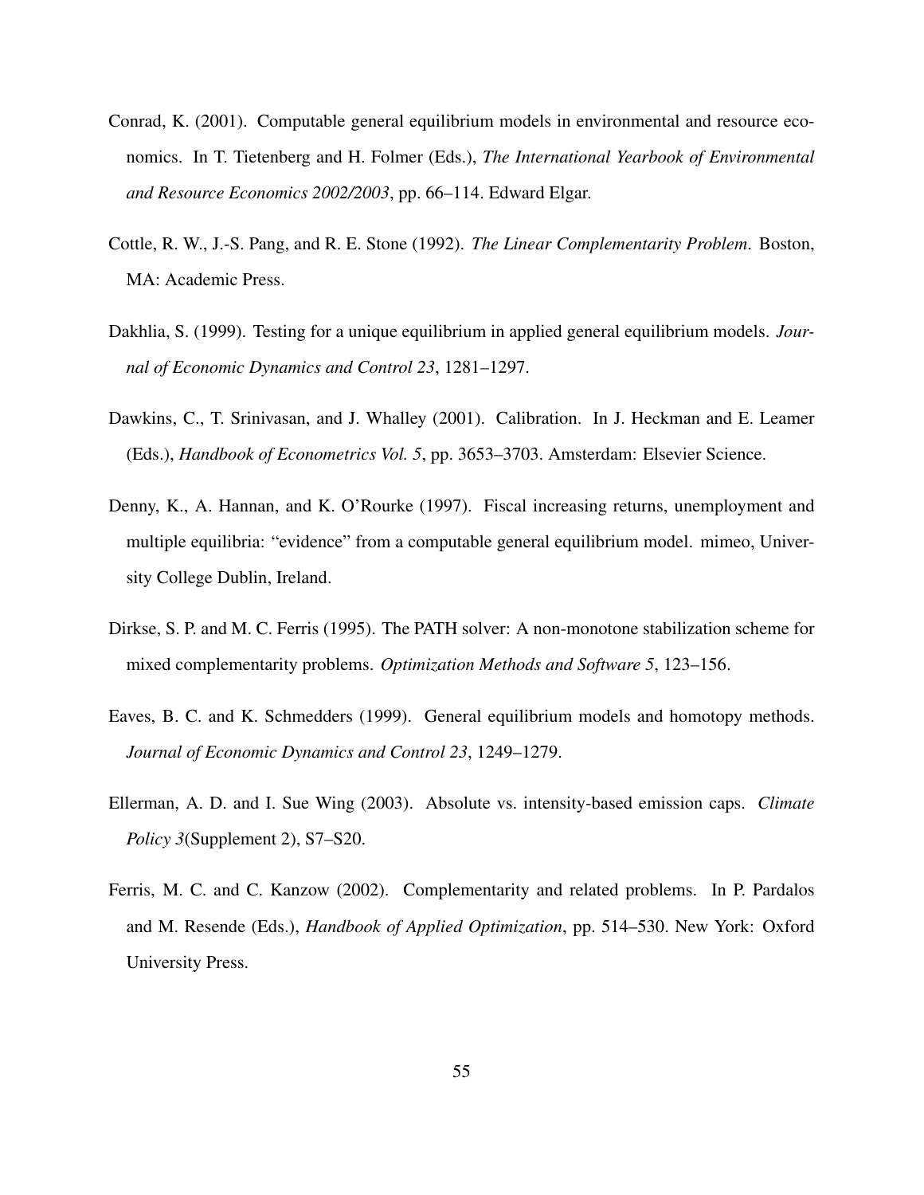Conrad, K. (2001). Computable general equilibrium models in environmental and resource economics. In T. Tietenberg and H. Folmer (Eds.), *The International Yearbook of Environmental and Resource Economics 2002/2003*, pp. 66–114. Edward Elgar.

Cottle, R. W., J.-S. Pang, and R. E. Stone (1992). *The Linear Complementarity Problem*. Boston, MA: Academic Press.

Dakhlia, S. (1999). Testing for a unique equilibrium in applied general equilibrium models. *Journal of Economic Dynamics and Control 23*, 1281–1297.

Dawkins, C., T. Srinivasan, and J. Whalley (2001). Calibration. In J. Heckman and E. Leamer (Eds.), *Handbook of Econometrics Vol. 5*, pp. 3653–3703. Amsterdam: Elsevier Science.

Denny, K., A. Hannan, and K. O'Rourke (1997). Fiscal increasing returns, unemployment and multiple equilibria: "evidence" from a computable general equilibrium model. mimeo, University College Dublin, Ireland.

Dirkse, S. P. and M. C. Ferris (1995). The PATH solver: A non-monotone stabilization scheme for mixed complementarity problems. *Optimization Methods and Software 5*, 123–156.

Eaves, B. C. and K. Schmedders (1999). General equilibrium models and homotopy methods. *Journal of Economic Dynamics and Control 23*, 1249–1279.

Ellerman, A. D. and I. Sue Wing (2003). Absolute vs. intensity-based emission caps. *Climate Policy 3*(Supplement 2), S7–S20.

Ferris, M. C. and C. Kanzow (2002). Complementarity and related problems. In P. Pardalos and M. Resende (Eds.), *Handbook of Applied Optimization*, pp. 514–530. New York: Oxford University Press.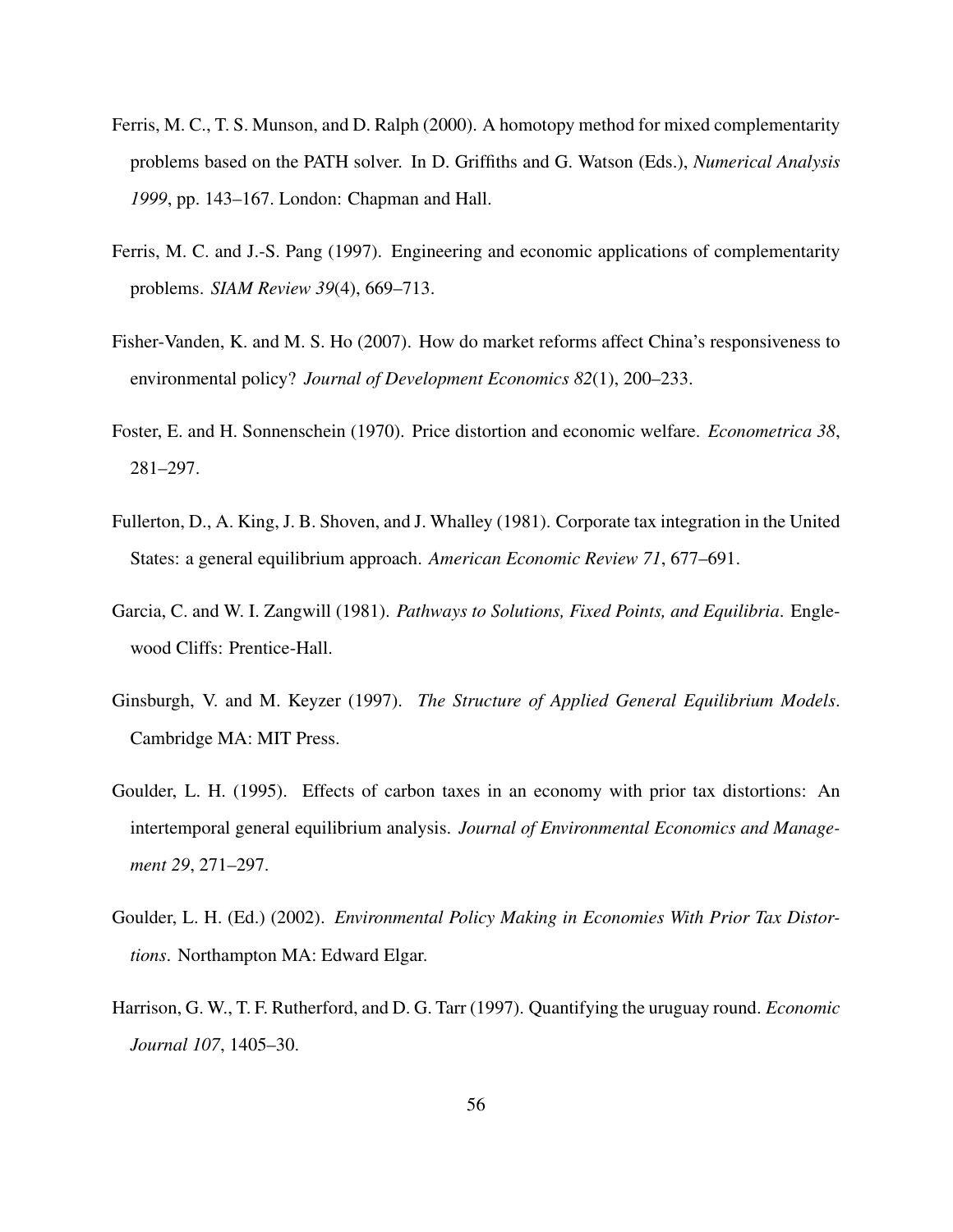Ferris, M. C., T. S. Munson, and D. Ralph (2000). A homotopy method for mixed complementarity problems based on the PATH solver. In D. Griffiths and G. Watson (Eds.), *Numerical Analysis 1999*, pp. 143–167. London: Chapman and Hall.

Ferris, M. C. and J.-S. Pang (1997). Engineering and economic applications of complementarity problems. *SIAM Review 39*(4), 669–713.

Fisher-Vanden, K. and M. S. Ho (2007). How do market reforms affect China's responsiveness to environmental policy? *Journal of Development Economics 82*(1), 200–233.

Foster, E. and H. Sonnenschein (1970). Price distortion and economic welfare. *Econometrica 38*, 281–297.

Fullerton, D., A. King, J. B. Shoven, and J. Whalley (1981). Corporate tax integration in the United States: a general equilibrium approach. *American Economic Review 71*, 677–691.

Garcia, C. and W. I. Zangwill (1981). *Pathways to Solutions, Fixed Points, and Equilibria*. Englewood Cliffs: Prentice-Hall.

Ginsburgh, V. and M. Keyzer (1997). *The Structure of Applied General Equilibrium Models*. Cambridge MA: MIT Press.

Goulder, L. H. (1995). Effects of carbon taxes in an economy with prior tax distortions: An intertemporal general equilibrium analysis. *Journal of Environmental Economics and Management 29*, 271–297.

Goulder, L. H. (Ed.) (2002). *Environmental Policy Making in Economies With Prior Tax Distortions*. Northampton MA: Edward Elgar.

Harrison, G. W., T. F. Rutherford, and D. G. Tarr (1997). Quantifying the uruguay round. *Economic Journal 107*, 1405–30.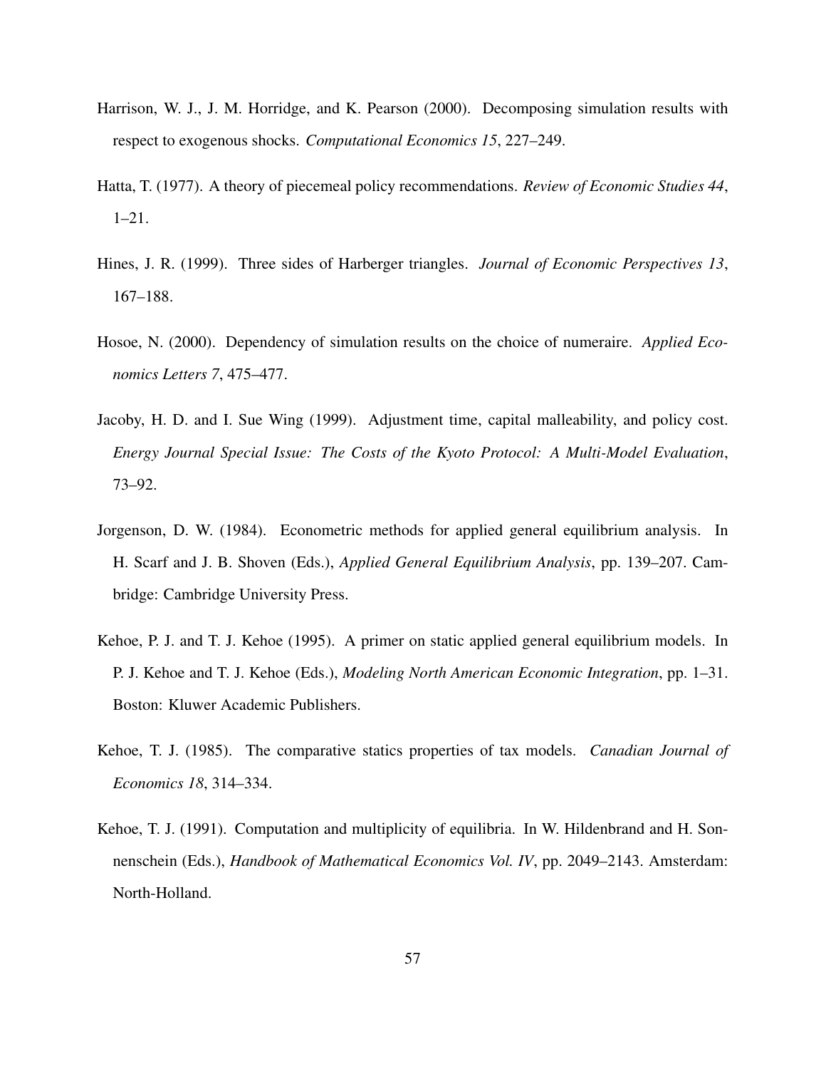Harrison, W. J., J. M. Horridge, and K. Pearson (2000). Decomposing simulation results with respect to exogenous shocks. *Computational Economics 15*, 227–249.

Hatta, T. (1977). A theory of piecemeal policy recommendations. *Review of Economic Studies 44*, 1–21.

Hines, J. R. (1999). Three sides of Harberger triangles. *Journal of Economic Perspectives 13*, 167–188.

Hosoe, N. (2000). Dependency of simulation results on the choice of numeraire. *Applied Economics Letters 7*, 475–477.

Jacoby, H. D. and I. Sue Wing (1999). Adjustment time, capital malleability, and policy cost. *Energy Journal Special Issue: The Costs of the Kyoto Protocol: A Multi-Model Evaluation*, 73–92.

Jorgenson, D. W. (1984). Econometric methods for applied general equilibrium analysis. In H. Scarf and J. B. Shoven (Eds.), *Applied General Equilibrium Analysis*, pp. 139–207. Cambridge: Cambridge University Press.

Kehoe, P. J. and T. J. Kehoe (1995). A primer on static applied general equilibrium models. In P. J. Kehoe and T. J. Kehoe (Eds.), *Modeling North American Economic Integration*, pp. 1–31. Boston: Kluwer Academic Publishers.

Kehoe, T. J. (1985). The comparative statics properties of tax models. *Canadian Journal of Economics 18*, 314–334.

Kehoe, T. J. (1991). Computation and multiplicity of equilibria. In W. Hildenbrand and H. Sonnenschein (Eds.), *Handbook of Mathematical Economics Vol. IV*, pp. 2049–2143. Amsterdam: North-Holland.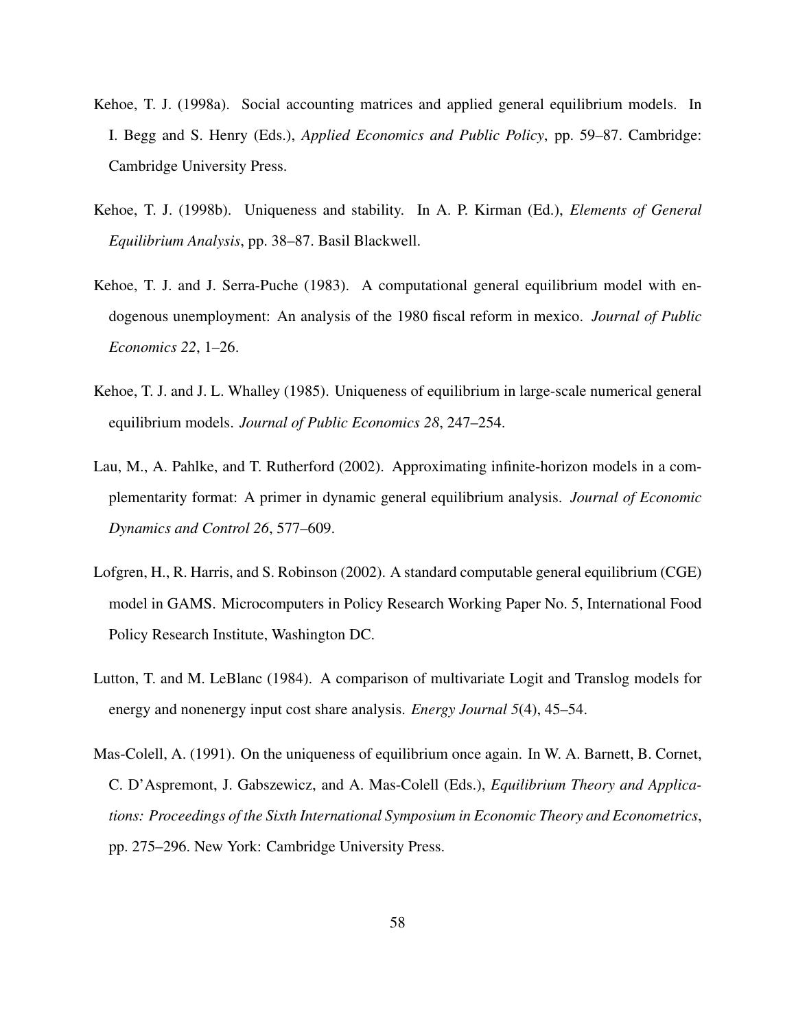Kehoe, T. J. (1998a). Social accounting matrices and applied general equilibrium models. In I. Begg and S. Henry (Eds.), *Applied Economics and Public Policy*, pp. 59–87. Cambridge: Cambridge University Press.

Kehoe, T. J. (1998b). Uniqueness and stability. In A. P. Kirman (Ed.), *Elements of General Equilibrium Analysis*, pp. 38–87. Basil Blackwell.

Kehoe, T. J. and J. Serra-Puche (1983). A computational general equilibrium model with endogenous unemployment: An analysis of the 1980 fiscal reform in mexico. *Journal of Public Economics 22*, 1–26.

Kehoe, T. J. and J. L. Whalley (1985). Uniqueness of equilibrium in large-scale numerical general equilibrium models. *Journal of Public Economics 28*, 247–254.

Lau, M., A. Pahlke, and T. Rutherford (2002). Approximating infinite-horizon models in a complementarity format: A primer in dynamic general equilibrium analysis. *Journal of Economic Dynamics and Control 26*, 577–609.

Lofgren, H., R. Harris, and S. Robinson (2002). A standard computable general equilibrium (CGE) model in GAMS. Microcomputers in Policy Research Working Paper No. 5, International Food Policy Research Institute, Washington DC.

Lutton, T. and M. LeBlanc (1984). A comparison of multivariate Logit and Translog models for energy and nonenergy input cost share analysis. *Energy Journal 5*(4), 45–54.

Mas-Colell, A. (1991). On the uniqueness of equilibrium once again. In W. A. Barnett, B. Cornet, C. D'Aspremont, J. Gabszewicz, and A. Mas-Colell (Eds.), *Equilibrium Theory and Applications: Proceedings of the Sixth International Symposium in Economic Theory and Econometrics*, pp. 275–296. New York: Cambridge University Press.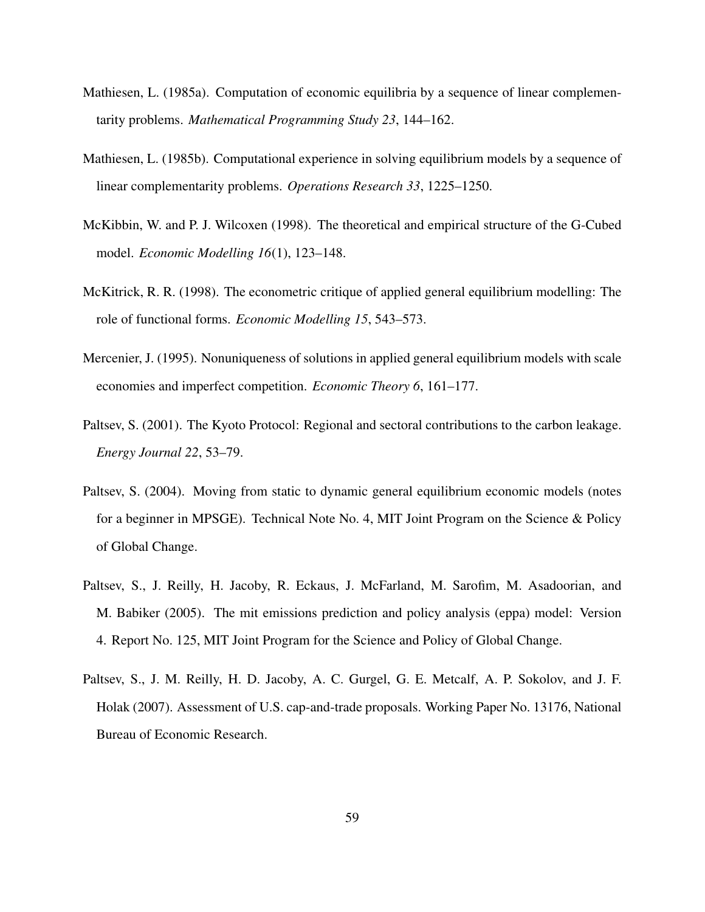Mathiesen, L. (1985a). Computation of economic equilibria by a sequence of linear complementarity problems. *Mathematical Programming Study 23*, 144–162.

Mathiesen, L. (1985b). Computational experience in solving equilibrium models by a sequence of linear complementarity problems. *Operations Research 33*, 1225–1250.

McKibbin, W. and P. J. Wilcoxen (1998). The theoretical and empirical structure of the G-Cubed model. *Economic Modelling 16*(1), 123–148.

McKitrick, R. R. (1998). The econometric critique of applied general equilibrium modelling: The role of functional forms. *Economic Modelling 15*, 543–573.

Mercenier, J. (1995). Nonuniqueness of solutions in applied general equilibrium models with scale economies and imperfect competition. *Economic Theory 6*, 161–177.

Paltsev, S. (2001). The Kyoto Protocol: Regional and sectoral contributions to the carbon leakage. *Energy Journal 22*, 53–79.

Paltsev, S. (2004). Moving from static to dynamic general equilibrium economic models (notes for a beginner in MPSGE). Technical Note No. 4, MIT Joint Program on the Science & Policy of Global Change.

Paltsev, S., J. Reilly, H. Jacoby, R. Eckaus, J. McFarland, M. Sarofim, M. Asadoorian, and M. Babiker (2005). The mit emissions prediction and policy analysis (eppa) model: Version 4. Report No. 125, MIT Joint Program for the Science and Policy of Global Change.

Paltsev, S., J. M. Reilly, H. D. Jacoby, A. C. Gurgel, G. E. Metcalf, A. P. Sokolov, and J. F. Holak (2007). Assessment of U.S. cap-and-trade proposals. Working Paper No. 13176, National Bureau of Economic Research.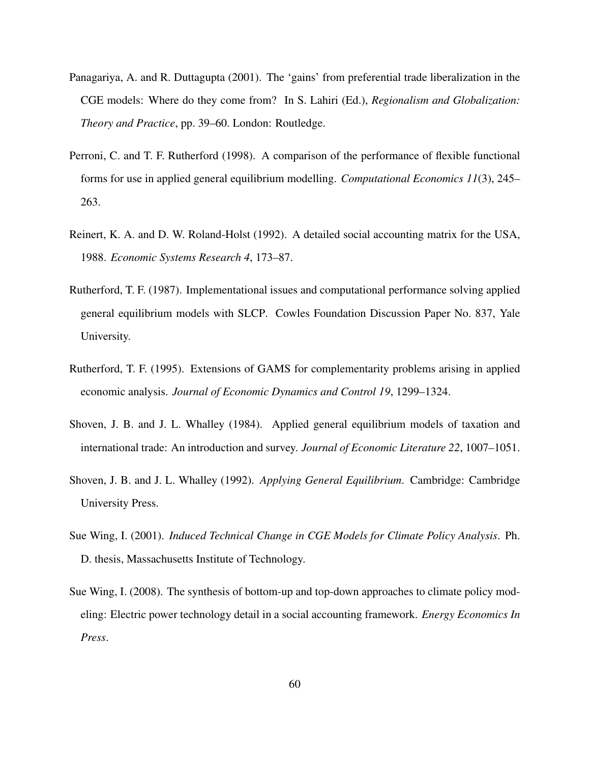Panagariya, A. and R. Duttagupta (2001). The 'gains' from preferential trade liberalization in the CGE models: Where do they come from? In S. Lahiri (Ed.), *Regionalism and Globalization: Theory and Practice*, pp. 39–60. London: Routledge.

Perroni, C. and T. F. Rutherford (1998). A comparison of the performance of flexible functional forms for use in applied general equilibrium modelling. *Computational Economics 11*(3), 245–263.

Reinert, K. A. and D. W. Roland-Holst (1992). A detailed social accounting matrix for the USA, 1988. *Economic Systems Research 4*, 173–87.

Rutherford, T. F. (1987). Implementational issues and computational performance solving applied general equilibrium models with SLCP. Cowles Foundation Discussion Paper No. 837, Yale University.

Rutherford, T. F. (1995). Extensions of GAMS for complementarity problems arising in applied economic analysis. *Journal of Economic Dynamics and Control 19*, 1299–1324.

Shoven, J. B. and J. L. Whalley (1984). Applied general equilibrium models of taxation and international trade: An introduction and survey. *Journal of Economic Literature 22*, 1007–1051.

Shoven, J. B. and J. L. Whalley (1992). *Applying General Equilibrium*. Cambridge: Cambridge University Press.

Sue Wing, I. (2001). *Induced Technical Change in CGE Models for Climate Policy Analysis*. Ph. D. thesis, Massachusetts Institute of Technology.

Sue Wing, I. (2008). The synthesis of bottom-up and top-down approaches to climate policy modeling: Electric power technology detail in a social accounting framework. *Energy Economics In Press*.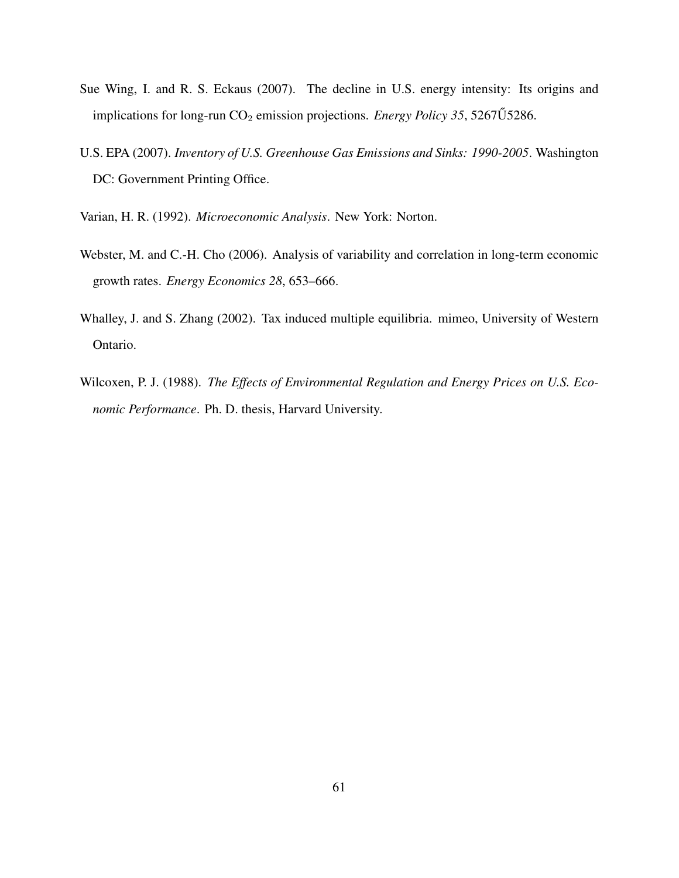Sue Wing, I. and R. S. Eckaus (2007). The decline in U.S. energy intensity: Its origins and implications for long-run $CO_2$ emission projections. *Energy Policy 35*, 5267Ű5286.

U.S. EPA (2007). *Inventory of U.S. Greenhouse Gas Emissions and Sinks: 1990-2005*. Washington DC: Government Printing Office.

Varian, H. R. (1992). *Microeconomic Analysis*. New York: Norton.

Webster, M. and C.-H. Cho (2006). Analysis of variability and correlation in long-term economic growth rates. *Energy Economics 28*, 653–666.

Whalley, J. and S. Zhang (2002). Tax induced multiple equilibria. mimeo, University of Western Ontario.

Wilcoxen, P. J. (1988). *The Effects of Environmental Regulation and Energy Prices on U.S. Economic Performance*. Ph. D. thesis, Harvard University.